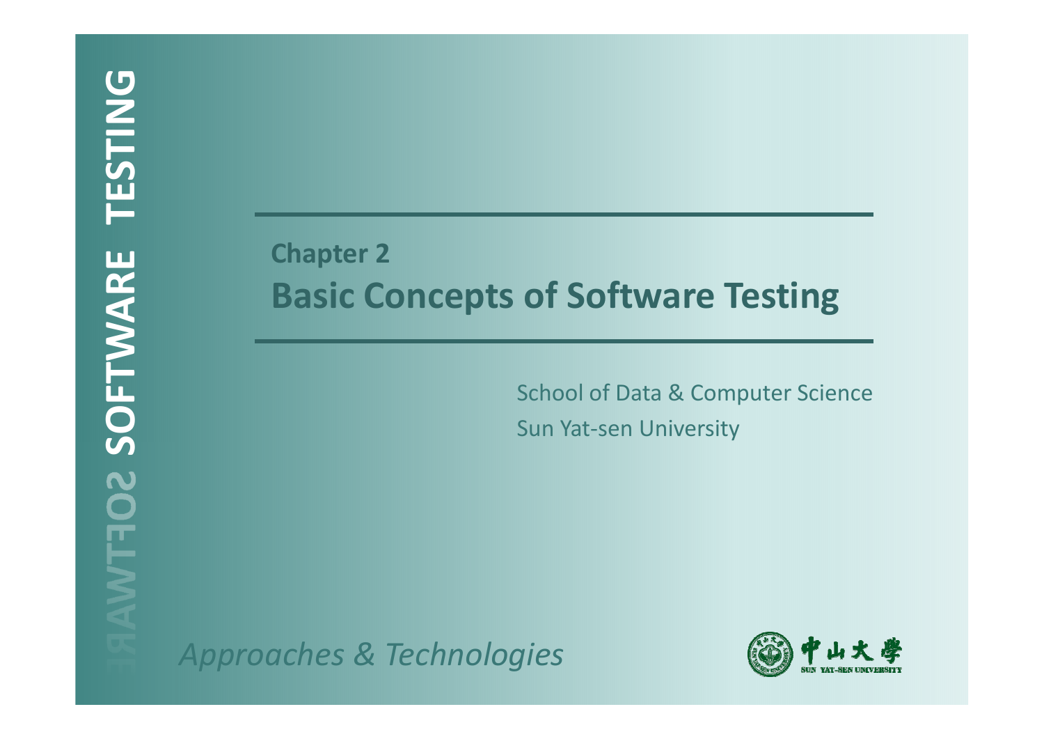SOFTWARE TESTING

## Chapter 2

# Basic Concepts of Software Testing

School of Data & Computer Science
Sun Yat-sen University

*Approaches & Technologies*

中山大學
SUN YAT-SEN UNIVERSITY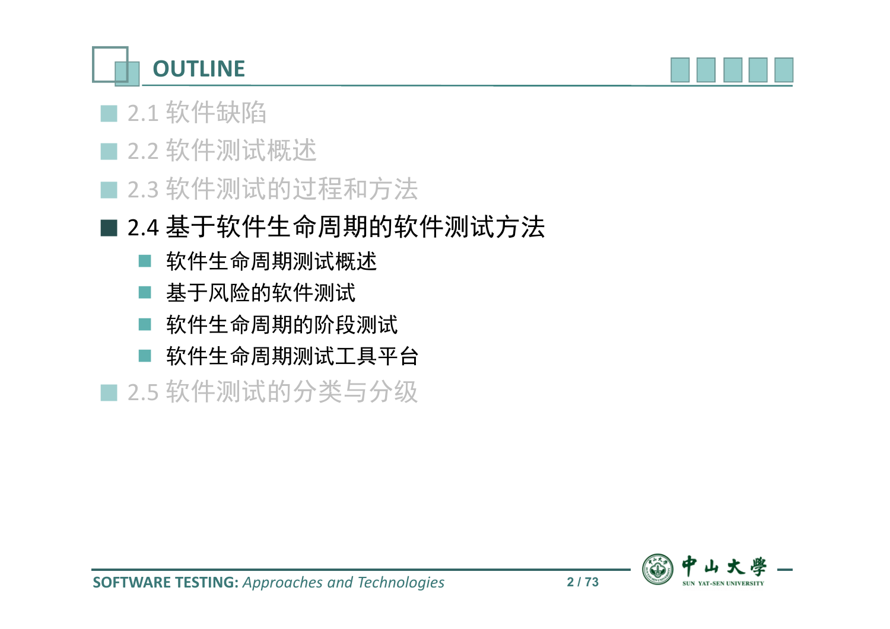# OUTLINE

- 2.1 软件缺陷
- 2.2 软件测试概述
- 2.3 软件测试的过程和方法
- **2.4 基于软件生命周期的软件测试方法**
  - 软件生命周期测试概述
  - 基于风险的软件测试
  - 软件生命周期的阶段测试
  - 软件生命周期测试工具平台
- 2.5 软件测试的分类与分级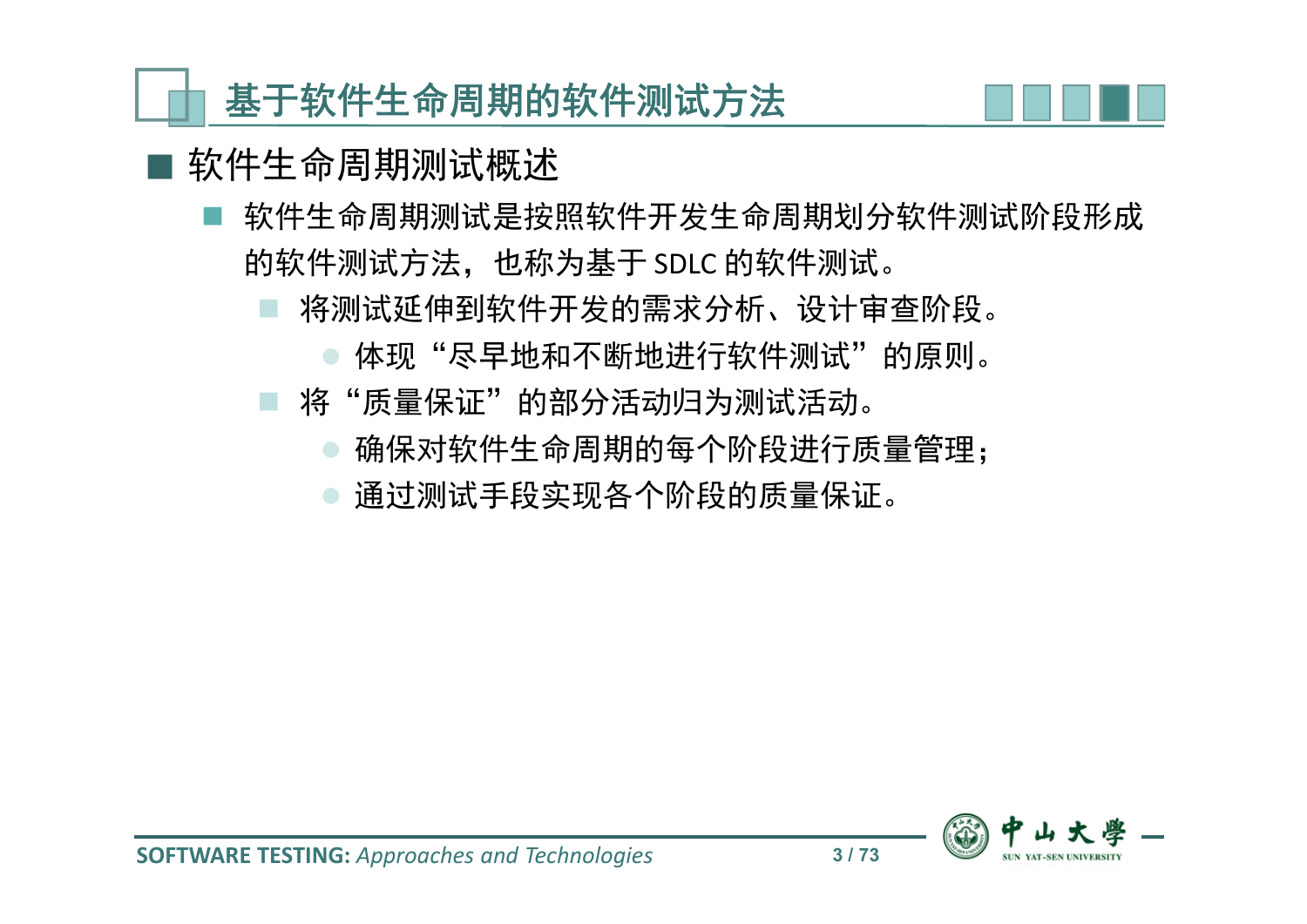# 基于软件生命周期的软件测试方法

## 软件生命周期测试概述

- 软件生命周期测试是按照软件开发生命周期划分软件测试阶段形成的软件测试方法，也称为基于 SDLC 的软件测试。
  - 将测试延伸到软件开发的需求分析、设计审查阶段。
    - 体现“尽早地和不断地进行软件测试”的原则。
  - 将“质量保证”的部分活动归为测试活动。
    - 确保对软件生命周期的每个阶段进行质量管理；
    - 通过测试手段实现各个阶段的质量保证。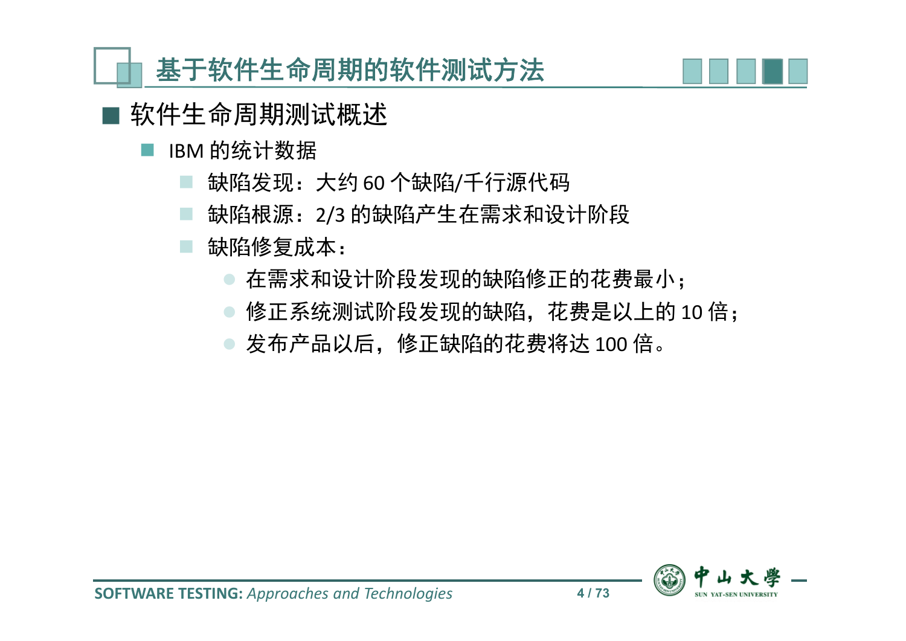# 基于软件生命周期的软件测试方法

## 软件生命周期测试概述

- IBM 的统计数据
  - 缺陷发现：大约 60 个缺陷/千行源代码
  - 缺陷根源：2/3 的缺陷产生在需求和设计阶段
  - 缺陷修复成本：
    - 在需求和设计阶段发现的缺陷修正的花费最小；
    - 修正系统测试阶段发现的缺陷，花费是以上的 10 倍；
    - 发布产品以后，修正缺陷的花费将达 100 倍。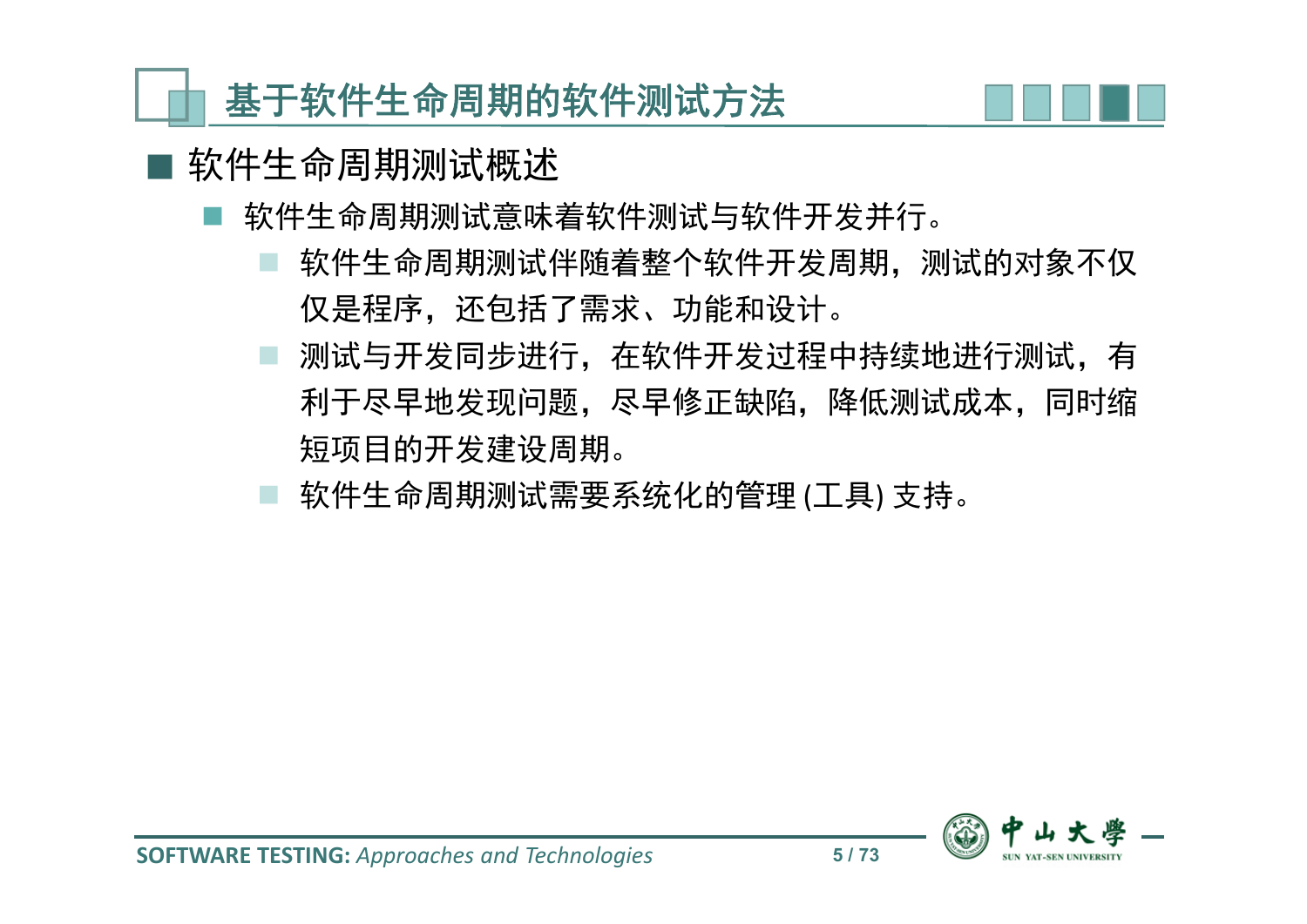# 基于软件生命周期的软件测试方法

## 软件生命周期测试概述

- 软件生命周期测试意味着软件测试与软件开发并行。
  - 软件生命周期测试伴随着整个软件开发周期，测试的对象不仅仅是程序，还包括了需求、功能和设计。
  - 测试与开发同步进行，在软件开发过程中持续地进行测试，有利于尽早地发现问题，尽早修正缺陷，降低测试成本，同时缩短项目的开发建设周期。
  - 软件生命周期测试需要系统化的管理 (工具) 支持。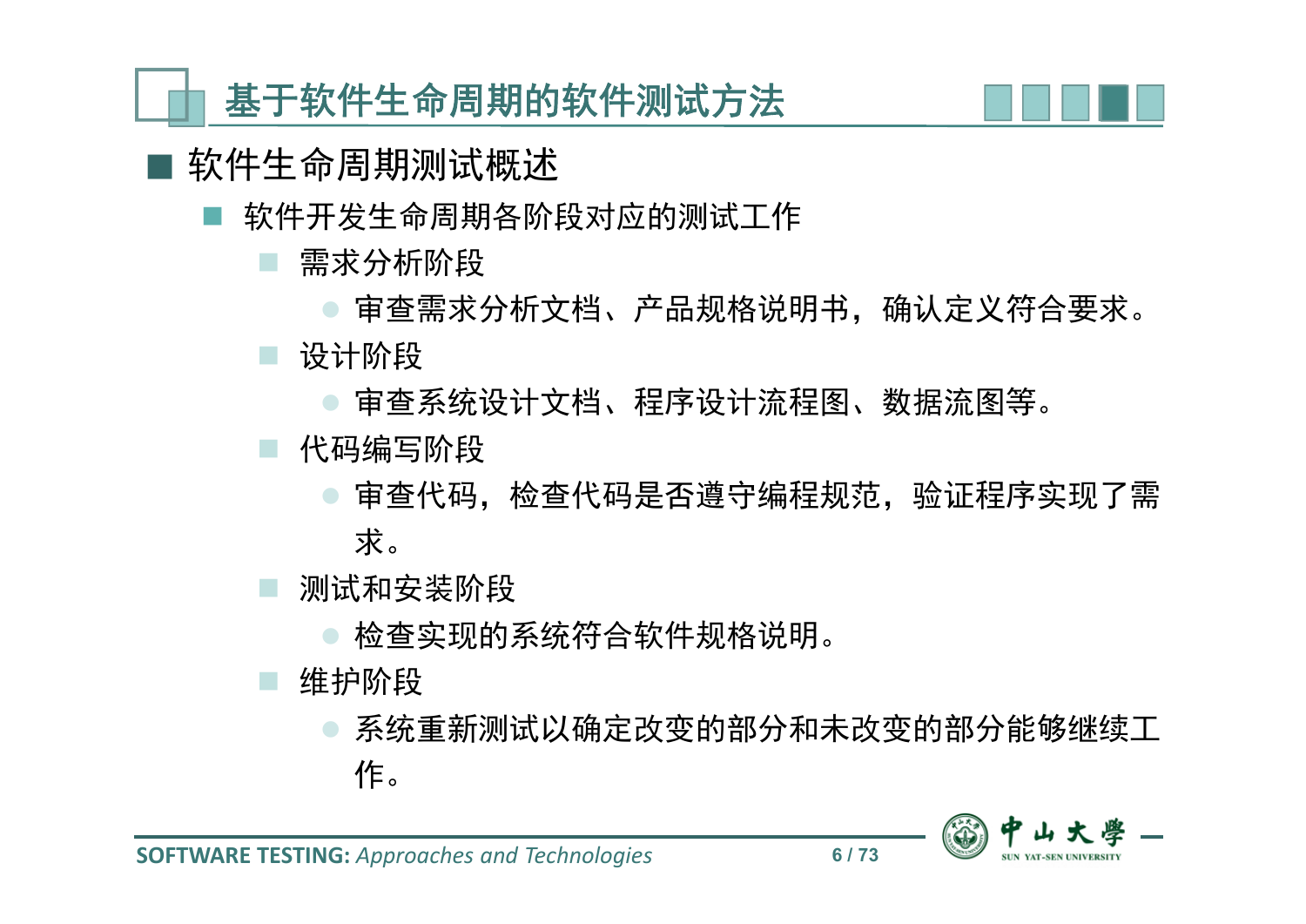# 基于软件生命周期的软件测试方法

## 软件生命周期测试概述

- 软件开发生命周期各阶段对应的测试工作
  - 需求分析阶段
    - 审查需求分析文档、产品规格说明书，确认定义符合要求。
  - 设计阶段
    - 审查系统设计文档、程序设计流程图、数据流图等。
  - 代码编写阶段
    - 审查代码，检查代码是否遵守编程规范，验证程序实现了需求。
  - 测试和安装阶段
    - 检查实现的系统符合软件规格说明。
  - 维护阶段
    - 系统重新测试以确定改变的部分和未改变的部分能够继续工作。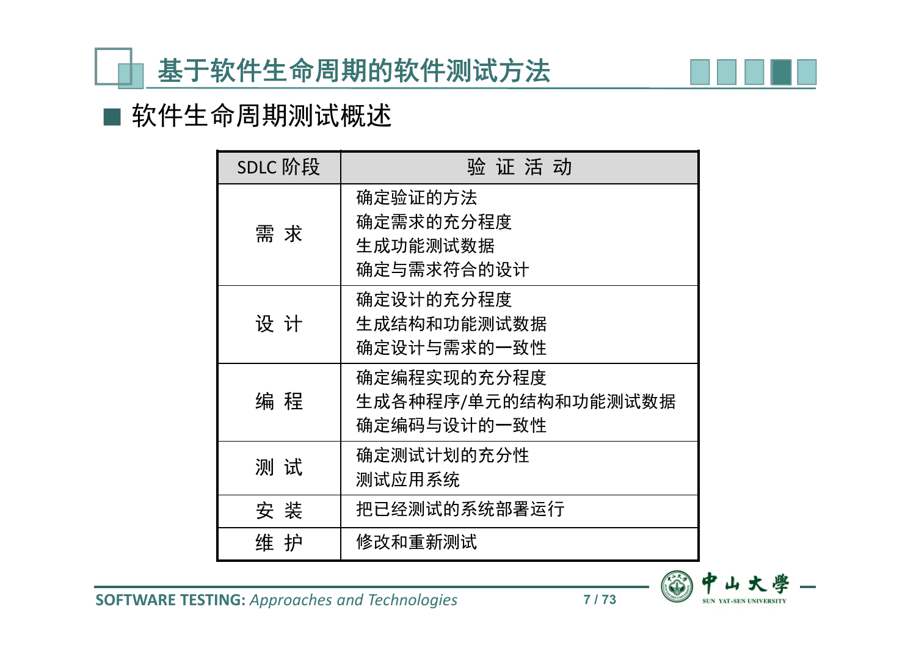# 基于软件生命周期的软件测试方法

## 软件生命周期测试概述

| SDLC 阶段 | 验 证 活 动 |
|---|---|
| 需 求 | 确定验证的方法<br>确定需求的充分程度<br>生成功能测试数据<br>确定与需求符合的设计 |
| 设 计 | 确定设计的充分程度<br>生成结构和功能测试数据<br>确定设计与需求的一致性 |
| 编 程 | 确定编程实现的充分程度<br>生成各种程序/单元的结构和功能测试数据<br>确定编码与设计的一致性 |
| 测 试 | 确定测试计划的充分性<br>测试应用系统 |
| 安 装 | 把已经测试的系统部署运行 |
| 维 护 | 修改和重新测试 |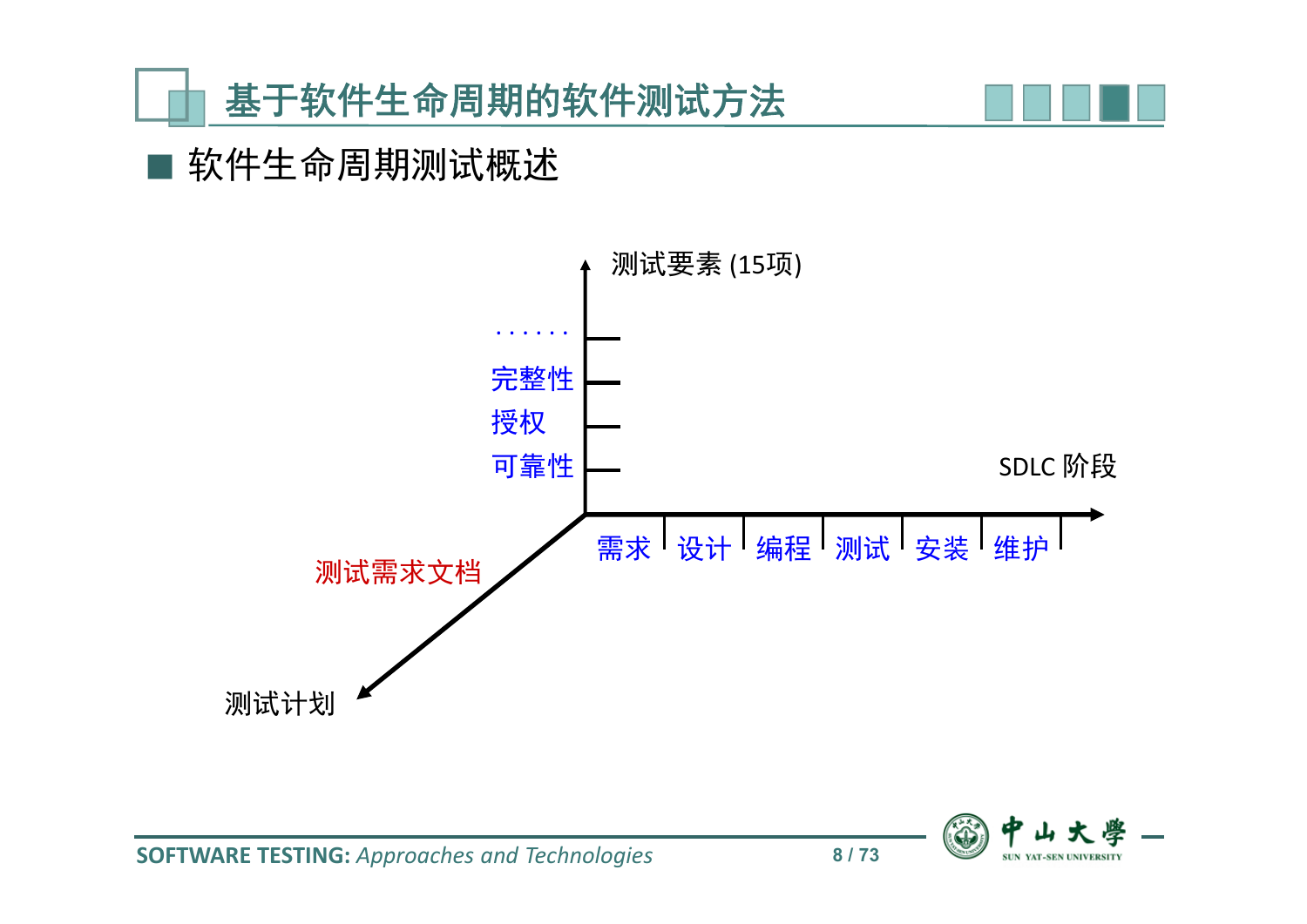# 基于软件生命周期的软件测试方法

## 软件生命周期测试概述

测试要素 (15项)

……

完整性

授权

可靠性

SDLC 阶段

需求 | 设计 | 编程 | 测试 | 安装 | 维护

测试需求文档

测试计划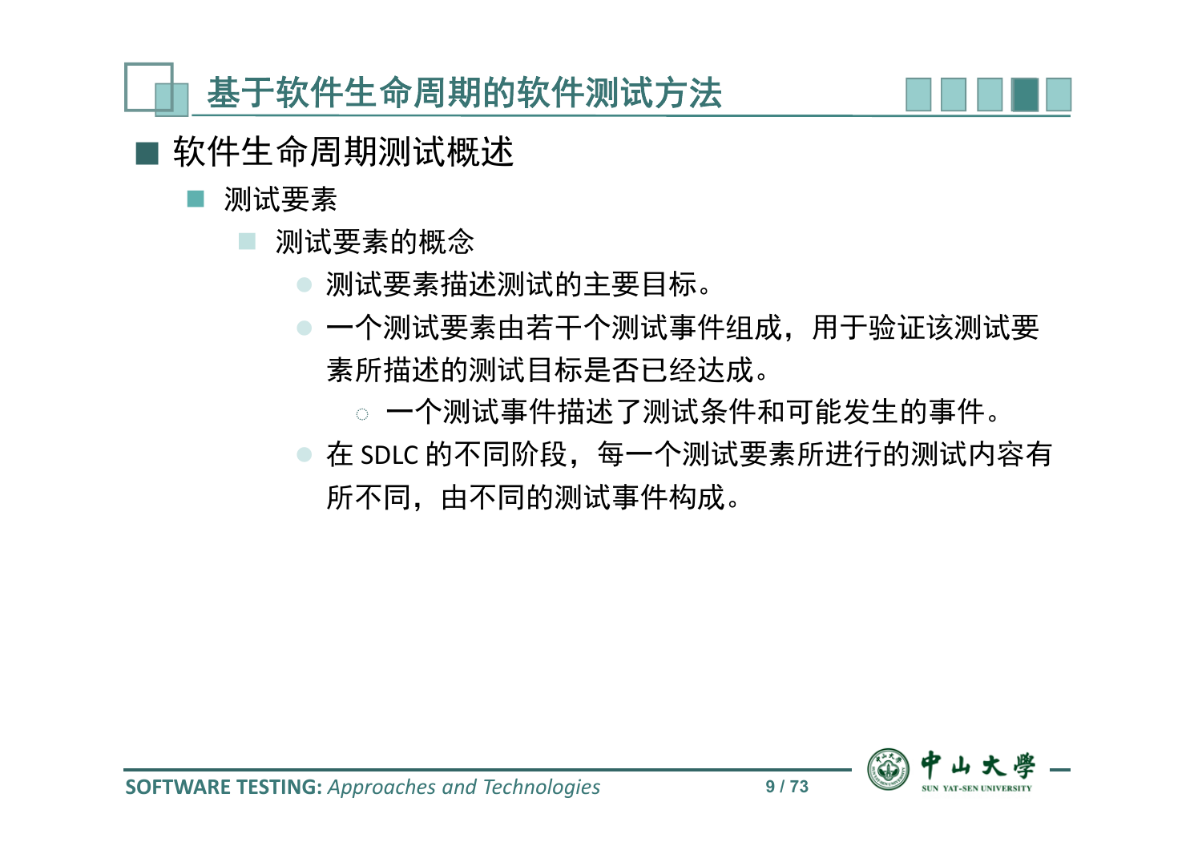# 基于软件生命周期的软件测试方法

## 软件生命周期测试概述

### 测试要素

- 测试要素的概念
  - 测试要素描述测试的主要目标。
  - 一个测试要素由若干个测试事件组成，用于验证该测试要素所描述的测试目标是否已经达成。
    - 一个测试事件描述了测试条件和可能发生的事件。
  - 在 SDLC 的不同阶段，每一个测试要素所进行的测试内容有所不同，由不同的测试事件构成。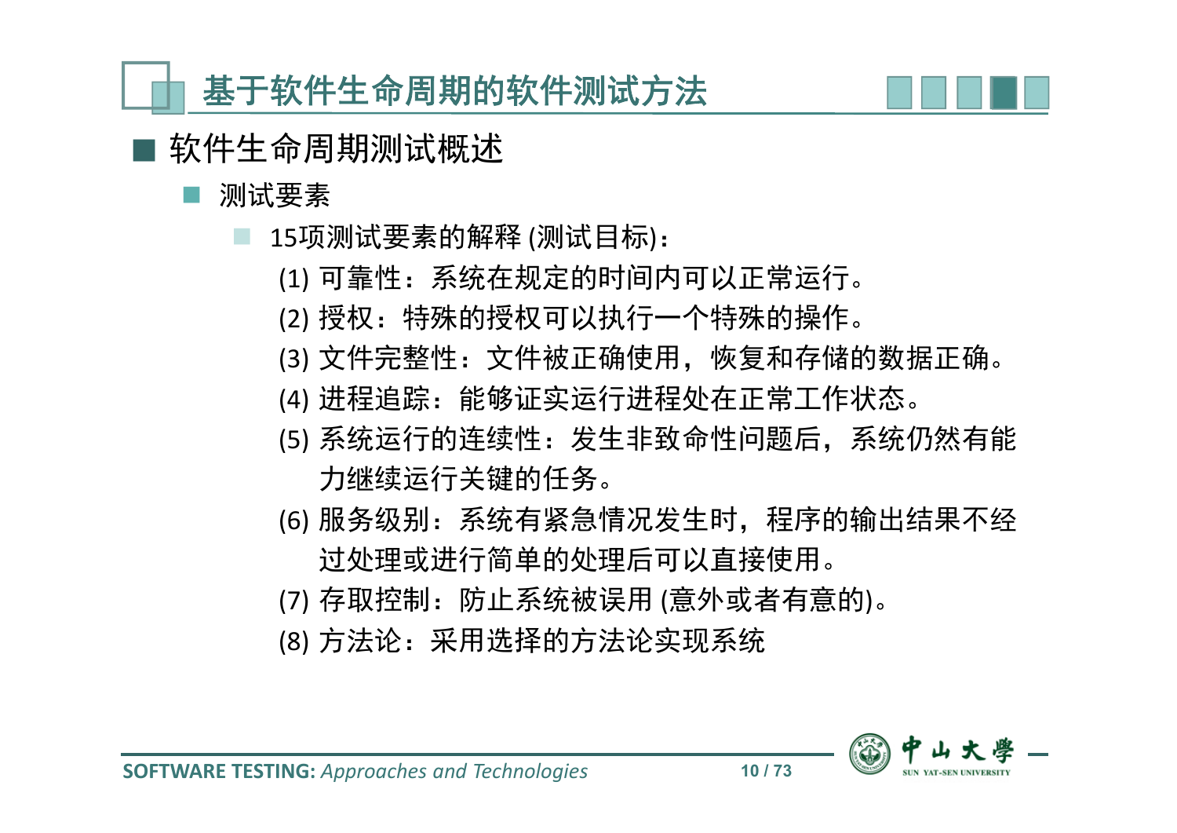## 基于软件生命周期的软件测试方法

- 软件生命周期测试概述
  - 测试要素
    - 15项测试要素的解释 (测试目标)：

(1) 可靠性：系统在规定的时间内可以正常运行。

(2) 授权：特殊的授权可以执行一个特殊的操作。

(3) 文件完整性：文件被正确使用，恢复和存储的数据正确。

(4) 进程追踪：能够证实运行进程处在正常工作状态。

(5) 系统运行的连续性：发生非致命性问题后，系统仍然有能力继续运行关键的任务。

(6) 服务级别：系统有紧急情况发生时，程序的输出结果不经过处理或进行简单的处理后可以直接使用。

(7) 存取控制：防止系统被误用 (意外或者有意的)。

(8) 方法论：采用选择的方法论实现系统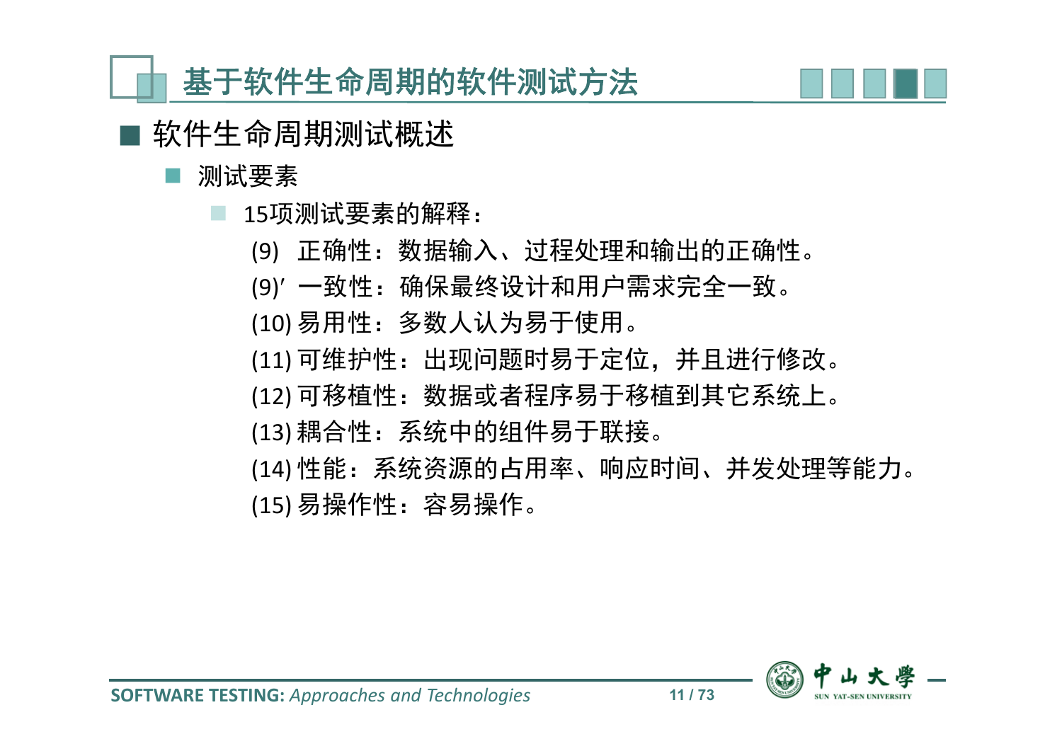# 基于软件生命周期的软件测试方法

## 软件生命周期测试概述

### 测试要素

- 15项测试要素的解释：
  - (9) 正确性：数据输入、过程处理和输出的正确性。
  - (9)′ 一致性：确保最终设计和用户需求完全一致。
  - (10) 易用性：多数人认为易于使用。
  - (11) 可维护性：出现问题时易于定位，并且进行修改。
  - (12) 可移植性：数据或者程序易于移植到其它系统上。
  - (13) 耦合性：系统中的组件易于联接。
  - (14) 性能：系统资源的占用率、响应时间、并发处理等能力。
  - (15) 易操作性：容易操作。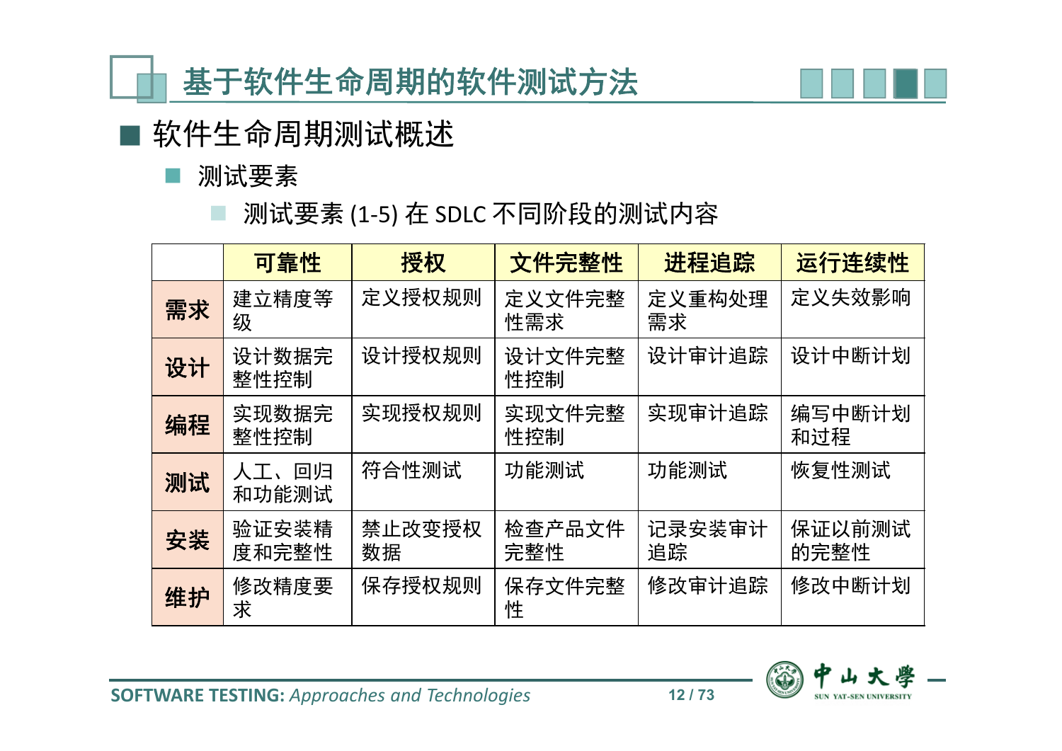# 基于软件生命周期的软件测试方法

## 软件生命周期测试概述

### 测试要素

- 测试要素 (1-5) 在 SDLC 不同阶段的测试内容

| | 可靠性 | 授权 | 文件完整性 | 进程追踪 | 运行连续性 |
|---|---|---|---|---|---|
| **需求** | 建立精度等级 | 定义授权规则 | 定义文件完整性需求 | 定义重构处理需求 | 定义失效影响 |
| **设计** | 设计数据完整性控制 | 设计授权规则 | 设计文件完整性控制 | 设计审计追踪 | 设计中断计划 |
| **编程** | 实现数据完整性控制 | 实现授权规则 | 实现文件完整性控制 | 实现审计追踪 | 编写中断计划和过程 |
| **测试** | 人工、回归和功能测试 | 符合性测试 | 功能测试 | 功能测试 | 恢复性测试 |
| **安装** | 验证安装精度和完整性 | 禁止改变授权数据 | 检查产品文件完整性 | 记录安装审计追踪 | 保证以前测试的完整性 |
| **维护** | 修改精度要求 | 保存授权规则 | 保存文件完整性 | 修改审计追踪 | 修改中断计划 |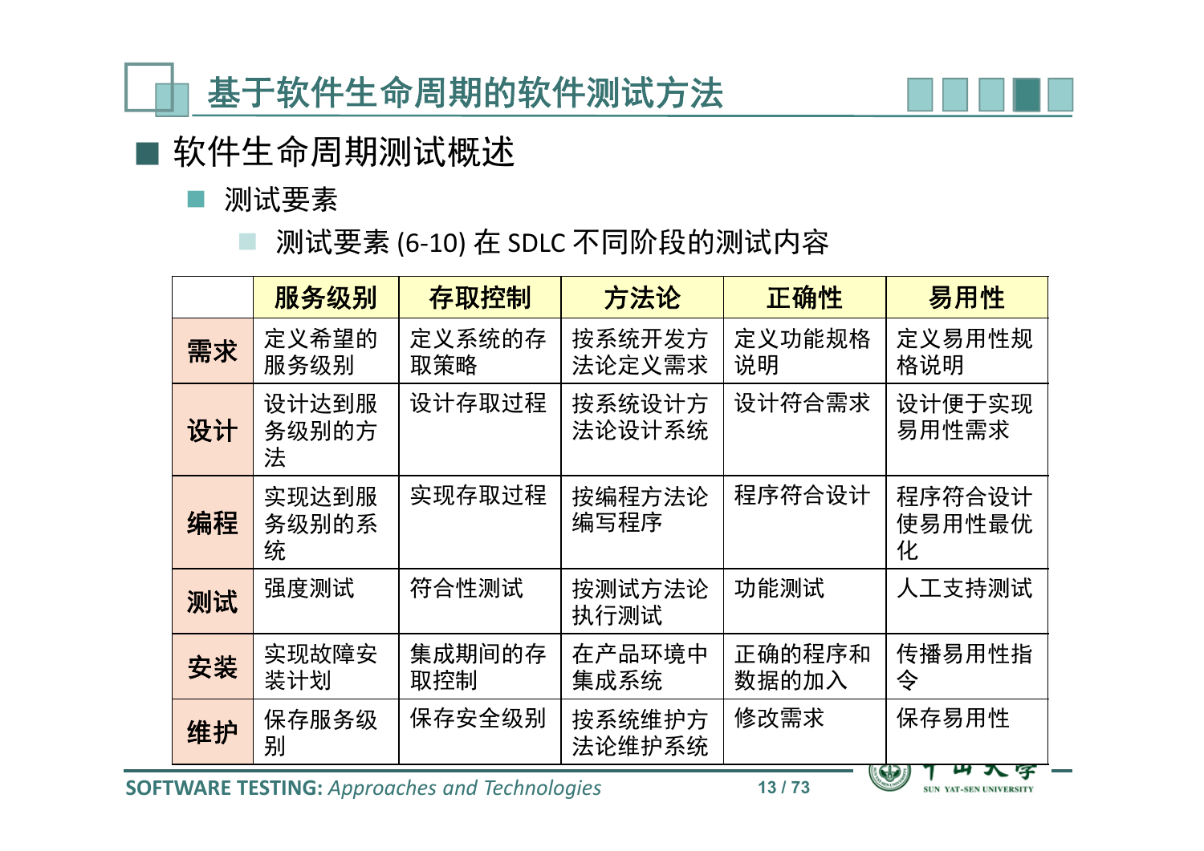# 基于软件生命周期的软件测试方法

## 软件生命周期测试概述

### 测试要素

- 测试要素 (6-10) 在 SDLC 不同阶段的测试内容

| | 服务级别 | 存取控制 | 方法论 | 正确性 | 易用性 |
|---|---|---|---|---|---|
| **需求** | 定义希望的服务级别 | 定义系统的存取策略 | 按系统开发方法论定义需求 | 定义功能规格说明 | 定义易用性规格说明 |
| **设计** | 设计达到服务级别的方法 | 设计存取过程 | 按系统设计方法论设计系统 | 设计符合需求 | 设计便于实现易用性需求 |
| **编程** | 实现达到服务级别的系统 | 实现存取过程 | 按编程方法论编写程序 | 程序符合设计 | 程序符合设计使易用性最优化 |
| **测试** | 强度测试 | 符合性测试 | 按测试方法论执行测试 | 功能测试 | 人工支持测试 |
| **安装** | 实现故障安装计划 | 集成期间的存取控制 | 在产品环境中集成系统 | 正确的程序和数据的加入 | 传播易用性指令 |
| **维护** | 保存服务级别 | 保存安全级别 | 按系统维护方法论维护系统 | 修改需求 | 保存易用性 |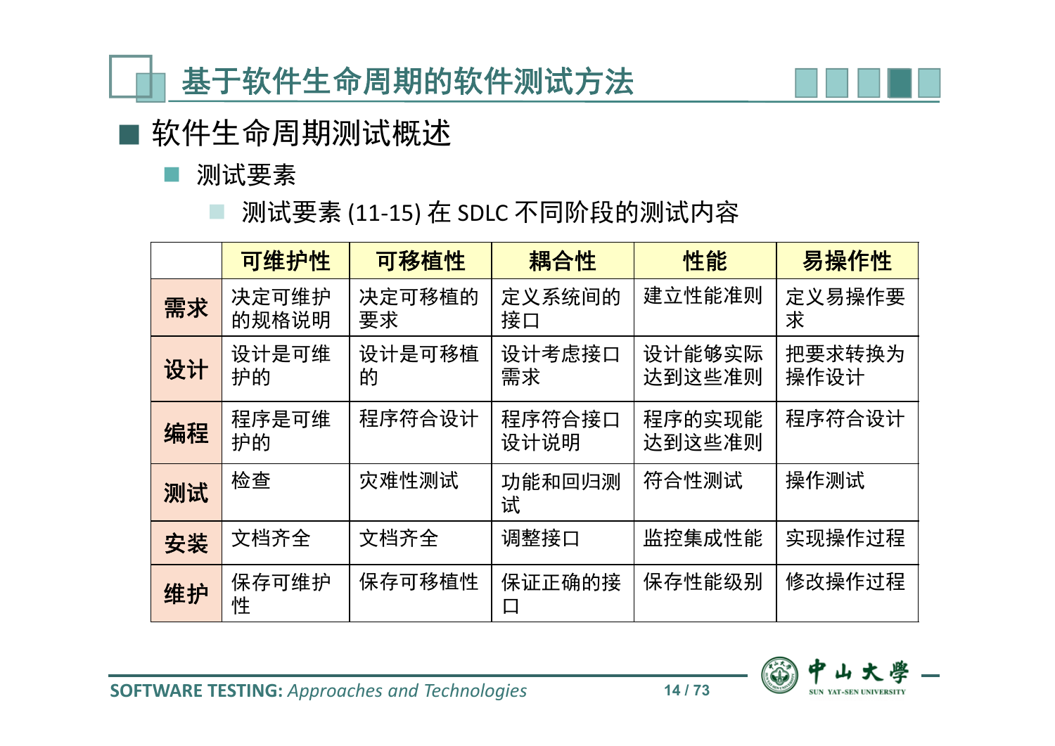# 基于软件生命周期的软件测试方法

## 软件生命周期测试概述

### 测试要素

- 测试要素 (11-15) 在 SDLC 不同阶段的测试内容

| | 可维护性 | 可移植性 | 耦合性 | 性能 | 易操作性 |
|---|---|---|---|---|---|
| **需求** | 决定可维护的规格说明 | 决定可移植的要求 | 定义系统间的接口 | 建立性能准则 | 定义易操作要求 |
| **设计** | 设计是可维护的 | 设计是可移植的 | 设计考虑接口需求 | 设计能够实际达到这些准则 | 把要求转换为操作设计 |
| **编程** | 程序是可维护的 | 程序符合设计 | 程序符合接口设计说明 | 程序的实现能达到这些准则 | 程序符合设计 |
| **测试** | 检查 | 灾难性测试 | 功能和回归测试 | 符合性测试 | 操作测试 |
| **安装** | 文档齐全 | 文档齐全 | 调整接口 | 监控集成性能 | 实现操作过程 |
| **维护** | 保存可维护性 | 保存可移植性 | 保证正确的接口 | 保存性能级别 | 修改操作过程 |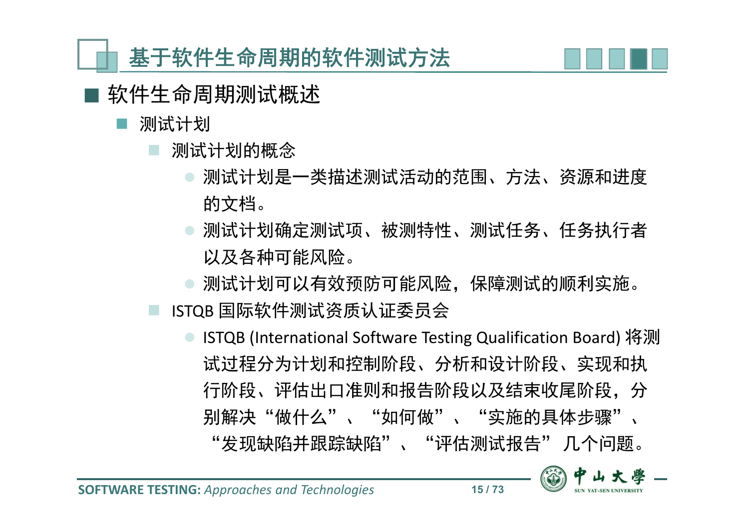# 基于软件生命周期的软件测试方法

## 软件生命周期测试概述

- 测试计划
  - 测试计划的概念
    - 测试计划是一类描述测试活动的范围、方法、资源和进度的文档。
    - 测试计划确定测试项、被测特性、测试任务、任务执行者以及各种可能风险。
    - 测试计划可以有效预防可能风险，保障测试的顺利实施。
  - ISTQB 国际软件测试资质认证委员会
    - ISTQB (International Software Testing Qualification Board) 将测试过程分为计划和控制阶段、分析和设计阶段、实现和执行阶段、评估出口准则和报告阶段以及结束收尾阶段，分别解决“做什么”、“如何做”、“实施的具体步骤”、“发现缺陷并跟踪缺陷”、“评估测试报告” 几个问题。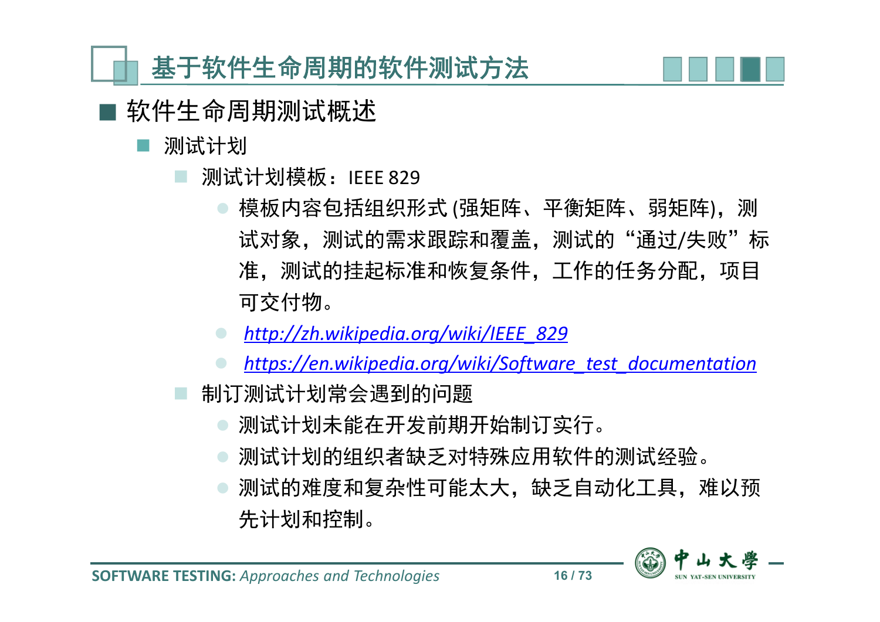# 基于软件生命周期的软件测试方法

## 软件生命周期测试概述

- 测试计划
  - 测试计划模板：IEEE 829
    - 模板内容包括组织形式 (强矩阵、平衡矩阵、弱矩阵)，测试对象，测试的需求跟踪和覆盖，测试的“通过/失败”标准，测试的挂起标准和恢复条件，工作的任务分配，项目可交付物。
    - *http://zh.wikipedia.org/wiki/IEEE_829*
    - *https://en.wikipedia.org/wiki/Software_test_documentation*
  - 制订测试计划常会遇到的问题
    - 测试计划未能在开发前期开始制订实行。
    - 测试计划的组织者缺乏对特殊应用软件的测试经验。
    - 测试的难度和复杂性可能太大，缺乏自动化工具，难以预先计划和控制。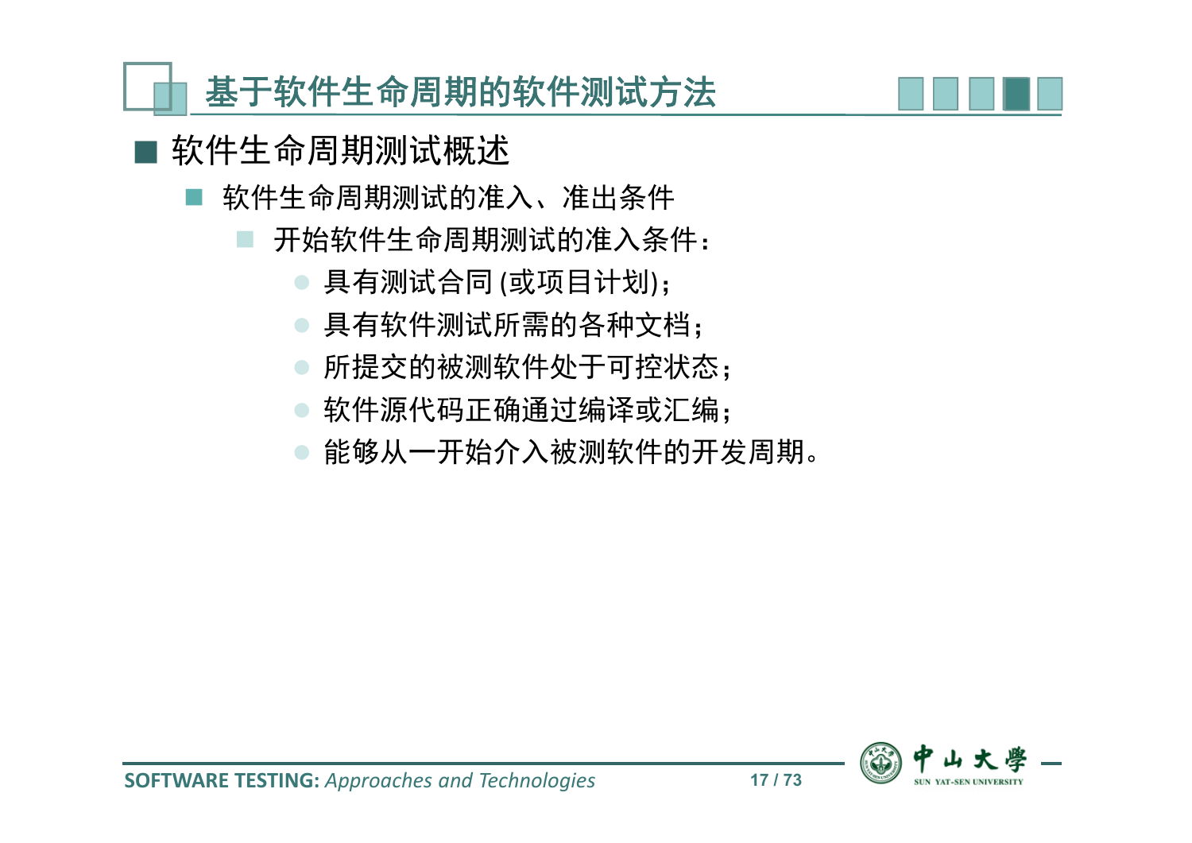# 基于软件生命周期的软件测试方法

## 软件生命周期测试概述

### 软件生命周期测试的准入、准出条件

- 开始软件生命周期测试的准入条件：
  - 具有测试合同 (或项目计划)；
  - 具有软件测试所需的各种文档；
  - 所提交的被测软件处于可控状态；
  - 软件源代码正确通过编译或汇编；
  - 能够从一开始介入被测软件的开发周期。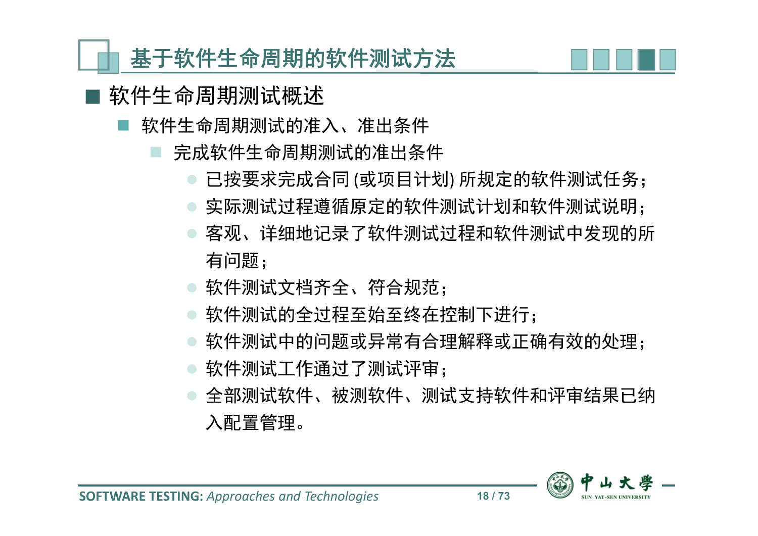# 基于软件生命周期的软件测试方法

- 软件生命周期测试概述
  - 软件生命周期测试的准入、准出条件
    - 完成软件生命周期测试的准出条件
      - 已按要求完成合同 (或项目计划) 所规定的软件测试任务；
      - 实际测试过程遵循原定的软件测试计划和软件测试说明；
      - 客观、详细地记录了软件测试过程和软件测试中发现的所有问题；
      - 软件测试文档齐全、符合规范；
      - 软件测试的全过程至始至终在控制下进行；
      - 软件测试中的问题或异常有合理解释或正确有效的处理；
      - 软件测试工作通过了测试评审；
      - 全部测试软件、被测软件、测试支持软件和评审结果已纳入配置管理。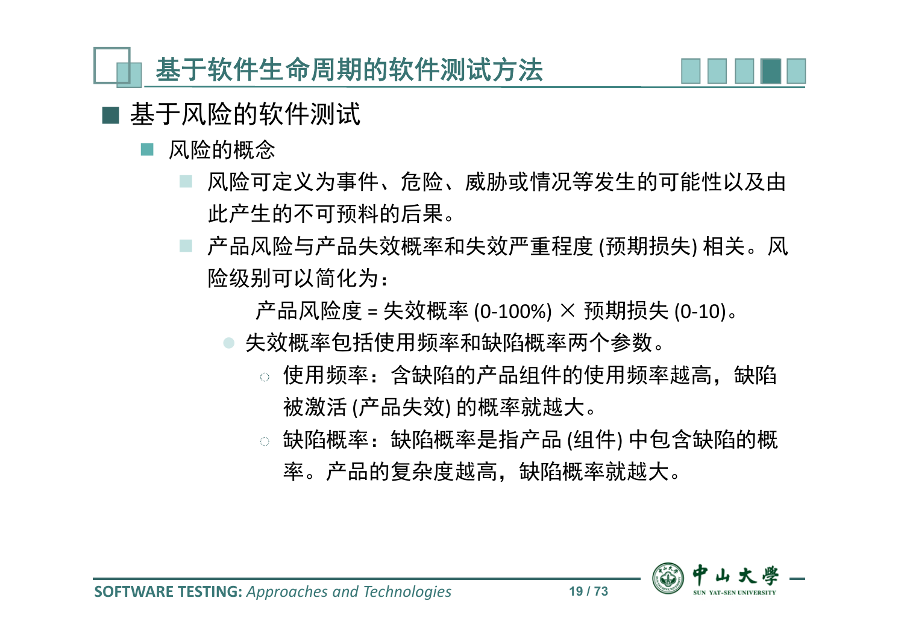# 基于软件生命周期的软件测试方法

## 基于风险的软件测试

- 风险的概念
  - 风险可定义为事件、危险、威胁或情况等发生的可能性以及由此产生的不可预料的后果。
  - 产品风险与产品失效概率和失效严重程度 (预期损失) 相关。风险级别可以简化为：

    产品风险度 = 失效概率 (0-100%) × 预期损失 (0-10)。

    - 失效概率包括使用频率和缺陷概率两个参数。
      - 使用频率：含缺陷的产品组件的使用频率越高，缺陷被激活 (产品失效) 的概率就越大。
      - 缺陷概率：缺陷概率是指产品 (组件) 中包含缺陷的概率。产品的复杂度越高，缺陷概率就越大。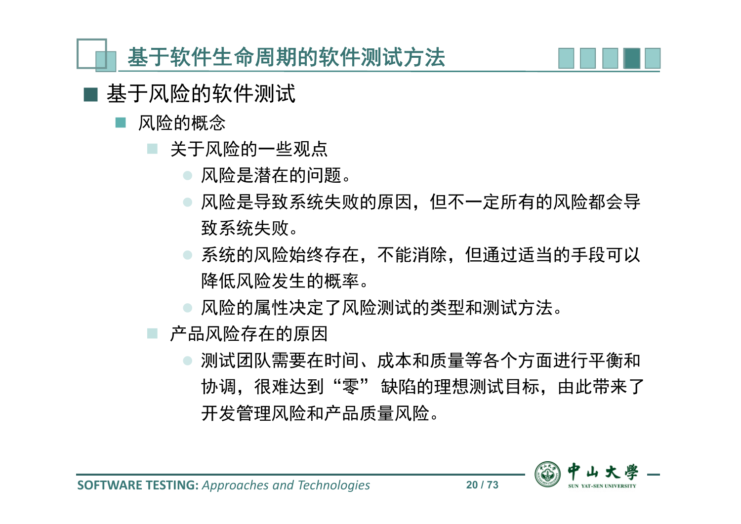# 基于软件生命周期的软件测试方法

- 基于风险的软件测试
  - 风险的概念
    - 关于风险的一些观点
      - 风险是潜在的问题。
      - 风险是导致系统失败的原因，但不一定所有的风险都会导致系统失败。
      - 系统的风险始终存在，不能消除，但通过适当的手段可以降低风险发生的概率。
      - 风险的属性决定了风险测试的类型和测试方法。
    - 产品风险存在的原因
      - 测试团队需要在时间、成本和质量等各个方面进行平衡和协调，很难达到“零” 缺陷的理想测试目标，由此带来了开发管理风险和产品质量风险。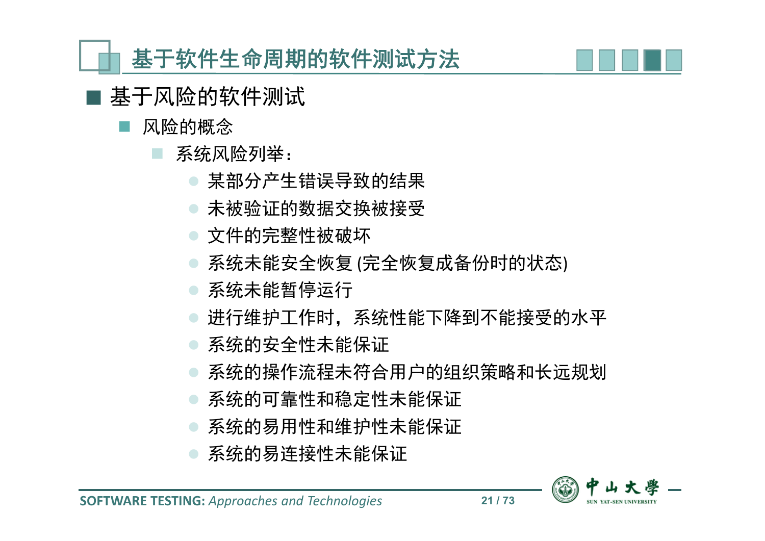# 基于软件生命周期的软件测试方法

## 基于风险的软件测试

- 风险的概念
  - 系统风险列举：
    - 某部分产生错误导致的结果
    - 未被验证的数据交换被接受
    - 文件的完整性被破坏
    - 系统未能安全恢复 (完全恢复成备份时的状态)
    - 系统未能暂停运行
    - 进行维护工作时，系统性能下降到不能接受的水平
    - 系统的安全性未能保证
    - 系统的操作流程未符合用户的组织策略和长远规划
    - 系统的可靠性和稳定性未能保证
    - 系统的易用性和维护性未能保证
    - 系统的易连接性未能保证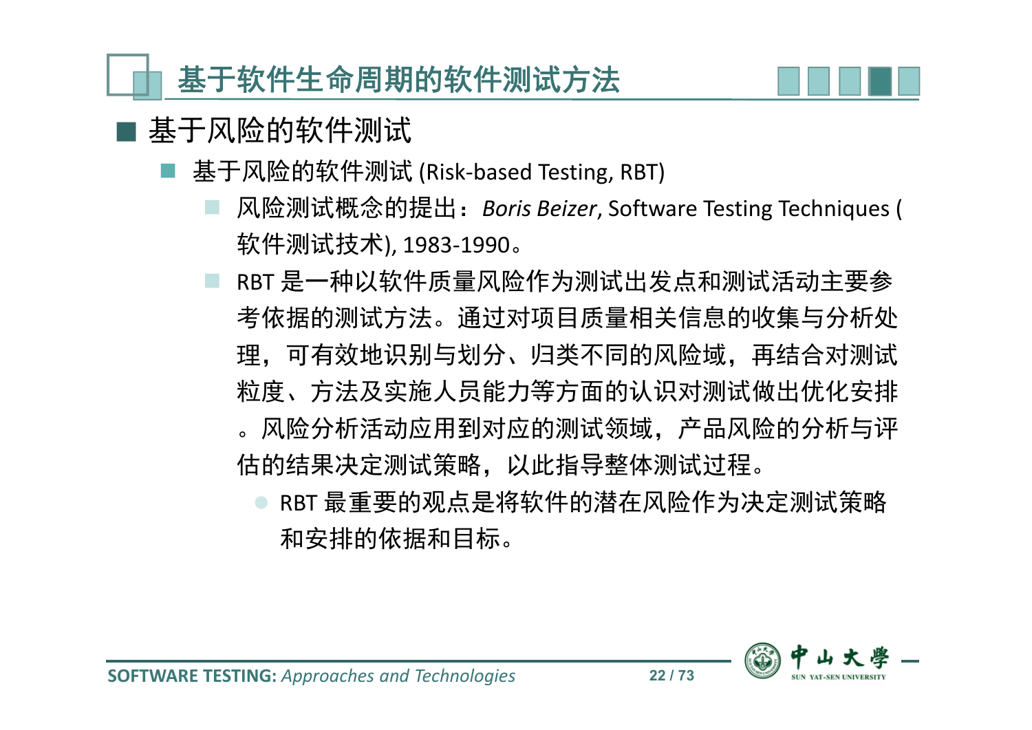# 基于软件生命周期的软件测试方法

## 基于风险的软件测试

- 基于风险的软件测试 (Risk-based Testing, RBT)
  - 风险测试概念的提出：*Boris Beizer*, Software Testing Techniques (软件测试技术), 1983-1990。
  - RBT 是一种以软件质量风险作为测试出发点和测试活动主要参考依据的测试方法。通过对项目质量相关信息的收集与分析处理，可有效地识别与划分、归类不同的风险域，再结合对测试粒度、方法及实施人员能力等方面的认识对测试做出优化安排。风险分析活动应用到对应的测试领域，产品风险的分析与评估的结果决定测试策略，以此指导整体测试过程。
    - RBT 最重要的观点是将软件的潜在风险作为决定测试策略和安排的依据和目标。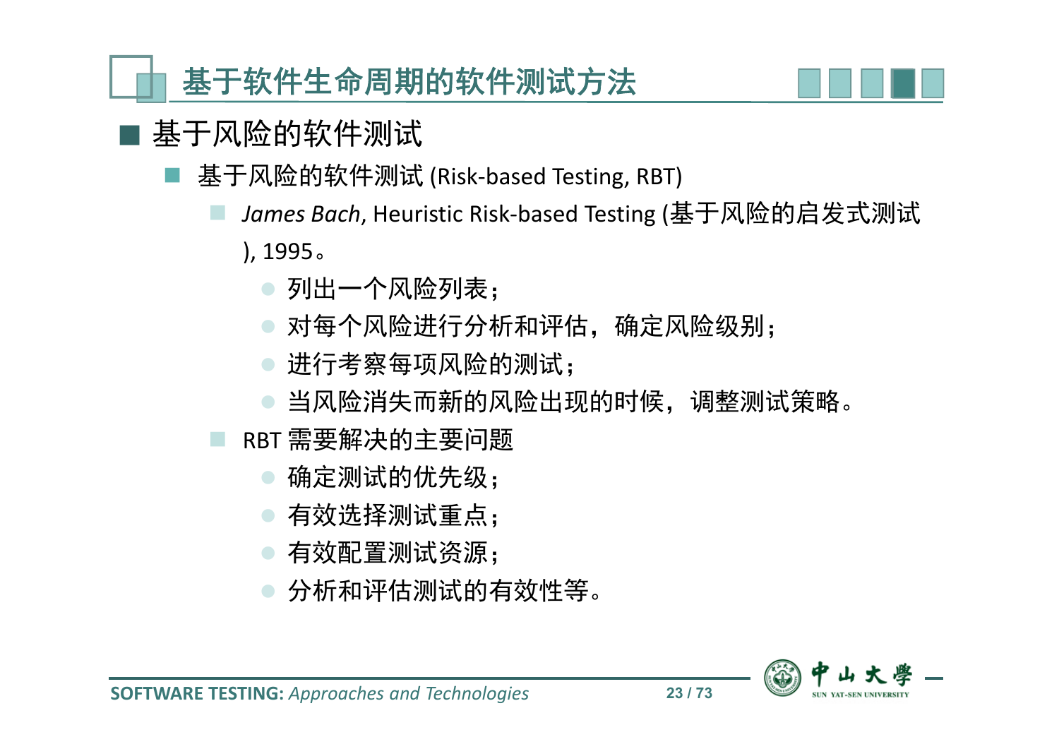# 基于软件生命周期的软件测试方法

## 基于风险的软件测试

- 基于风险的软件测试 (Risk-based Testing, RBT)
  - *James Bach*, Heuristic Risk-based Testing (基于风险的启发式测试), 1995。
    - 列出一个风险列表；
    - 对每个风险进行分析和评估，确定风险级别；
    - 进行考察每项风险的测试；
    - 当风险消失而新的风险出现的时候，调整测试策略。
  - RBT 需要解决的主要问题
    - 确定测试的优先级；
    - 有效选择测试重点；
    - 有效配置测试资源；
    - 分析和评估测试的有效性等。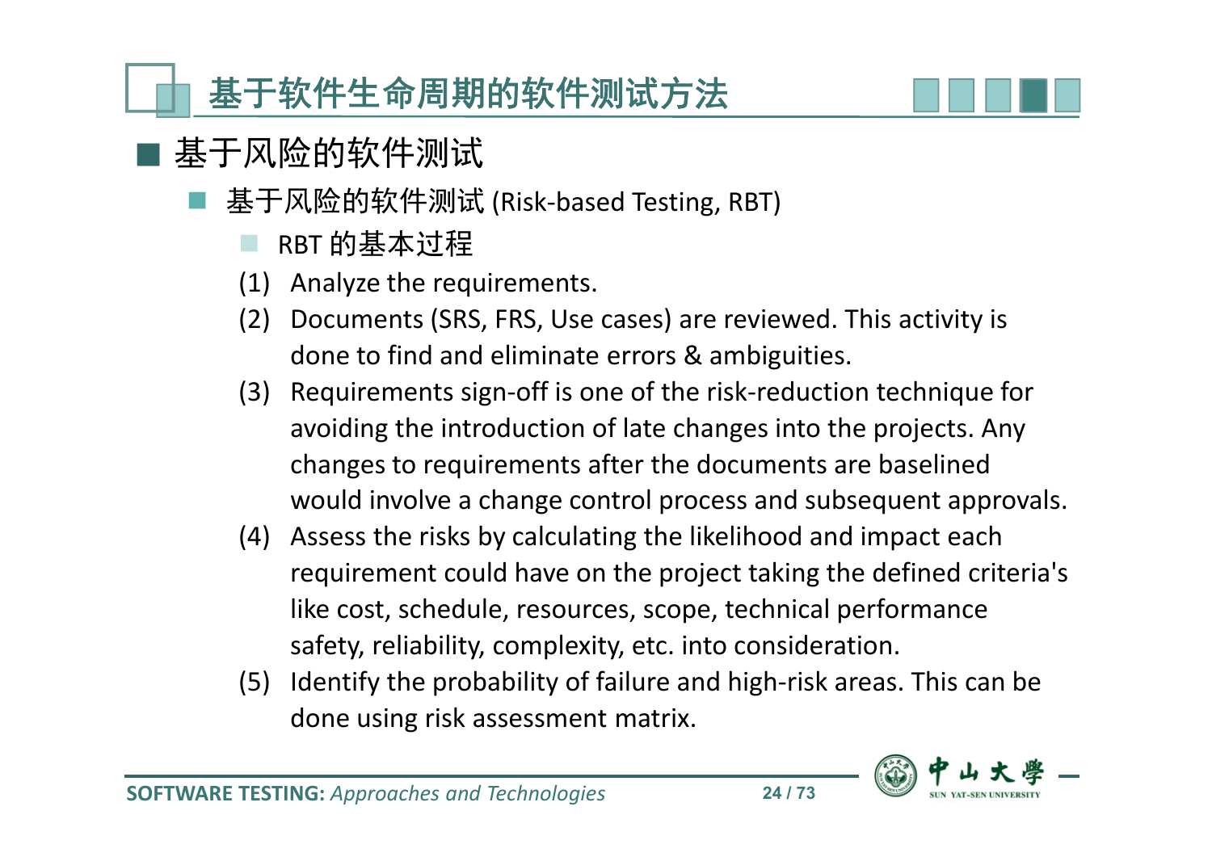# 基于软件生命周期的软件测试方法

## 基于风险的软件测试

- 基于风险的软件测试 (Risk-based Testing, RBT)
  - RBT 的基本过程

(1) Analyze the requirements.

(2) Documents (SRS, FRS, Use cases) are reviewed. This activity is done to find and eliminate errors & ambiguities.

(3) Requirements sign-off is one of the risk-reduction technique for avoiding the introduction of late changes into the projects. Any changes to requirements after the documents are baselined would involve a change control process and subsequent approvals.

(4) Assess the risks by calculating the likelihood and impact each requirement could have on the project taking the defined criteria's like cost, schedule, resources, scope, technical performance safety, reliability, complexity, etc. into consideration.

(5) Identify the probability of failure and high-risk areas. This can be done using risk assessment matrix.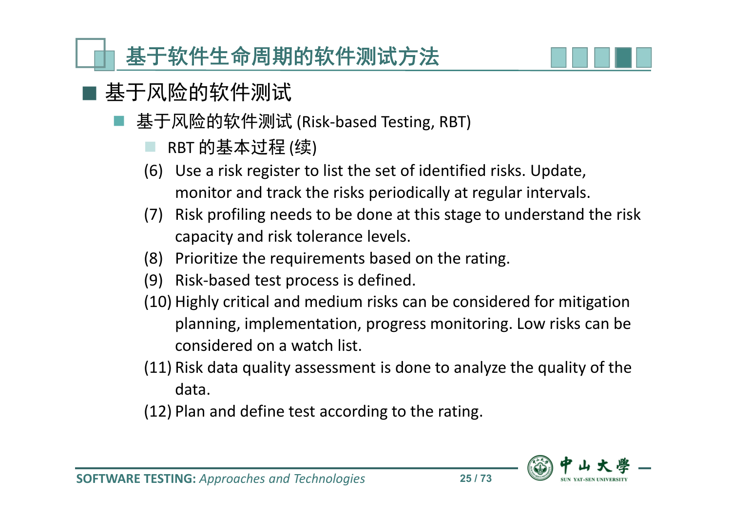# 基于软件生命周期的软件测试方法

## 基于风险的软件测试

- 基于风险的软件测试 (Risk-based Testing, RBT)
  - RBT 的基本过程 (续)

(6) Use a risk register to list the set of identified risks. Update, monitor and track the risks periodically at regular intervals.

(7) Risk profiling needs to be done at this stage to understand the risk capacity and risk tolerance levels.

(8) Prioritize the requirements based on the rating.

(9) Risk-based test process is defined.

(10) Highly critical and medium risks can be considered for mitigation planning, implementation, progress monitoring. Low risks can be considered on a watch list.

(11) Risk data quality assessment is done to analyze the quality of the data.

(12) Plan and define test according to the rating.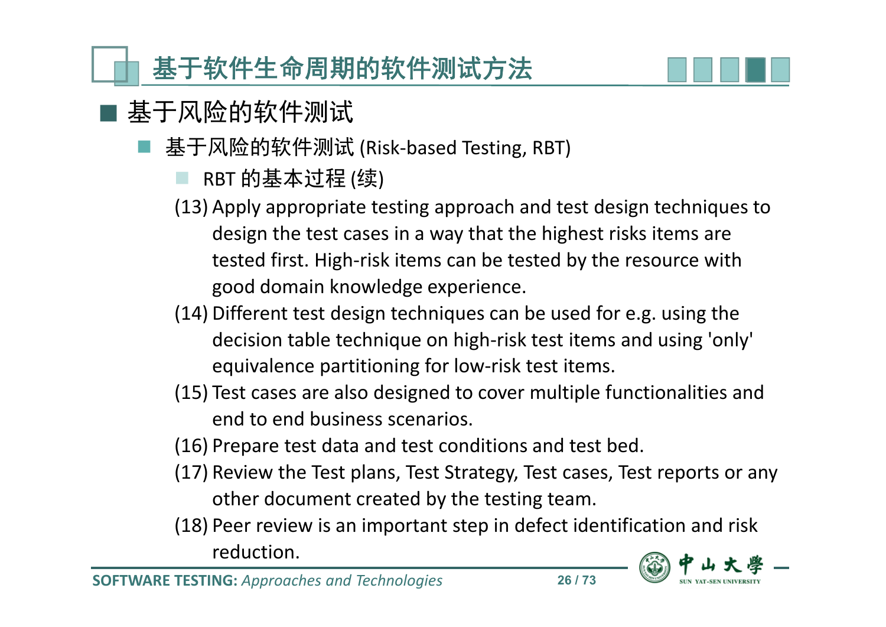# 基于软件生命周期的软件测试方法

## 基于风险的软件测试

- 基于风险的软件测试 (Risk-based Testing, RBT)
  - RBT 的基本过程 (续)

(13) Apply appropriate testing approach and test design techniques to design the test cases in a way that the highest risks items are tested first. High-risk items can be tested by the resource with good domain knowledge experience.

(14) Different test design techniques can be used for e.g. using the decision table technique on high-risk test items and using 'only' equivalence partitioning for low-risk test items.

(15) Test cases are also designed to cover multiple functionalities and end to end business scenarios.

(16) Prepare test data and test conditions and test bed.

(17) Review the Test plans, Test Strategy, Test cases, Test reports or any other document created by the testing team.

(18) Peer review is an important step in defect identification and risk reduction.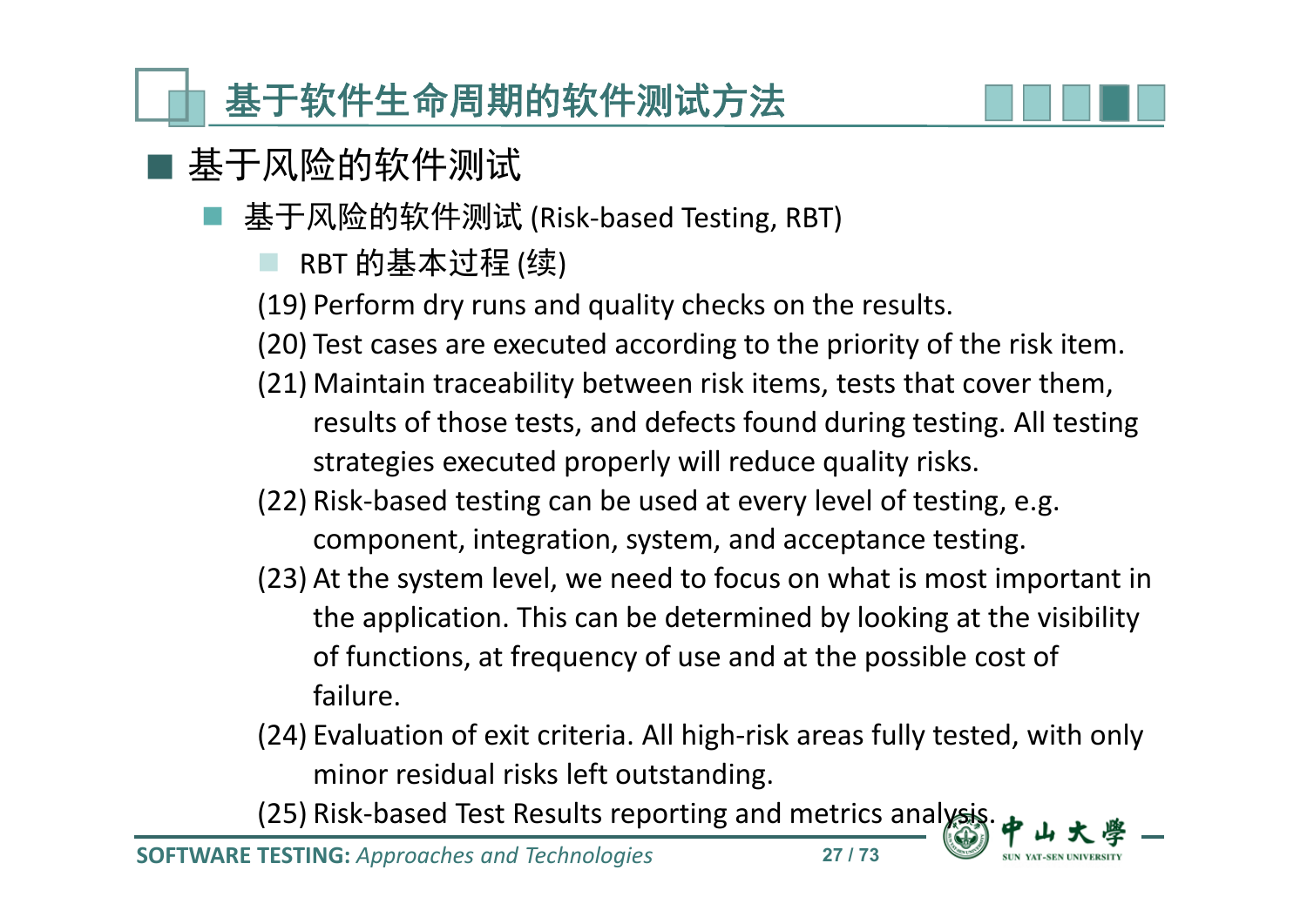## 基于软件生命周期的软件测试方法

- 基于风险的软件测试
  - 基于风险的软件测试 (Risk-based Testing, RBT)
    - RBT 的基本过程 (续)

(19) Perform dry runs and quality checks on the results.

(20) Test cases are executed according to the priority of the risk item.

(21) Maintain traceability between risk items, tests that cover them, results of those tests, and defects found during testing. All testing strategies executed properly will reduce quality risks.

(22) Risk-based testing can be used at every level of testing, e.g. component, integration, system, and acceptance testing.

(23) At the system level, we need to focus on what is most important in the application. This can be determined by looking at the visibility of functions, at frequency of use and at the possible cost of failure.

(24) Evaluation of exit criteria. All high-risk areas fully tested, with only minor residual risks left outstanding.

(25) Risk-based Test Results reporting and metrics analysis.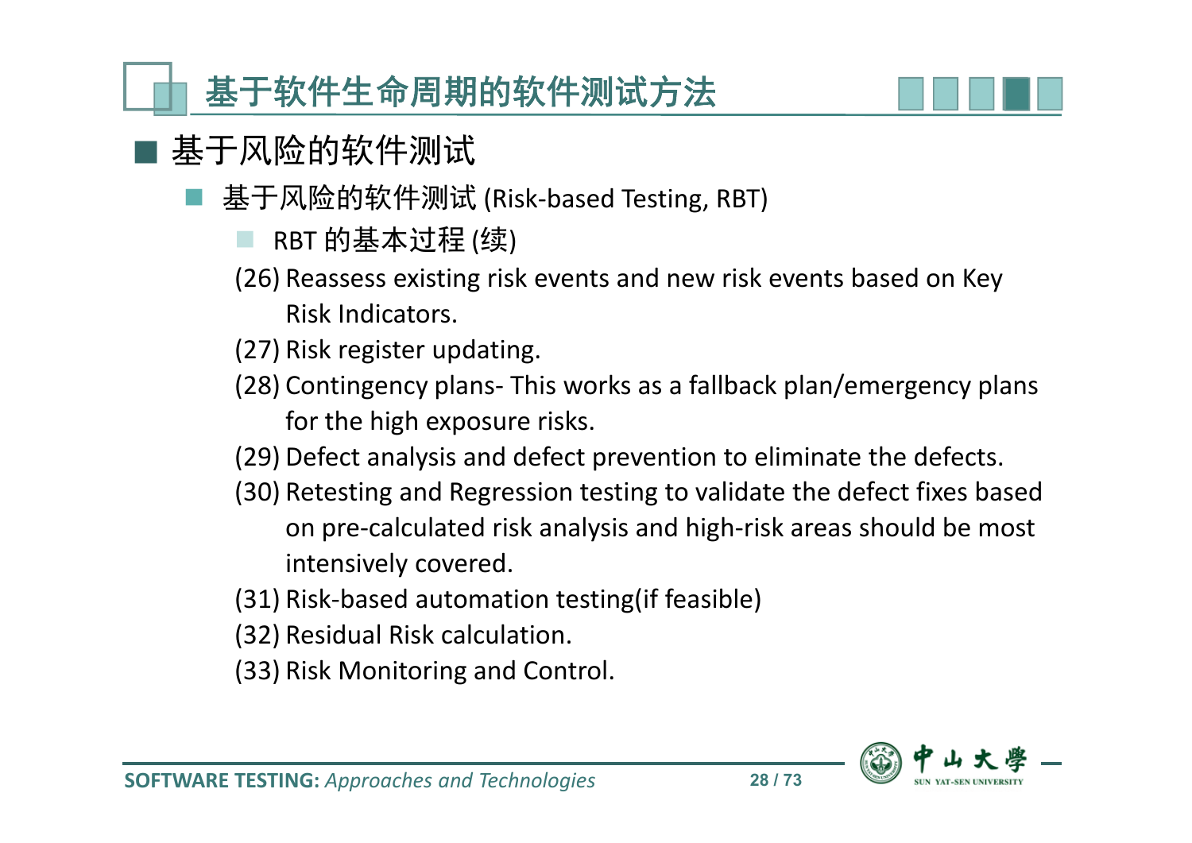# 基于软件生命周期的软件测试方法

## 基于风险的软件测试

- 基于风险的软件测试 (Risk-based Testing, RBT)
  - RBT 的基本过程 (续)

(26) Reassess existing risk events and new risk events based on Key Risk Indicators.

(27) Risk register updating.

(28) Contingency plans- This works as a fallback plan/emergency plans for the high exposure risks.

(29) Defect analysis and defect prevention to eliminate the defects.

(30) Retesting and Regression testing to validate the defect fixes based on pre-calculated risk analysis and high-risk areas should be most intensively covered.

(31) Risk-based automation testing(if feasible)

(32) Residual Risk calculation.

(33) Risk Monitoring and Control.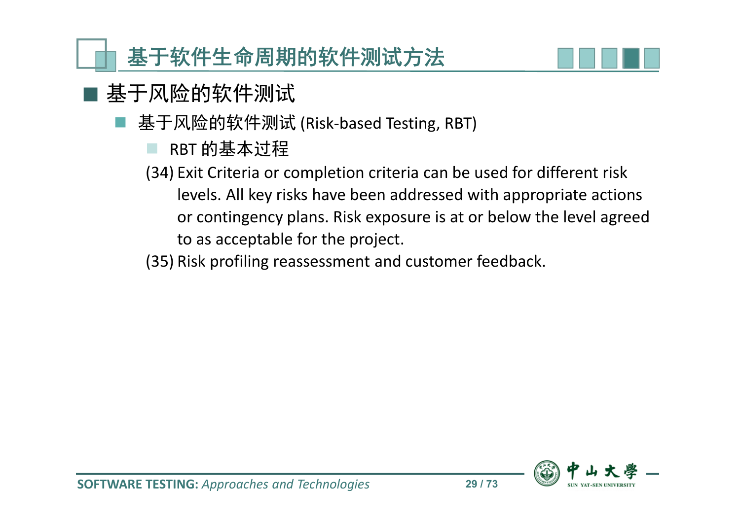# 基于软件生命周期的软件测试方法

## 基于风险的软件测试

- 基于风险的软件测试 (Risk-based Testing, RBT)
  - RBT 的基本过程

(34) Exit Criteria or completion criteria can be used for different risk levels. All key risks have been addressed with appropriate actions or contingency plans. Risk exposure is at or below the level agreed to as acceptable for the project.

(35) Risk profiling reassessment and customer feedback.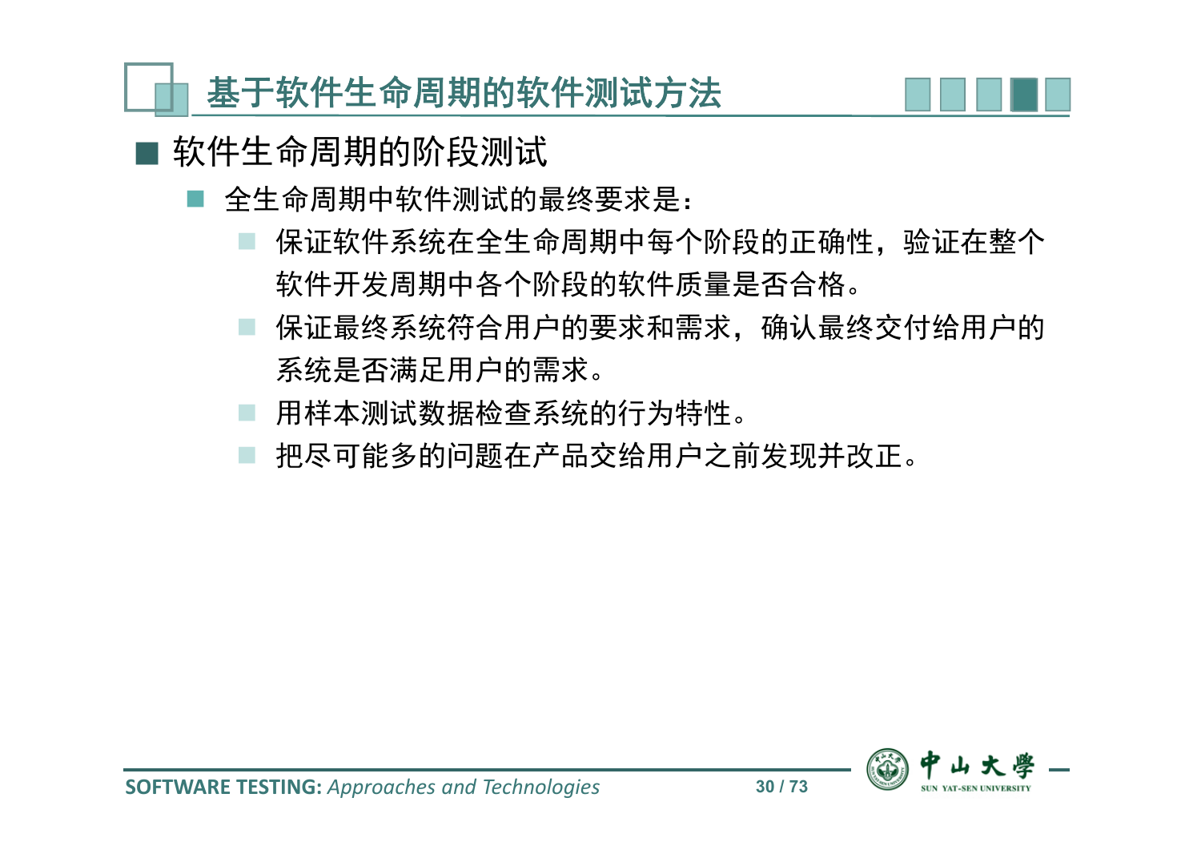# 基于软件生命周期的软件测试方法

- 软件生命周期的阶段测试
  - 全生命周期中软件测试的最终要求是：
    - 保证软件系统在全生命周期中每个阶段的正确性，验证在整个软件开发周期中各个阶段的软件质量是否合格。
    - 保证最终系统符合用户的要求和需求，确认最终交付给用户的系统是否满足用户的需求。
    - 用样本测试数据检查系统的行为特性。
    - 把尽可能多的问题在产品交给用户之前发现并改正。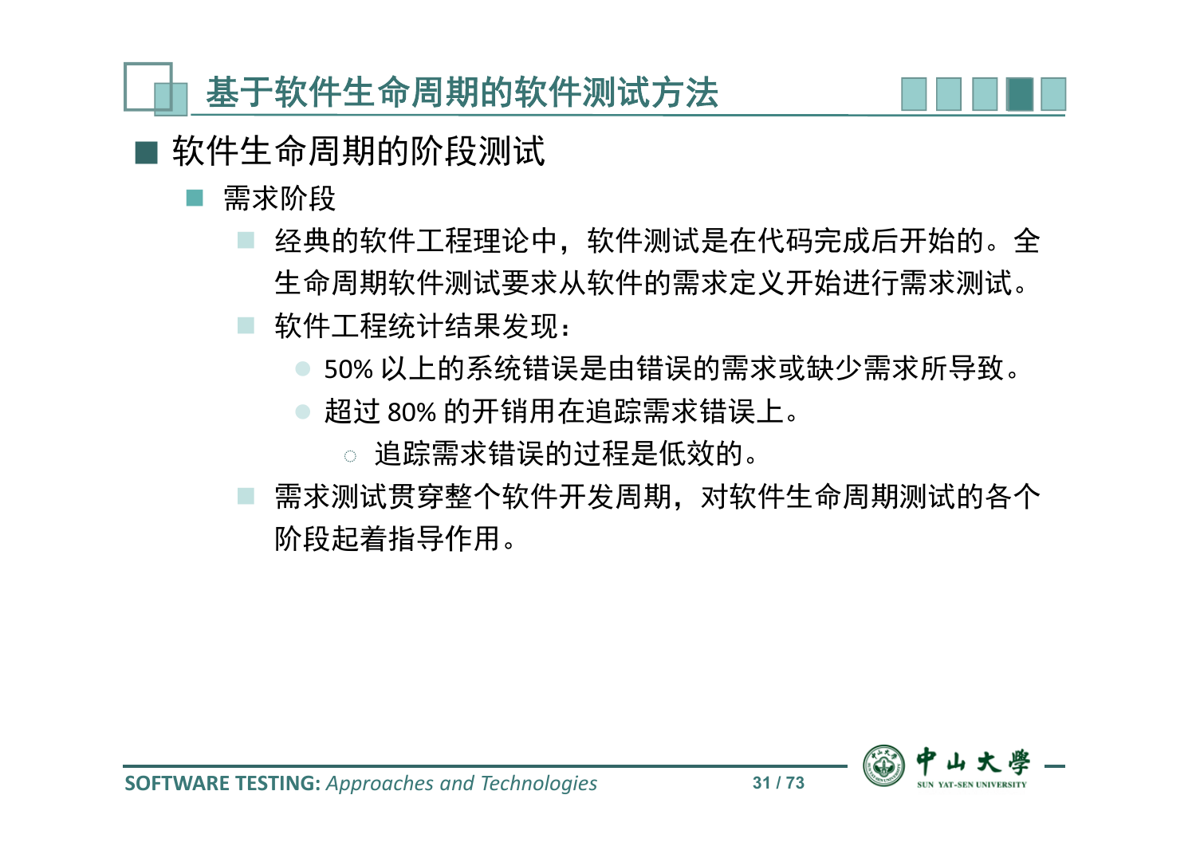# 基于软件生命周期的软件测试方法

## 软件生命周期的阶段测试

- 需求阶段
  - 经典的软件工程理论中，软件测试是在代码完成后开始的。全生命周期软件测试要求从软件的需求定义开始进行需求测试。
  - 软件工程统计结果发现：
    - 50% 以上的系统错误是由错误的需求或缺少需求所导致。
    - 超过 80% 的开销用在追踪需求错误上。
      - 追踪需求错误的过程是低效的。
  - 需求测试贯穿整个软件开发周期，对软件生命周期测试的各个阶段起着指导作用。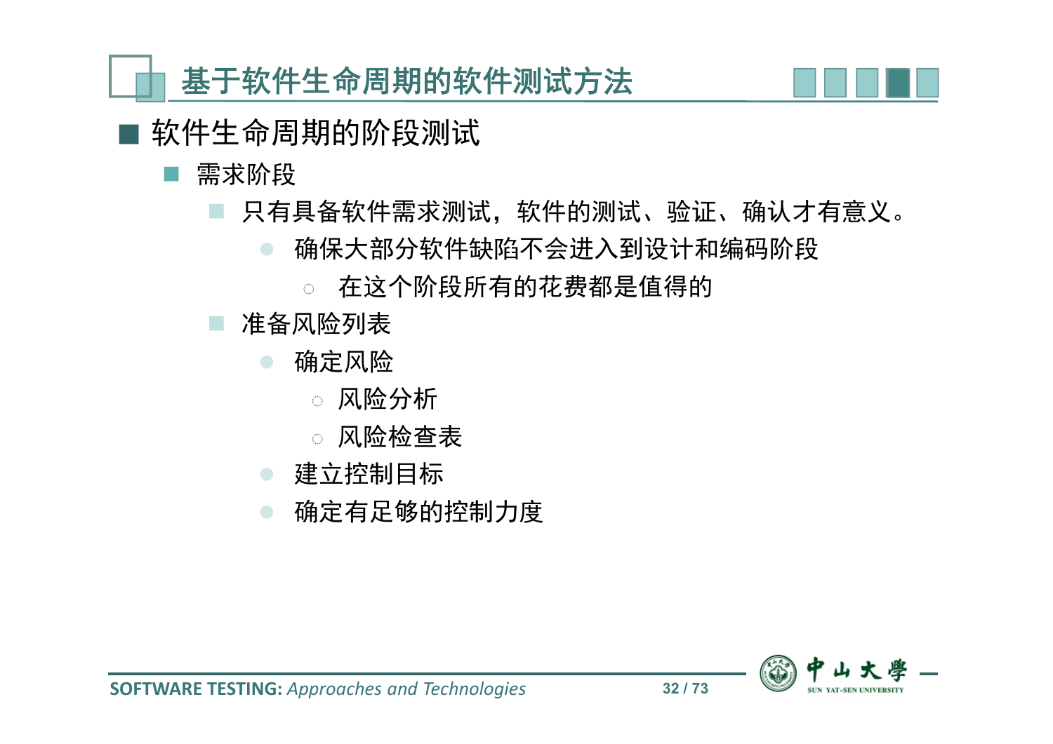# 基于软件生命周期的软件测试方法

- 软件生命周期的阶段测试
  - 需求阶段
    - 只有具备软件需求测试，软件的测试、验证、确认才有意义。
      - 确保大部分软件缺陷不会进入到设计和编码阶段
        - 在这个阶段所有的花费都是值得的
    - 准备风险列表
      - 确定风险
        - 风险分析
        - 风险检查表
      - 建立控制目标
      - 确定有足够的控制力度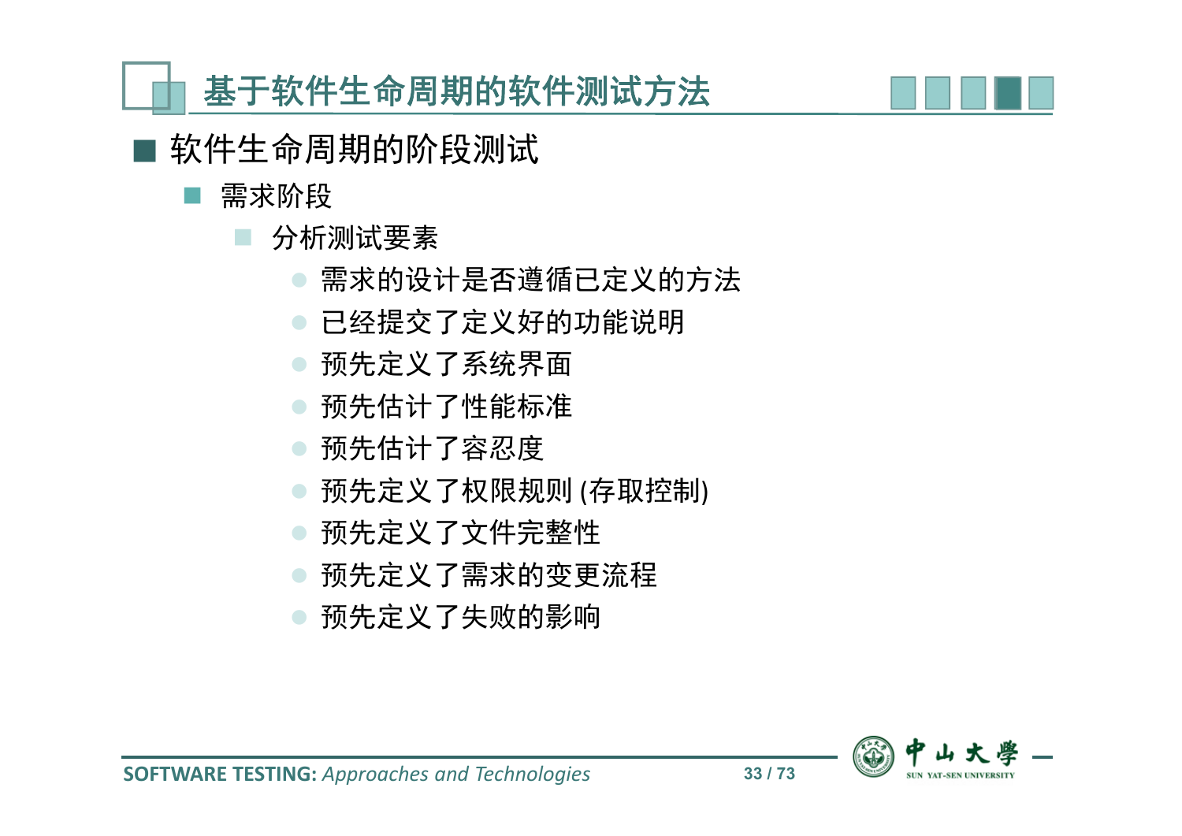# 基于软件生命周期的软件测试方法

- 软件生命周期的阶段测试
  - 需求阶段
    - 分析测试要素
      - 需求的设计是否遵循已定义的方法
      - 已经提交了定义好的功能说明
      - 预先定义了系统界面
      - 预先估计了性能标准
      - 预先估计了容忍度
      - 预先定义了权限规则 (存取控制)
      - 预先定义了文件完整性
      - 预先定义了需求的变更流程
      - 预先定义了失败的影响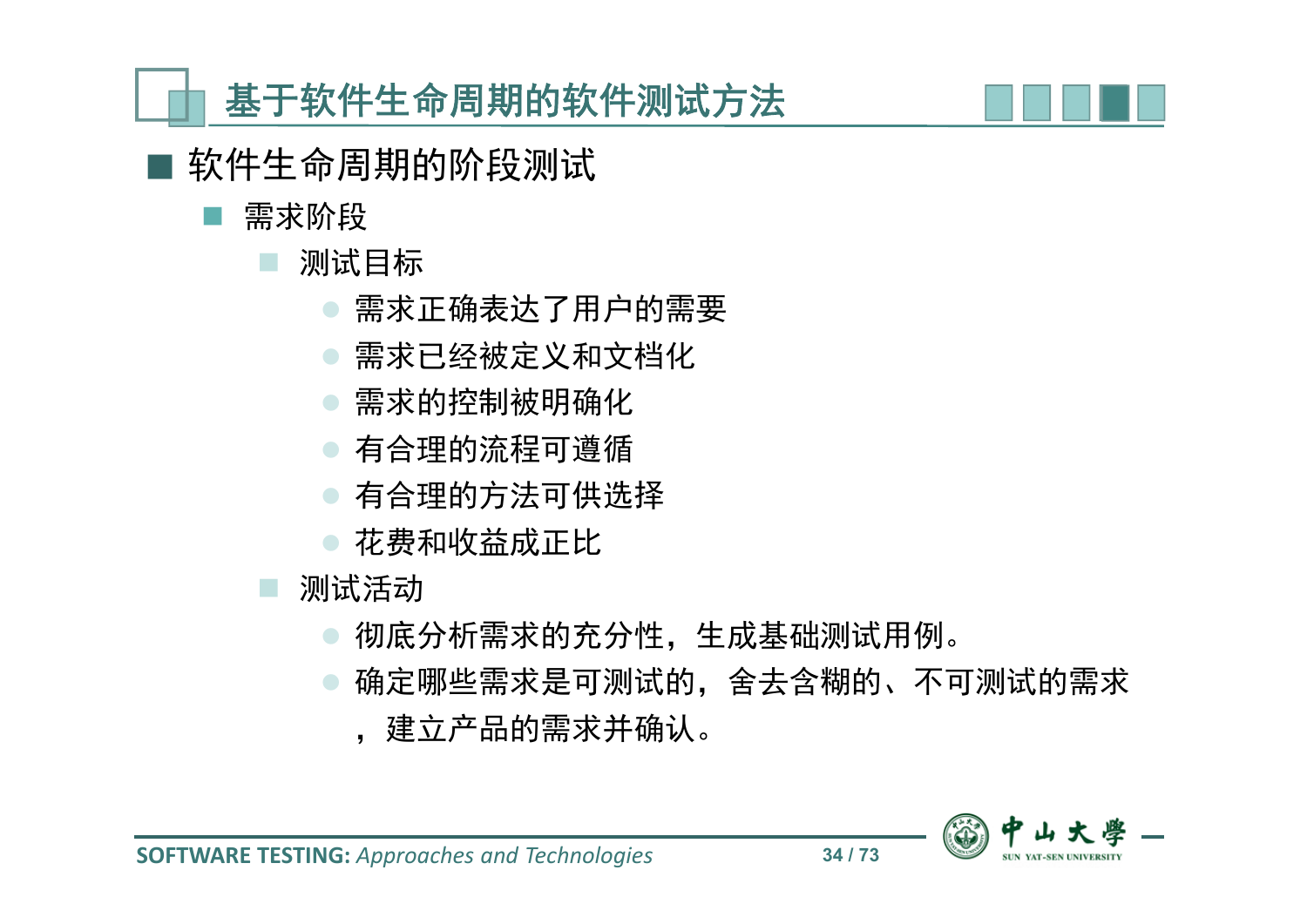# 基于软件生命周期的软件测试方法

- 软件生命周期的阶段测试
  - 需求阶段
    - 测试目标
      - 需求正确表达了用户的需要
      - 需求已经被定义和文档化
      - 需求的控制被明确化
      - 有合理的流程可遵循
      - 有合理的方法可供选择
      - 花费和收益成正比
    - 测试活动
      - 彻底分析需求的充分性，生成基础测试用例。
      - 确定哪些需求是可测试的，舍去含糊的、不可测试的需求，建立产品的需求并确认。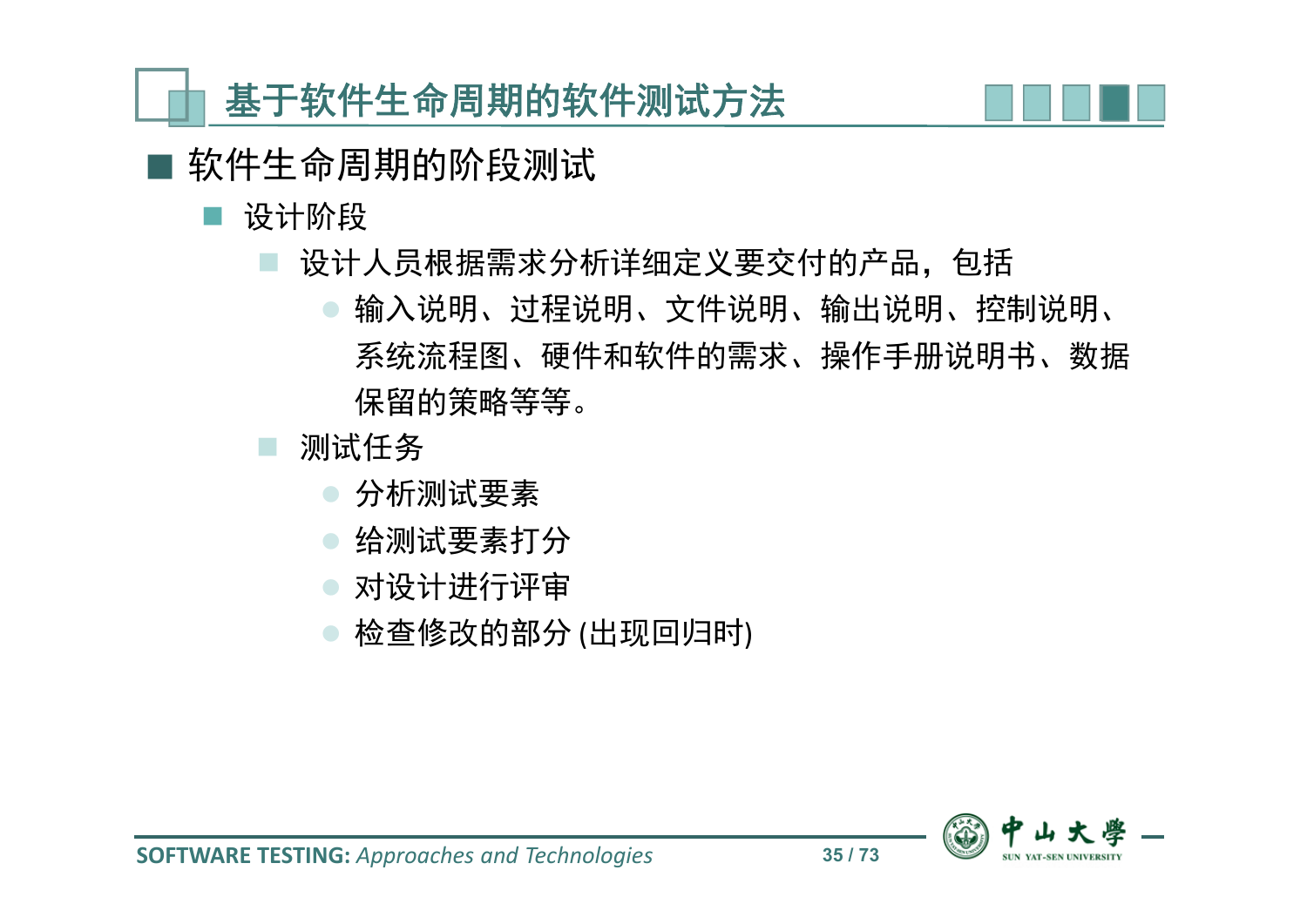# 基于软件生命周期的软件测试方法

- 软件生命周期的阶段测试
  - 设计阶段
    - 设计人员根据需求分析详细定义要交付的产品，包括
      - 输入说明、过程说明、文件说明、输出说明、控制说明、系统流程图、硬件和软件的需求、操作手册说明书、数据保留的策略等等。
    - 测试任务
      - 分析测试要素
      - 给测试要素打分
      - 对设计进行评审
      - 检查修改的部分 (出现回归时)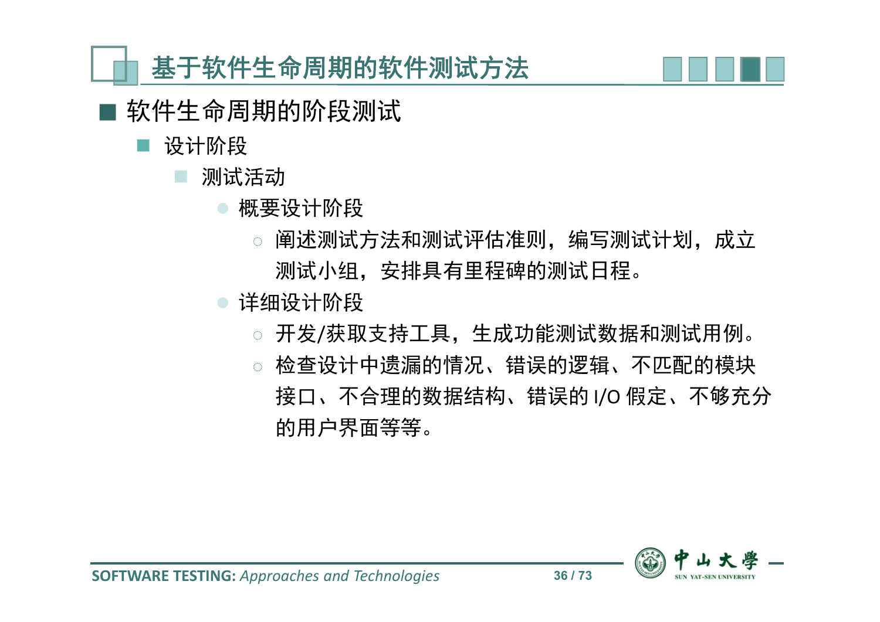# 基于软件生命周期的软件测试方法

- 软件生命周期的阶段测试
  - 设计阶段
    - 测试活动
      - 概要设计阶段
        - 阐述测试方法和测试评估准则，编写测试计划，成立测试小组，安排具有里程碑的测试日程。
      - 详细设计阶段
        - 开发/获取支持工具，生成功能测试数据和测试用例。
        - 检查设计中遗漏的情况、错误的逻辑、不匹配的模块接口、不合理的数据结构、错误的 I/O 假定、不够充分的用户界面等等。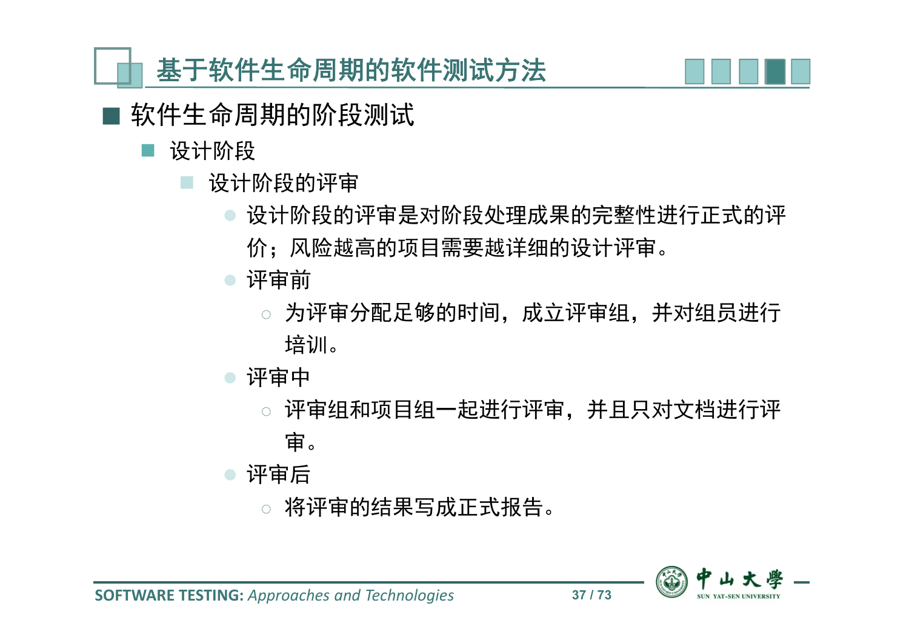# 基于软件生命周期的软件测试方法

- 软件生命周期的阶段测试
  - 设计阶段
    - 设计阶段的评审
      - 设计阶段的评审是对阶段处理成果的完整性进行正式的评价；风险越高的项目需要越详细的设计评审。
      - 评审前
        - 为评审分配足够的时间，成立评审组，并对组员进行培训。
      - 评审中
        - 评审组和项目组一起进行评审，并且只对文档进行评审。
      - 评审后
        - 将评审的结果写成正式报告。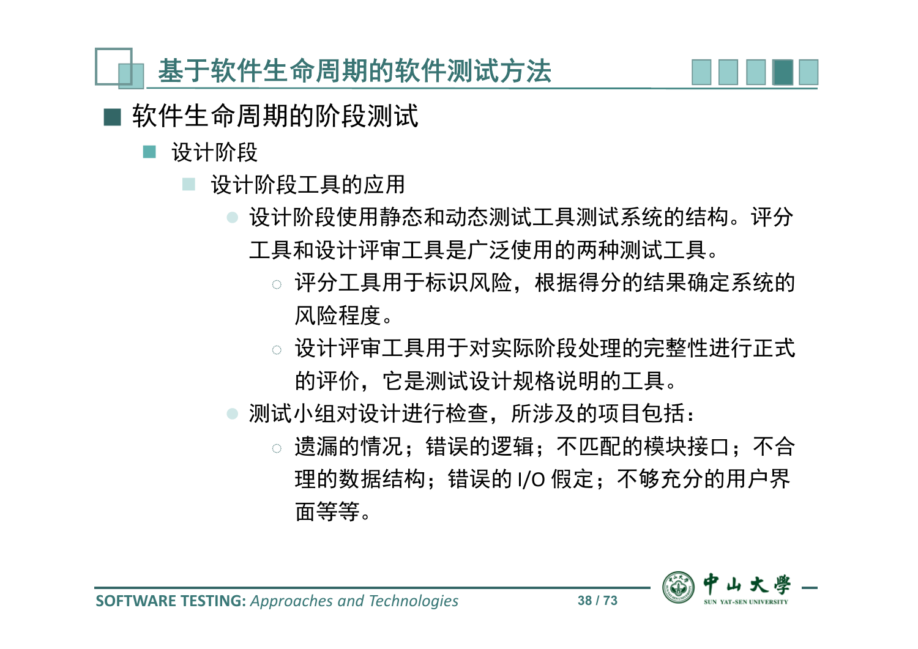# 基于软件生命周期的软件测试方法

- 软件生命周期的阶段测试
  - 设计阶段
    - 设计阶段工具的应用
      - 设计阶段使用静态和动态测试工具测试系统的结构。评分工具和设计评审工具是广泛使用的两种测试工具。
        - 评分工具用于标识风险，根据得分的结果确定系统的风险程度。
        - 设计评审工具用于对实际阶段处理的完整性进行正式的评价，它是测试设计规格说明的工具。
      - 测试小组对设计进行检查，所涉及的项目包括：
        - 遗漏的情况；错误的逻辑；不匹配的模块接口；不合理的数据结构；错误的 I/O 假定；不够充分的用户界面等等。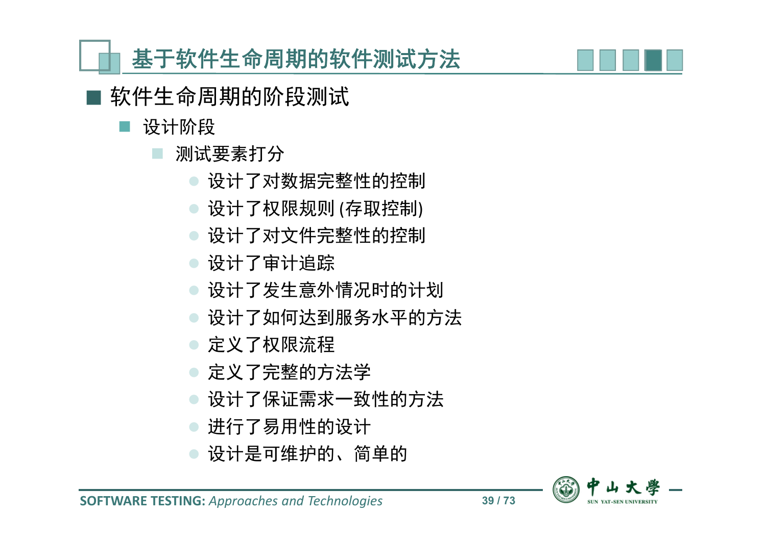# 基于软件生命周期的软件测试方法

- 软件生命周期的阶段测试
  - 设计阶段
    - 测试要素打分
      - 设计了对数据完整性的控制
      - 设计了权限规则 (存取控制)
      - 设计了对文件完整性的控制
      - 设计了审计追踪
      - 设计了发生意外情况时的计划
      - 设计了如何达到服务水平的方法
      - 定义了权限流程
      - 定义了完整的方法学
      - 设计了保证需求一致性的方法
      - 进行了易用性的设计
      - 设计是可维护的、简单的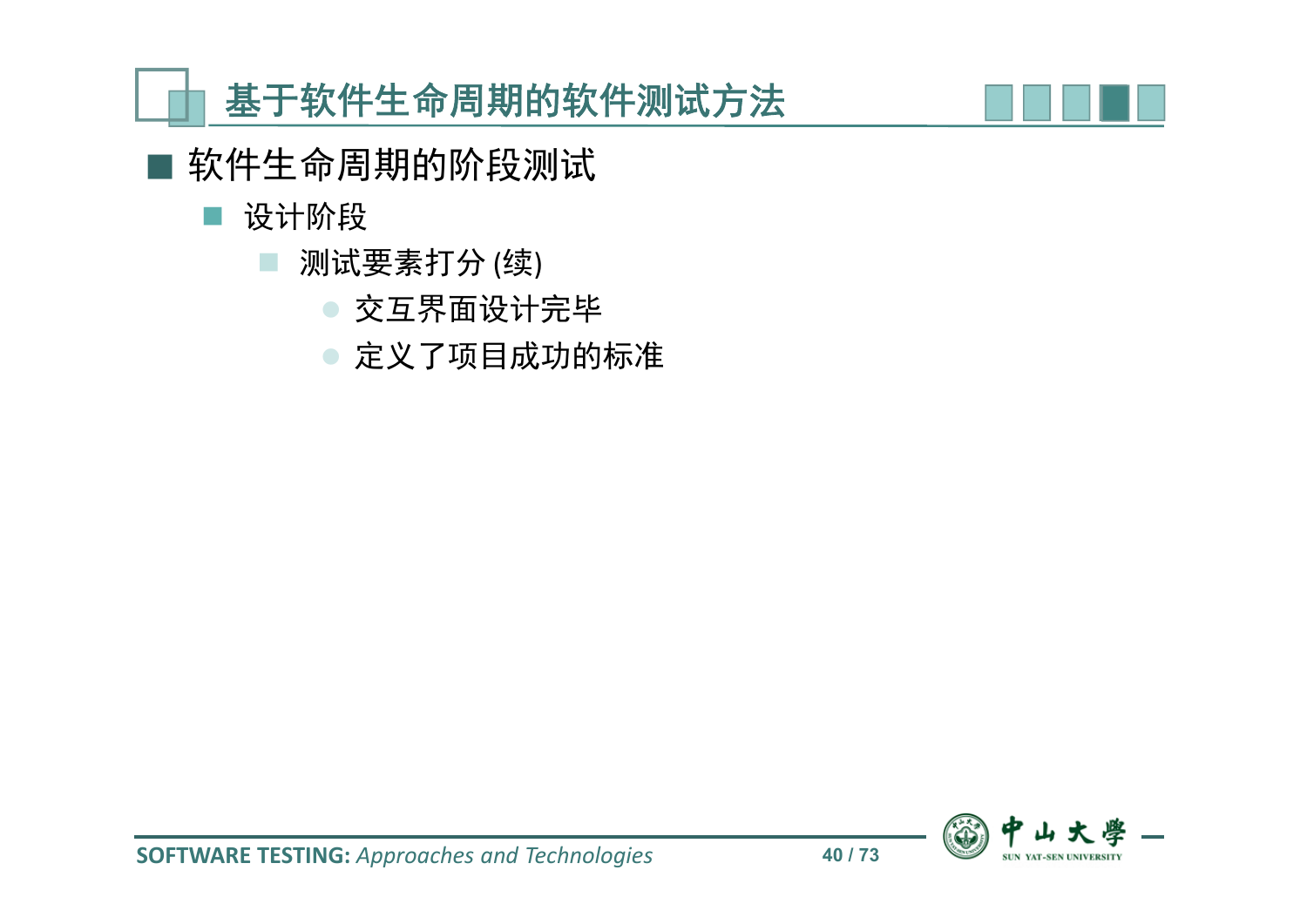# 基于软件生命周期的软件测试方法

- 软件生命周期的阶段测试
  - 设计阶段
    - 测试要素打分 (续)
      - 交互界面设计完毕
      - 定义了项目成功的标准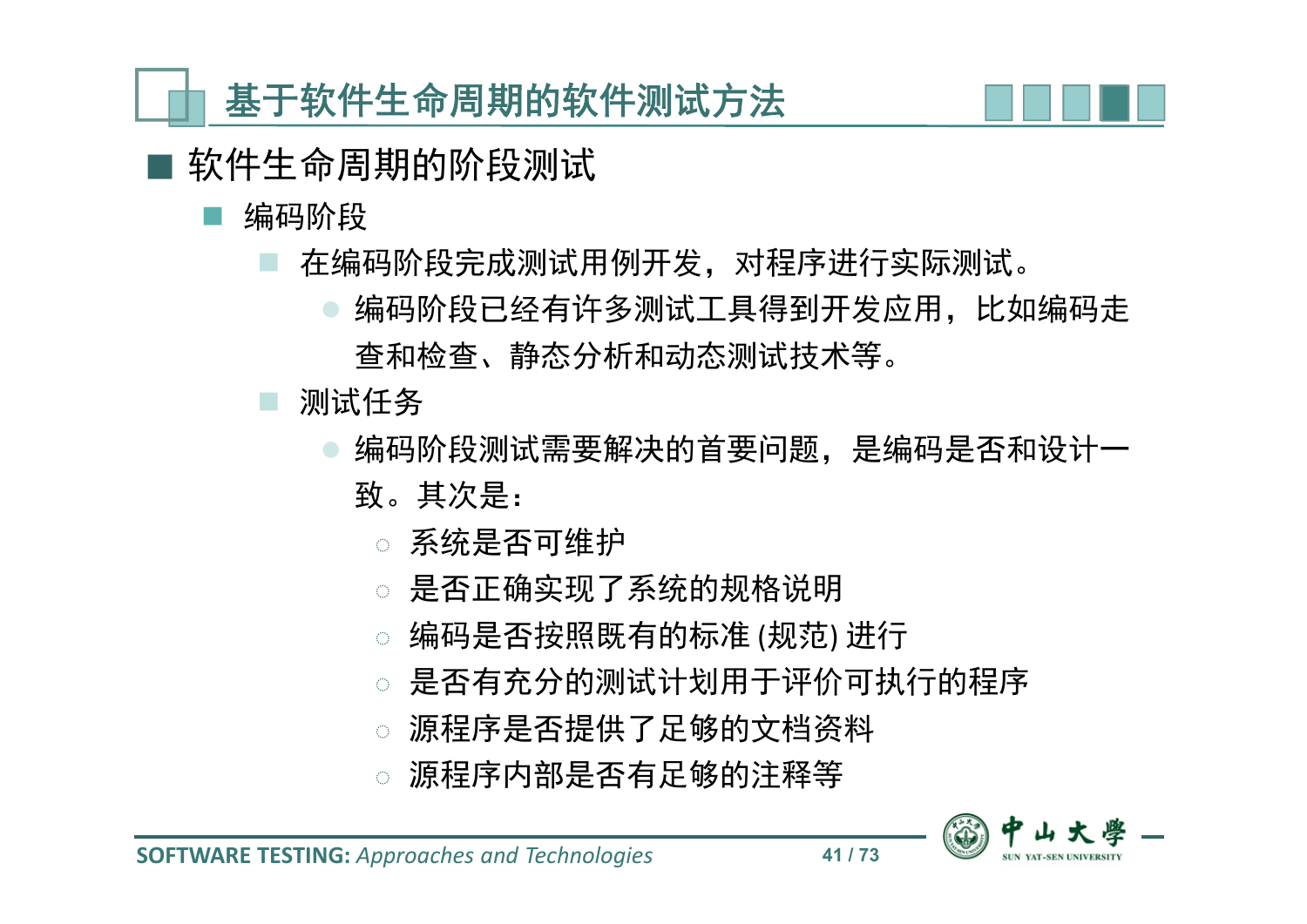# 基于软件生命周期的软件测试方法

- 软件生命周期的阶段测试
  - 编码阶段
    - 在编码阶段完成测试用例开发，对程序进行实际测试。
      - 编码阶段已经有许多测试工具得到开发应用，比如编码走查和检查、静态分析和动态测试技术等。
    - 测试任务
      - 编码阶段测试需要解决的首要问题，是编码是否和设计一致。其次是：
        - 系统是否可维护
        - 是否正确实现了系统的规格说明
        - 编码是否按照既有的标准 (规范) 进行
        - 是否有充分的测试计划用于评价可执行的程序
        - 源程序是否提供了足够的文档资料
        - 源程序内部是否有足够的注释等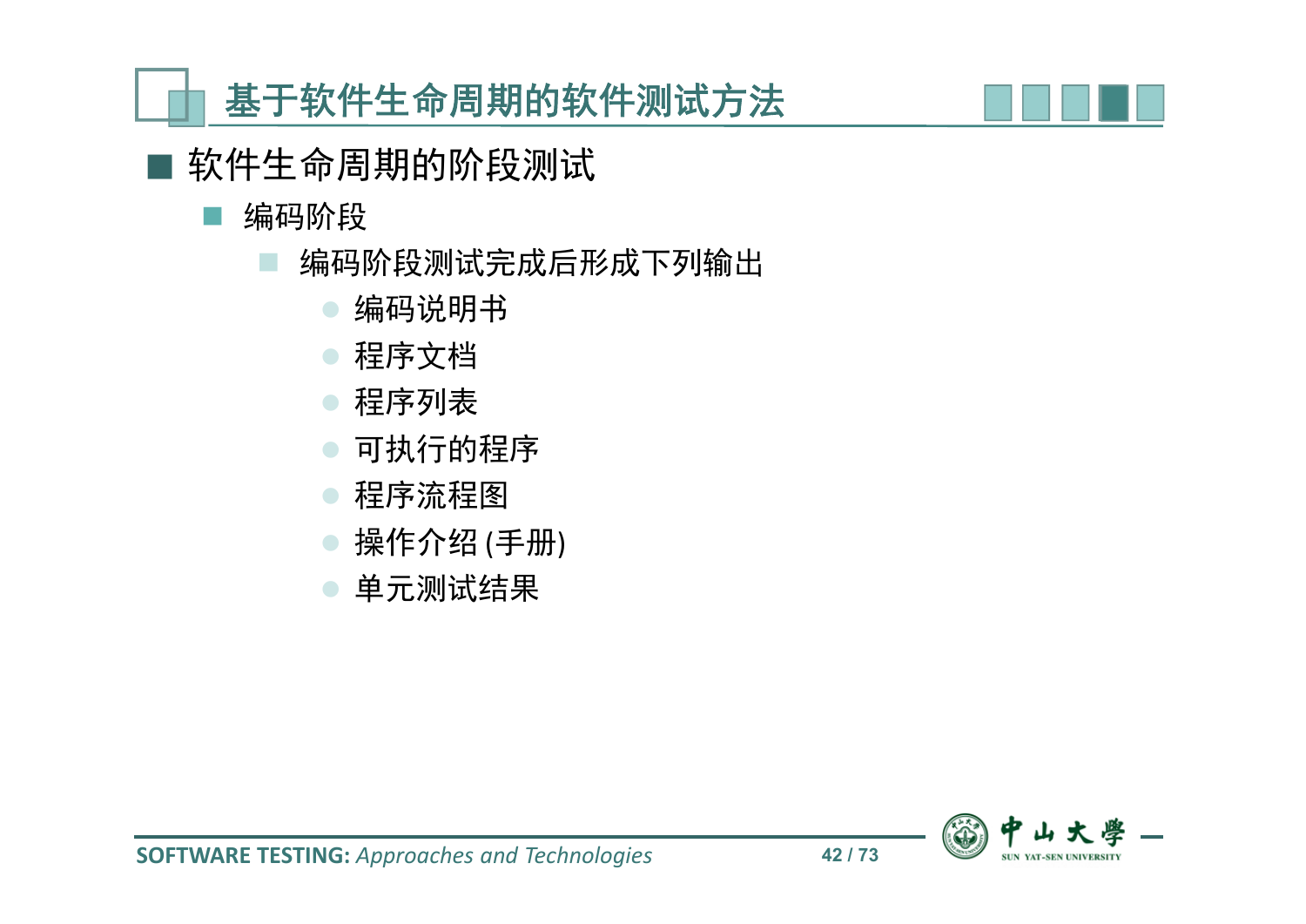# 基于软件生命周期的软件测试方法

- 软件生命周期的阶段测试
  - 编码阶段
    - 编码阶段测试完成后形成下列输出
      - 编码说明书
      - 程序文档
      - 程序列表
      - 可执行的程序
      - 程序流程图
      - 操作介绍 (手册)
      - 单元测试结果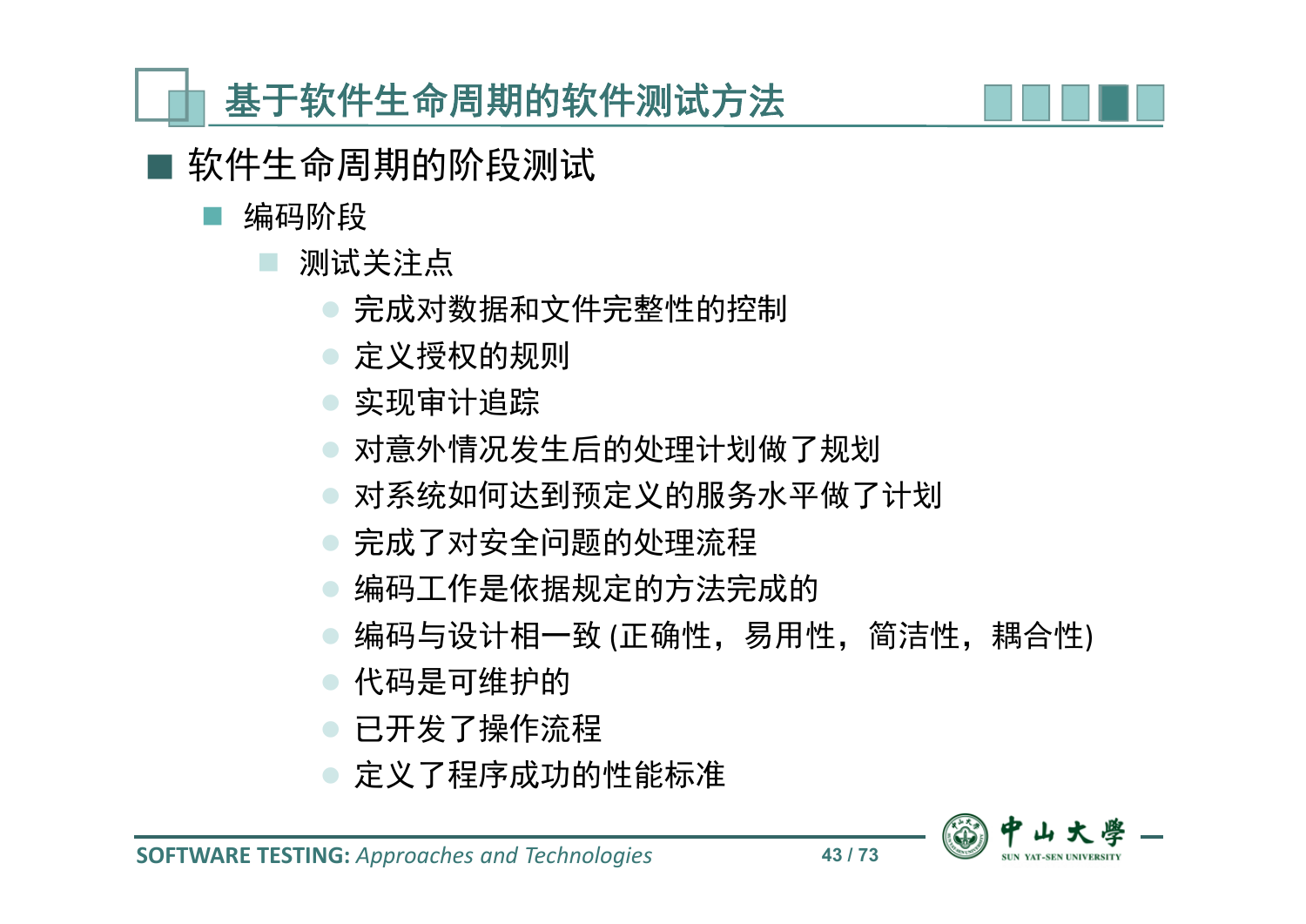# 基于软件生命周期的软件测试方法

- 软件生命周期的阶段测试
  - 编码阶段
    - 测试关注点
      - 完成对数据和文件完整性的控制
      - 定义授权的规则
      - 实现审计追踪
      - 对意外情况发生后的处理计划做了规划
      - 对系统如何达到预定义的服务水平做了计划
      - 完成了对安全问题的处理流程
      - 编码工作是依据规定的方法完成的
      - 编码与设计相一致 (正确性，易用性，简洁性，耦合性)
      - 代码是可维护的
      - 已开发了操作流程
      - 定义了程序成功的性能标准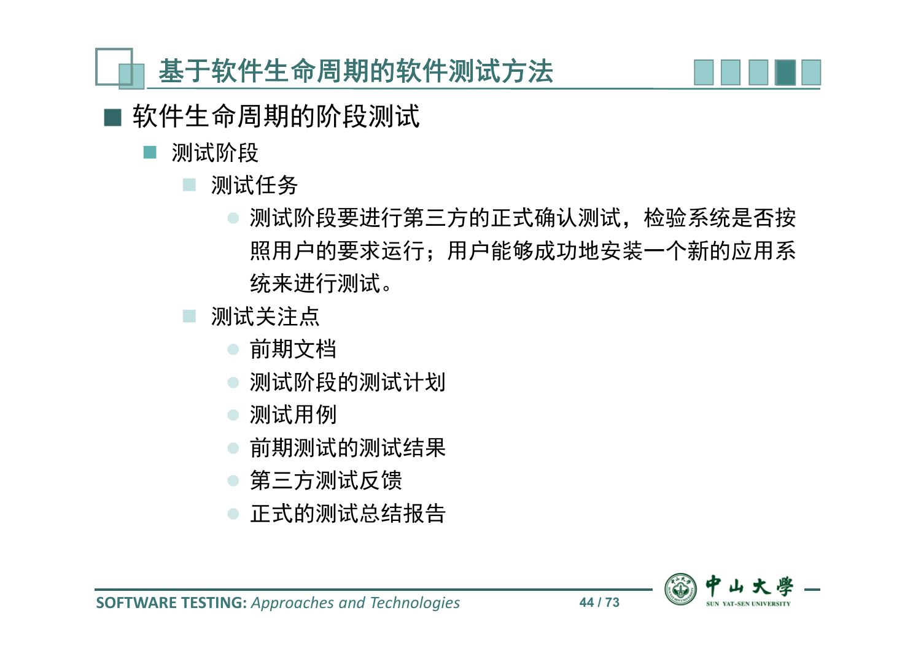# 基于软件生命周期的软件测试方法

- 软件生命周期的阶段测试
  - 测试阶段
    - 测试任务
      - 测试阶段要进行第三方的正式确认测试，检验系统是否按照用户的要求运行；用户能够成功地安装一个新的应用系统来进行测试。
    - 测试关注点
      - 前期文档
      - 测试阶段的测试计划
      - 测试用例
      - 前期测试的测试结果
      - 第三方测试反馈
      - 正式的测试总结报告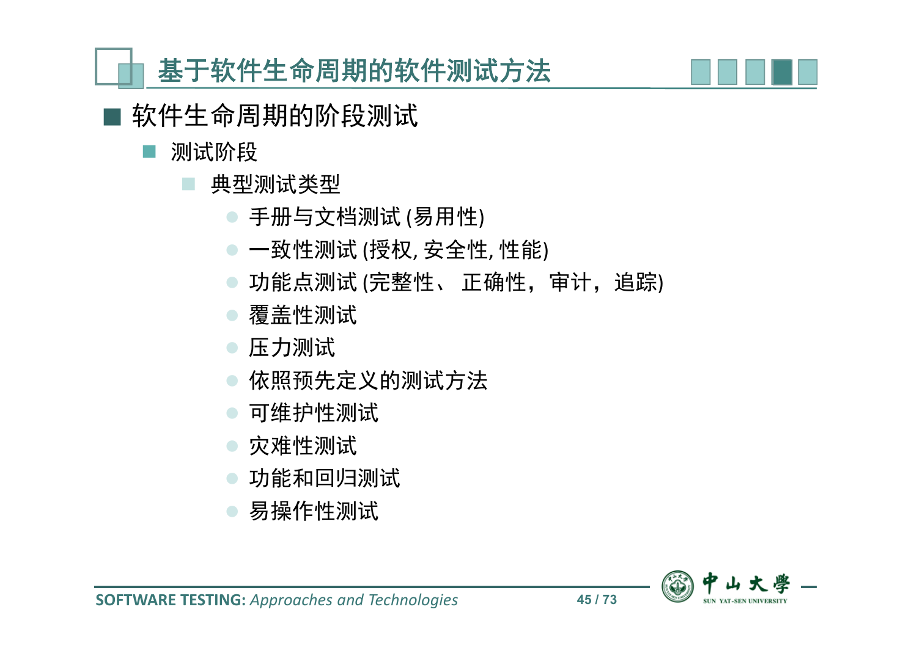# 基于软件生命周期的软件测试方法

- 软件生命周期的阶段测试
  - 测试阶段
    - 典型测试类型
      - 手册与文档测试 (易用性)
      - 一致性测试 (授权, 安全性, 性能)
      - 功能点测试 (完整性、 正确性，审计，追踪)
      - 覆盖性测试
      - 压力测试
      - 依照预先定义的测试方法
      - 可维护性测试
      - 灾难性测试
      - 功能和回归测试
      - 易操作性测试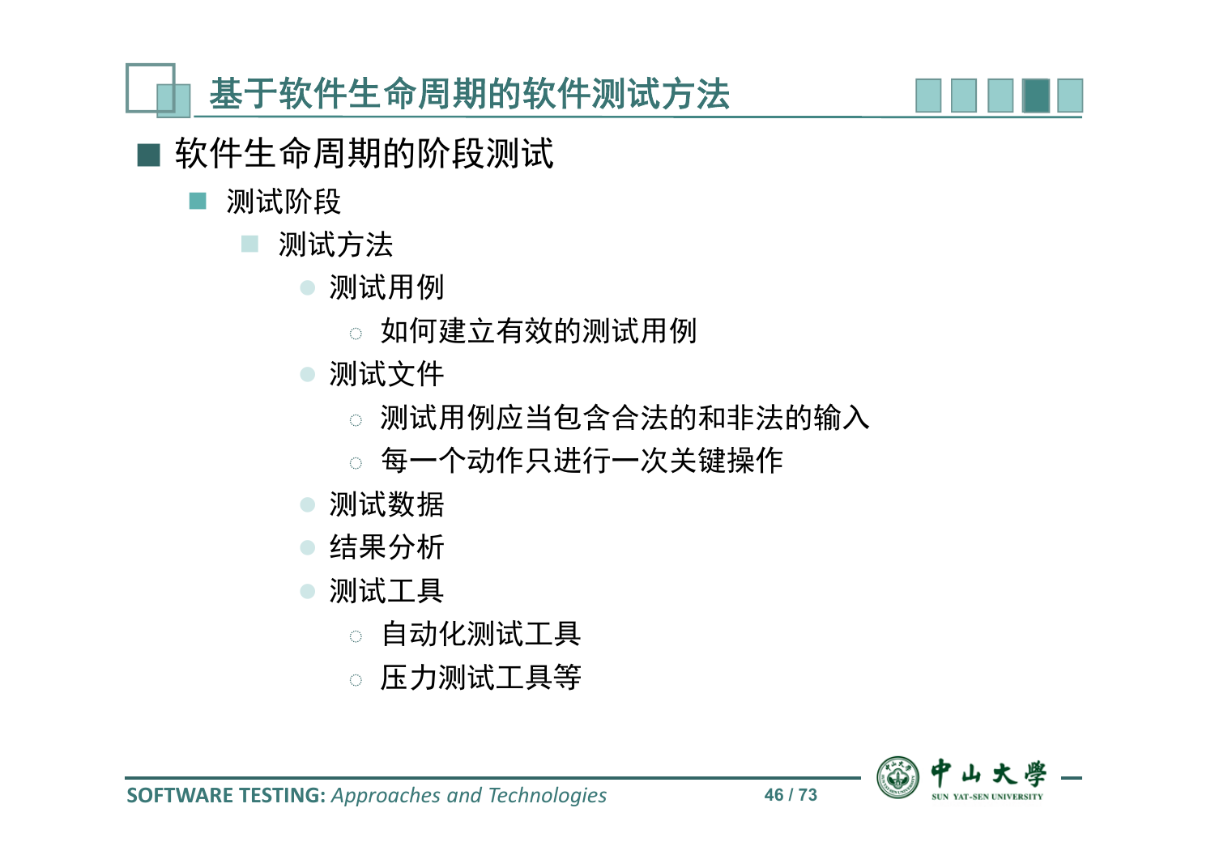# 基于软件生命周期的软件测试方法

- 软件生命周期的阶段测试
  - 测试阶段
    - 测试方法
      - 测试用例
        - 如何建立有效的测试用例
      - 测试文件
        - 测试用例应当包含合法的和非法的输入
        - 每一个动作只进行一次关键操作
      - 测试数据
      - 结果分析
      - 测试工具
        - 自动化测试工具
        - 压力测试工具等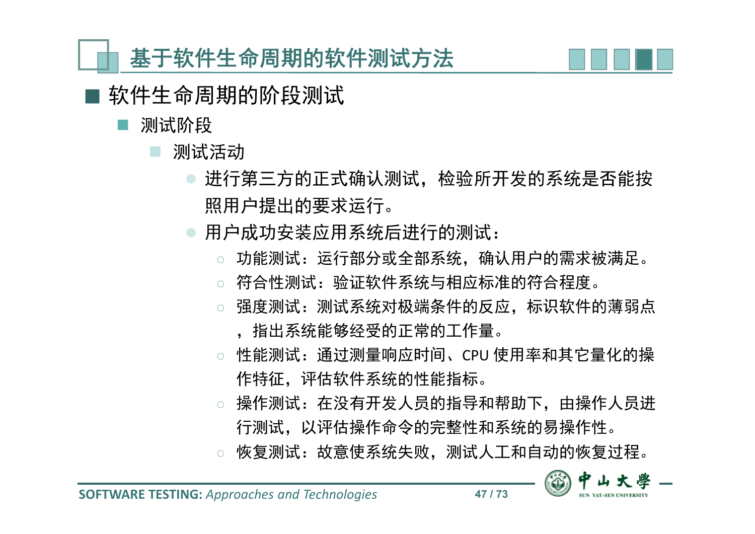# 基于软件生命周期的软件测试方法

- 软件生命周期的阶段测试
  - 测试阶段
    - 测试活动
      - 进行第三方的正式确认测试，检验所开发的系统是否能按照用户提出的要求运行。
      - 用户成功安装应用系统后进行的测试：
        - 功能测试：运行部分或全部系统，确认用户的需求被满足。
        - 符合性测试：验证软件系统与相应标准的符合程度。
        - 强度测试：测试系统对极端条件的反应，标识软件的薄弱点，指出系统能够经受的正常的工作量。
        - 性能测试：通过测量响应时间、CPU 使用率和其它量化的操作特征，评估软件系统的性能指标。
        - 操作测试：在没有开发人员的指导和帮助下，由操作人员进行测试，以评估操作命令的完整性和系统的易操作性。
        - 恢复测试：故意使系统失败，测试人工和自动的恢复过程。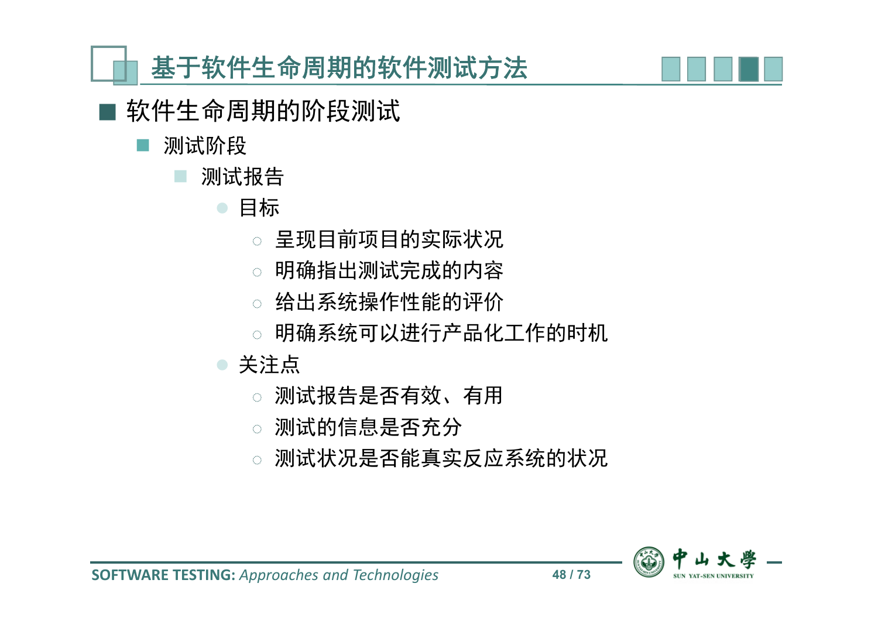# 基于软件生命周期的软件测试方法

- 软件生命周期的阶段测试
  - 测试阶段
    - 测试报告
      - 目标
        - 呈现目前项目的实际状况
        - 明确指出测试完成的内容
        - 给出系统操作性能的评价
        - 明确系统可以进行产品化工作的时机
      - 关注点
        - 测试报告是否有效、有用
        - 测试的信息是否充分
        - 测试状况是否能真实反应系统的状况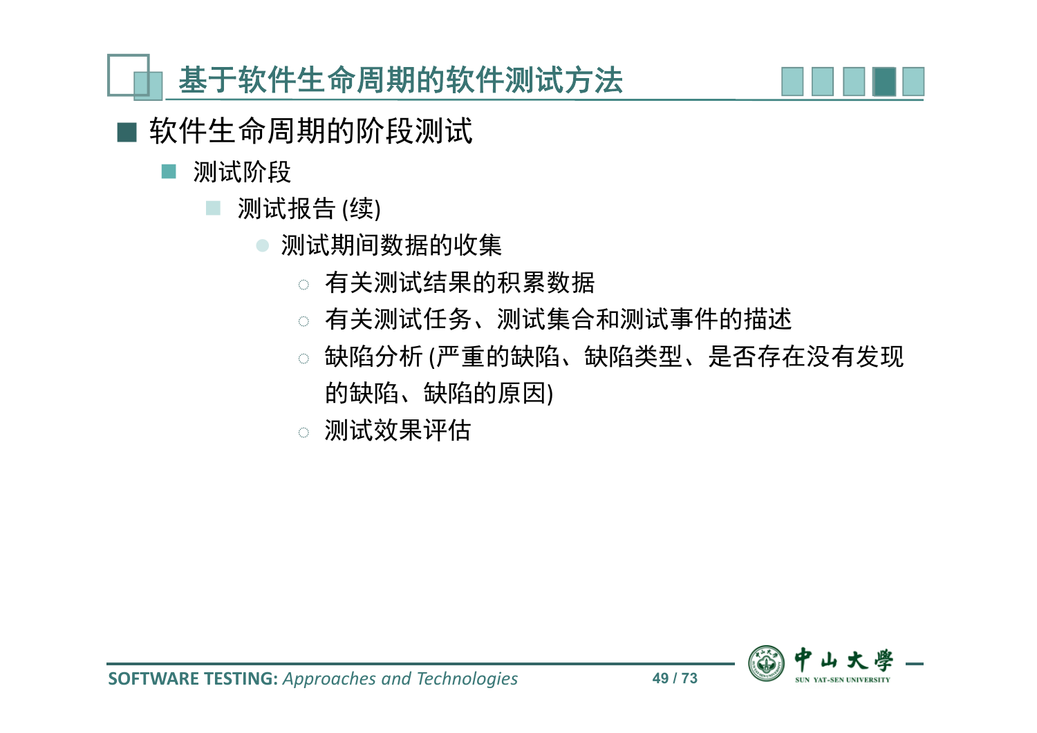## 基于软件生命周期的软件测试方法

- 软件生命周期的阶段测试
  - 测试阶段
    - 测试报告 (续)
      - 测试期间数据的收集
        - 有关测试结果的积累数据
        - 有关测试任务、测试集合和测试事件的描述
        - 缺陷分析 (严重的缺陷、缺陷类型、是否存在没有发现的缺陷、缺陷的原因)
        - 测试效果评估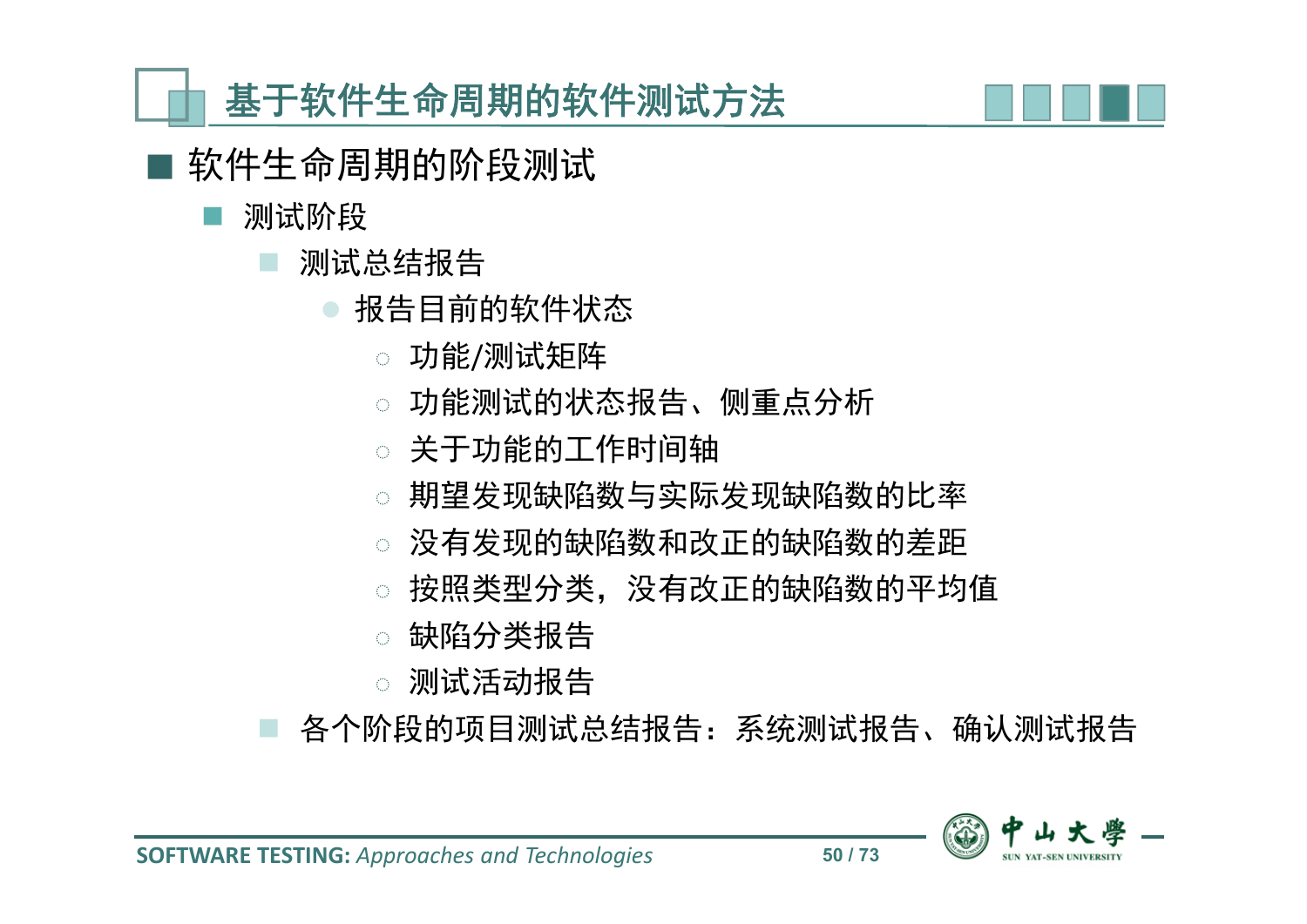# 基于软件生命周期的软件测试方法

- 软件生命周期的阶段测试
  - 测试阶段
    - 测试总结报告
      - 报告目前的软件状态
        - 功能/测试矩阵
        - 功能测试的状态报告、侧重点分析
        - 关于功能的工作时间轴
        - 期望发现缺陷数与实际发现缺陷数的比率
        - 没有发现的缺陷数和改正的缺陷数的差距
        - 按照类型分类，没有改正的缺陷数的平均值
        - 缺陷分类报告
        - 测试活动报告
    - 各个阶段的项目测试总结报告：系统测试报告、确认测试报告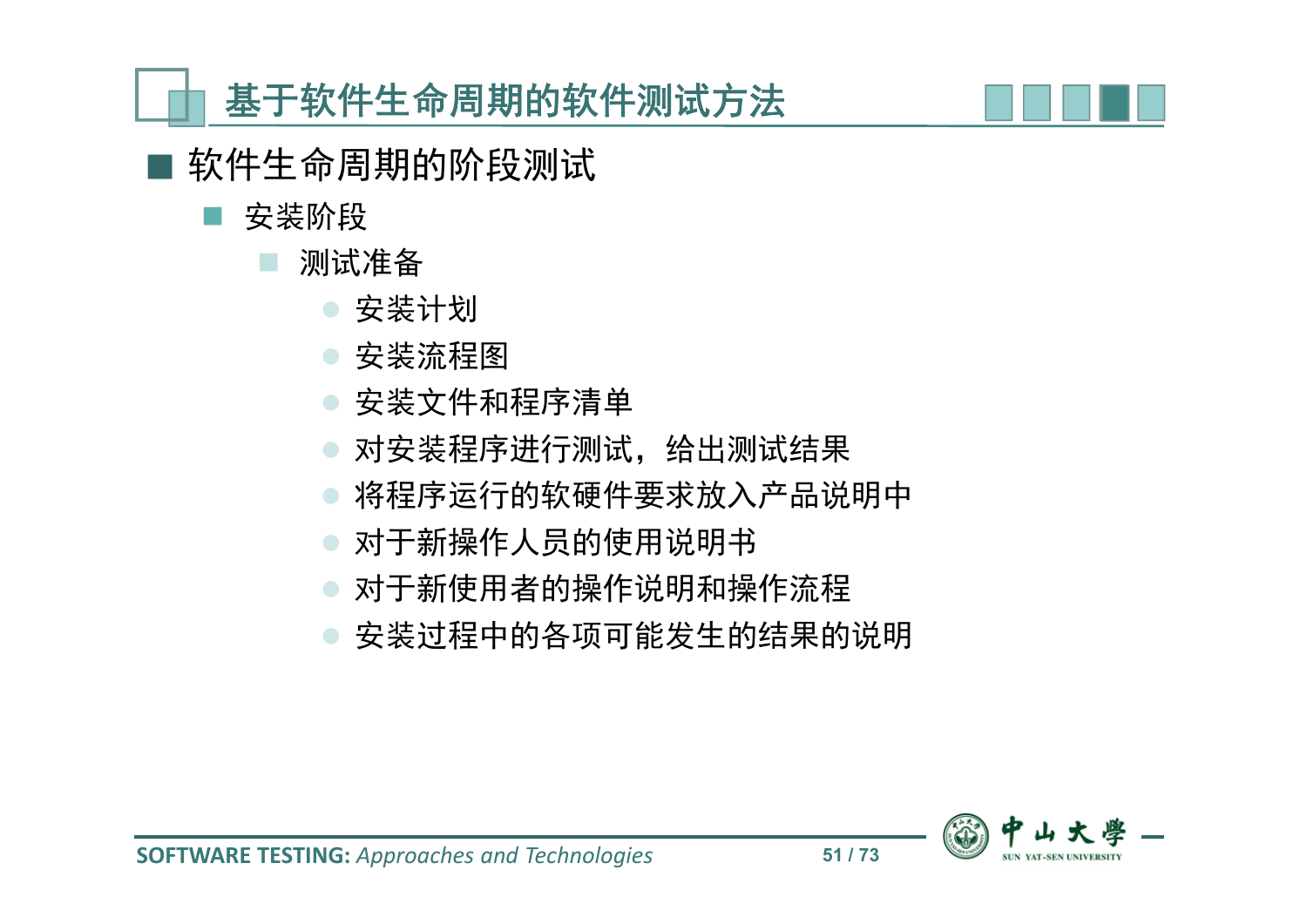# 基于软件生命周期的软件测试方法

- 软件生命周期的阶段测试
  - 安装阶段
    - 测试准备
      - 安装计划
      - 安装流程图
      - 安装文件和程序清单
      - 对安装程序进行测试，给出测试结果
      - 将程序运行的软硬件要求放入产品说明中
      - 对于新操作人员的使用说明书
      - 对于新使用者的操作说明和操作流程
      - 安装过程中的各项可能发生的结果的说明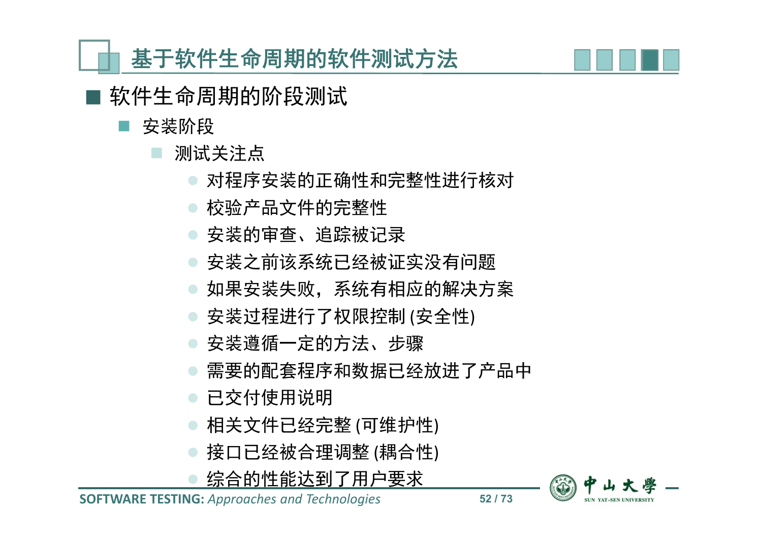# 基于软件生命周期的软件测试方法

- 软件生命周期的阶段测试
  - 安装阶段
    - 测试关注点
      - 对程序安装的正确性和完整性进行核对
      - 校验产品文件的完整性
      - 安装的审查、追踪被记录
      - 安装之前该系统已经被证实没有问题
      - 如果安装失败，系统有相应的解决方案
      - 安装过程进行了权限控制 (安全性)
      - 安装遵循一定的方法、步骤
      - 需要的配套程序和数据已经放进了产品中
      - 已交付使用说明
      - 相关文件已经完整 (可维护性)
      - 接口已经被合理调整 (耦合性)
      - 综合的性能达到了用户要求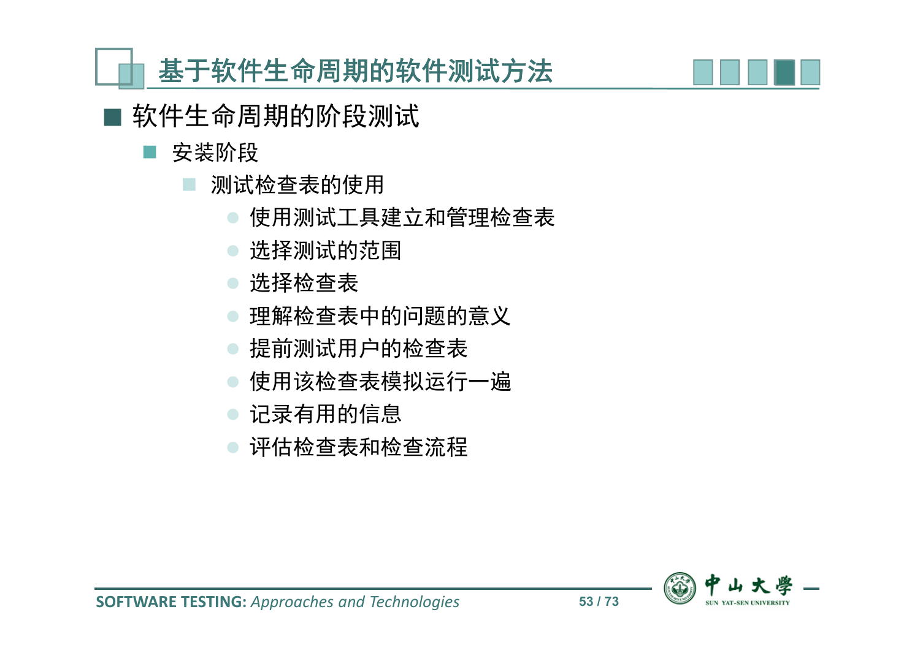# 基于软件生命周期的软件测试方法

- 软件生命周期的阶段测试
  - 安装阶段
    - 测试检查表的使用
      - 使用测试工具建立和管理检查表
      - 选择测试的范围
      - 选择检查表
      - 理解检查表中的问题的意义
      - 提前测试用户的检查表
      - 使用该检查表模拟运行一遍
      - 记录有用的信息
      - 评估检查表和检查流程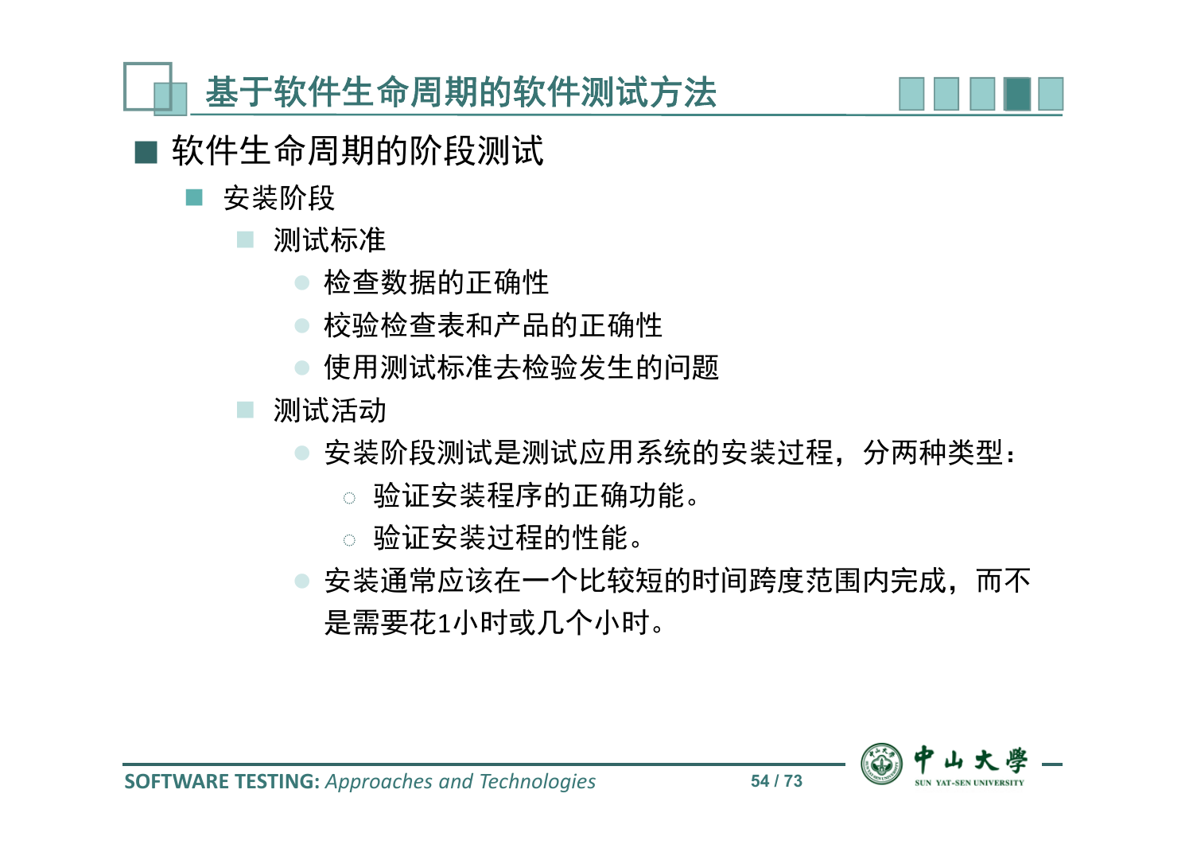# 基于软件生命周期的软件测试方法

## 软件生命周期的阶段测试

- 安装阶段
  - 测试标准
    - 检查数据的正确性
    - 校验检查表和产品的正确性
    - 使用测试标准去检验发生的问题
  - 测试活动
    - 安装阶段测试是测试应用系统的安装过程，分两种类型：
      - 验证安装程序的正确功能。
      - 验证安装过程的性能。
    - 安装通常应该在一个比较短的时间跨度范围内完成，而不是需要花1小时或几个小时。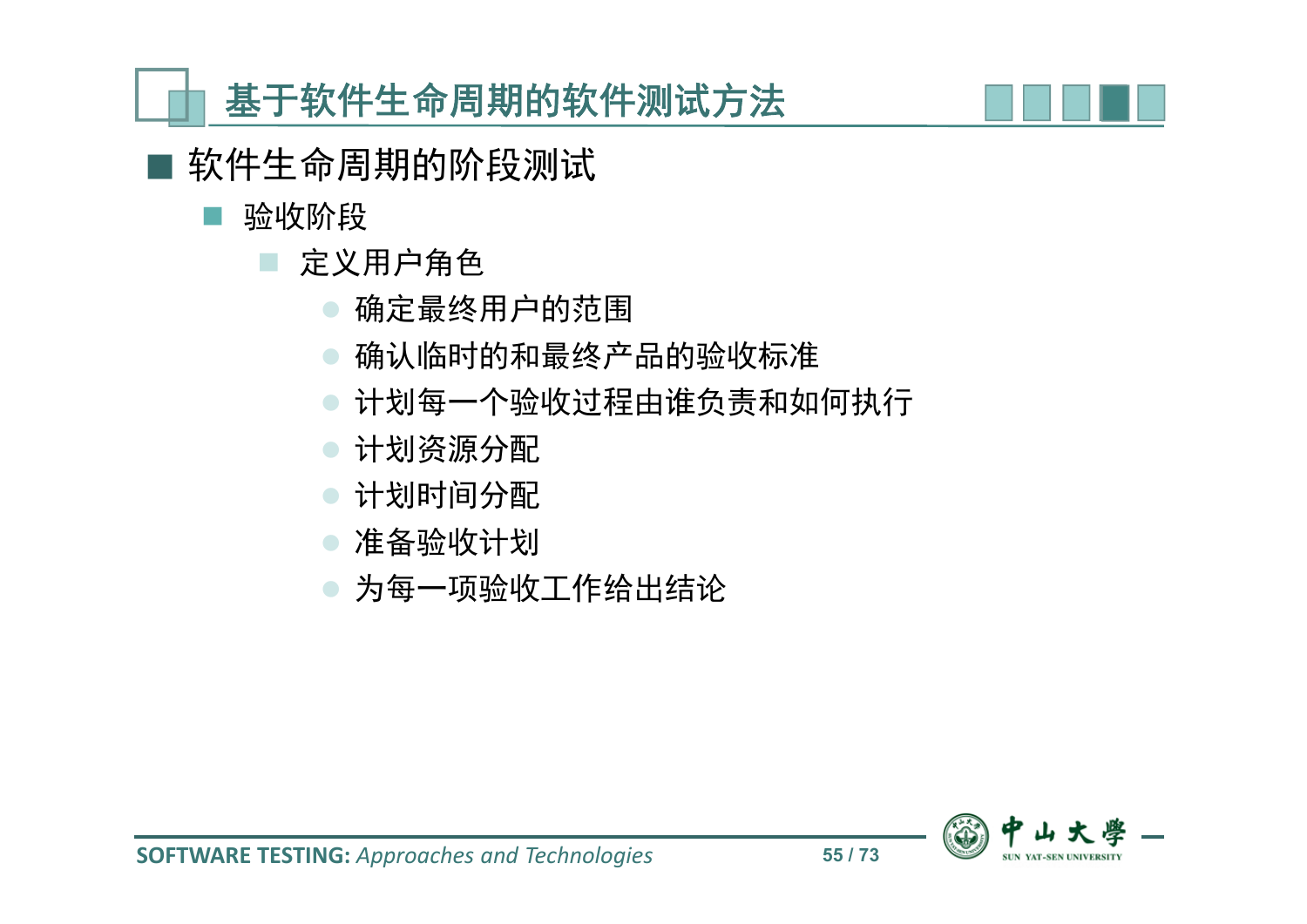# 基于软件生命周期的软件测试方法

- 软件生命周期的阶段测试
  - 验收阶段
    - 定义用户角色
      - 确定最终用户的范围
      - 确认临时的和最终产品的验收标准
      - 计划每一个验收过程由谁负责和如何执行
      - 计划资源分配
      - 计划时间分配
      - 准备验收计划
      - 为每一项验收工作给出结论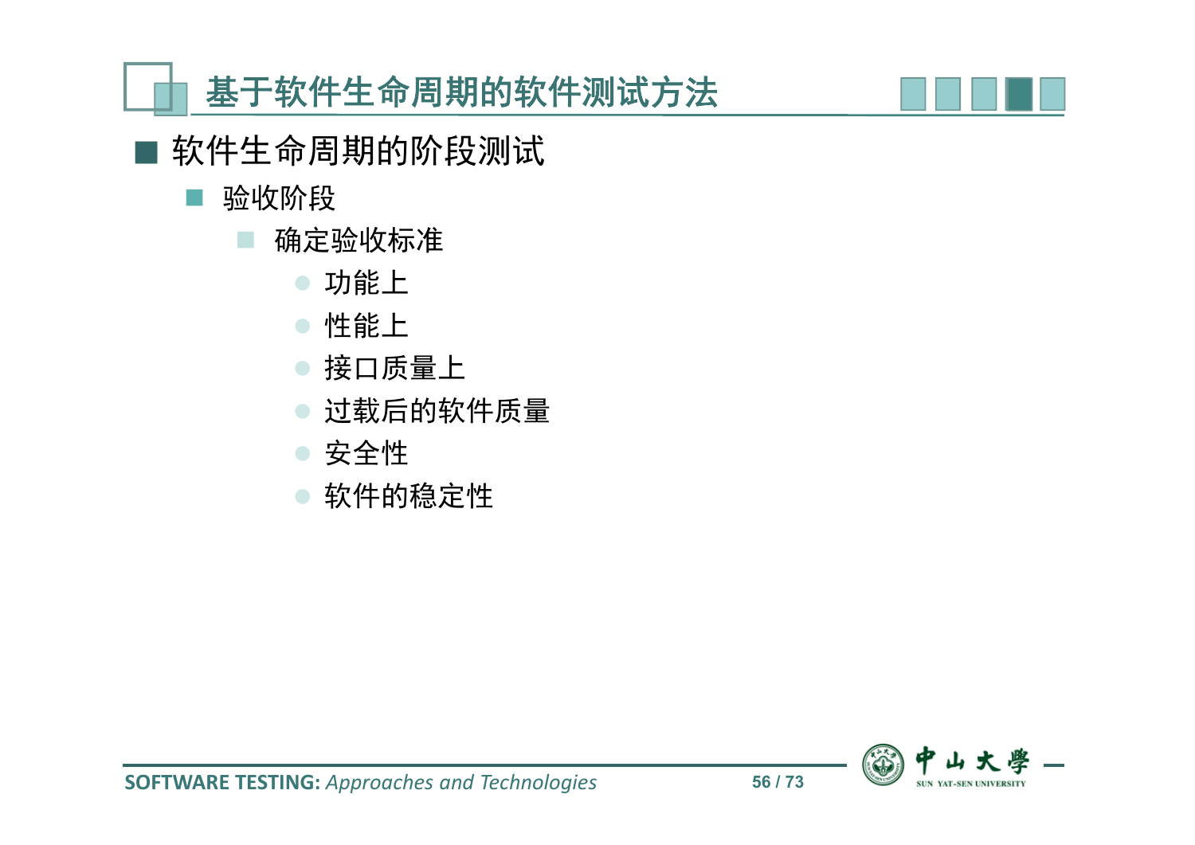# 基于软件生命周期的软件测试方法

- 软件生命周期的阶段测试
  - 验收阶段
    - 确定验收标准
      - 功能上
      - 性能上
      - 接口质量上
      - 过载后的软件质量
      - 安全性
      - 软件的稳定性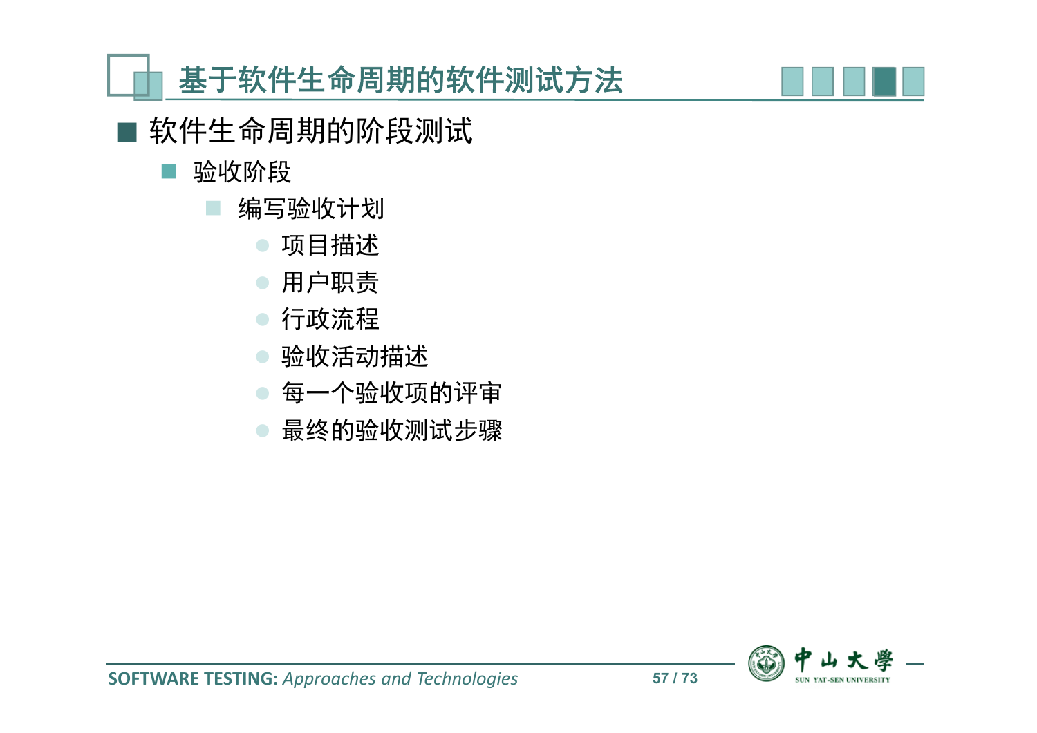# 基于软件生命周期的软件测试方法

- 软件生命周期的阶段测试
  - 验收阶段
    - 编写验收计划
      - 项目描述
      - 用户职责
      - 行政流程
      - 验收活动描述
      - 每一个验收项的评审
      - 最终的验收测试步骤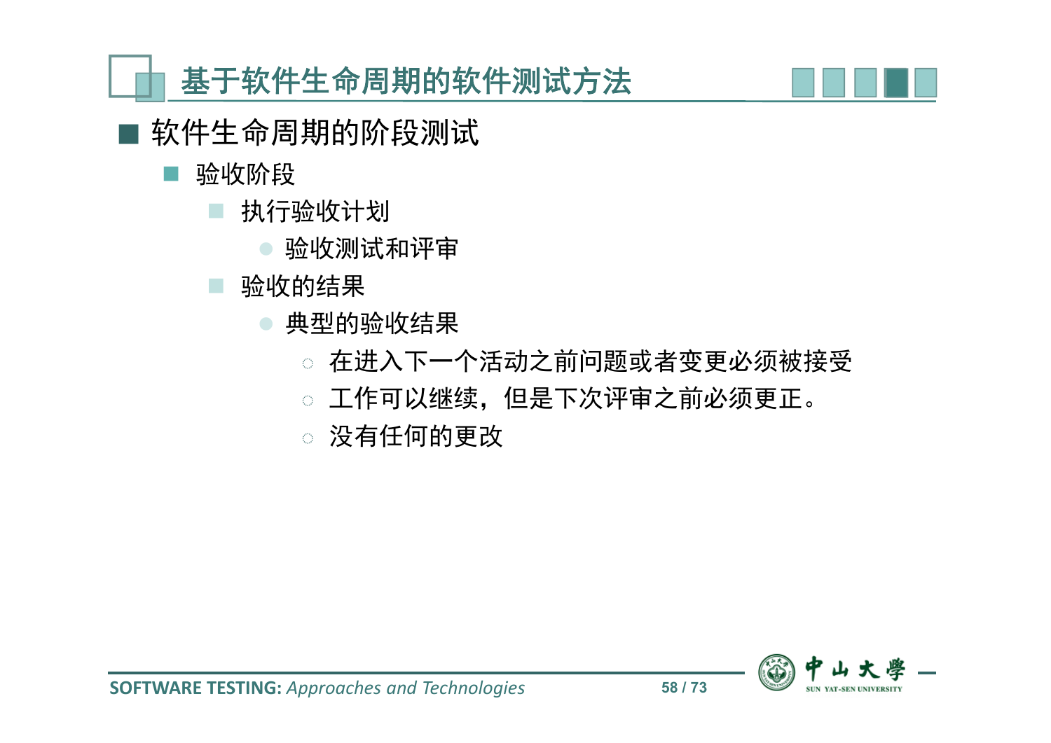## 基于软件生命周期的软件测试方法

- 软件生命周期的阶段测试
  - 验收阶段
    - 执行验收计划
      - 验收测试和评审
    - 验收的结果
      - 典型的验收结果
        - 在进入下一个活动之前问题或者变更必须被接受
        - 工作可以继续，但是下次评审之前必须更正。
        - 没有任何的更改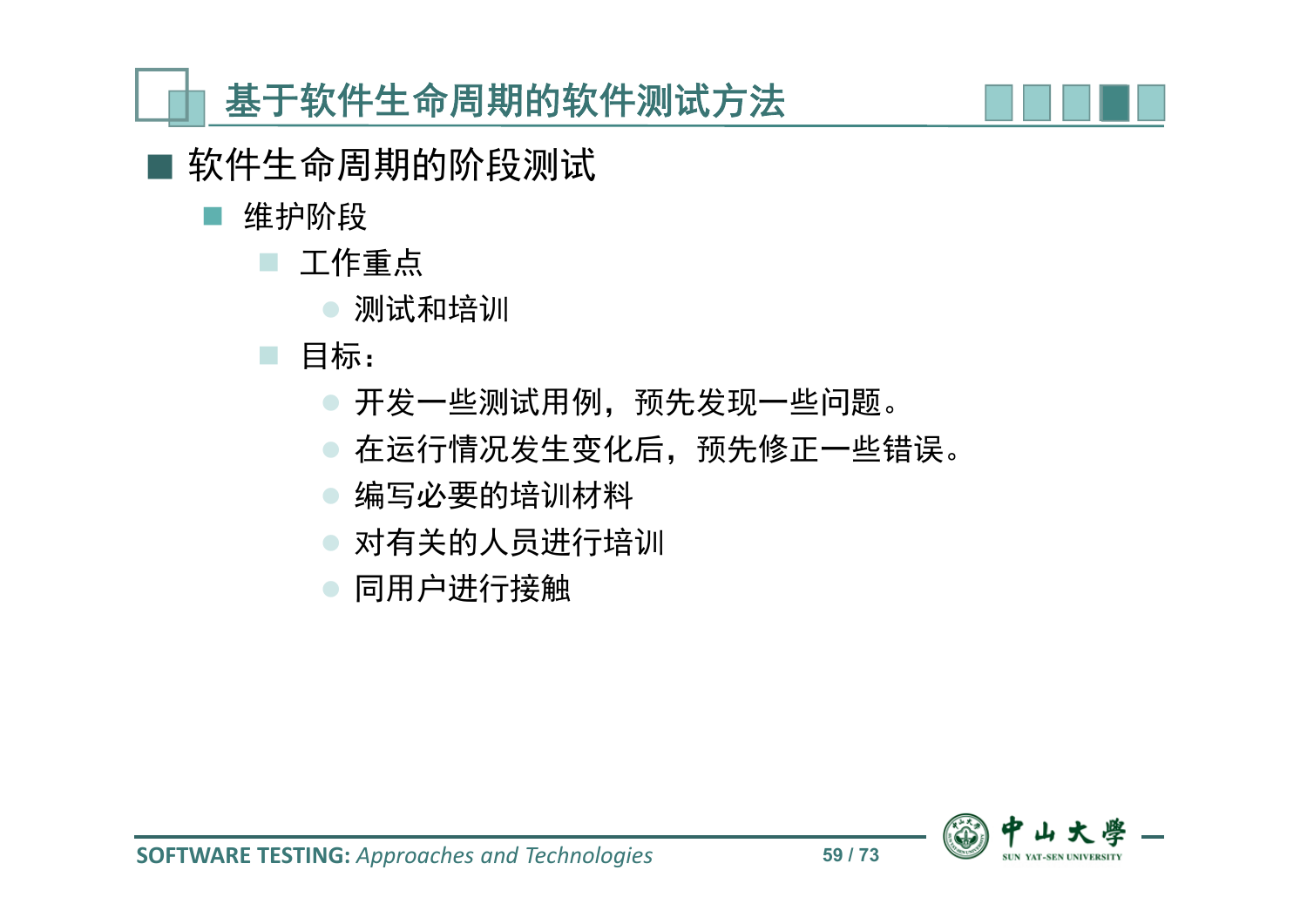# 基于软件生命周期的软件测试方法

- 软件生命周期的阶段测试
  - 维护阶段
    - 工作重点
      - 测试和培训
    - 目标：
      - 开发一些测试用例，预先发现一些问题。
      - 在运行情况发生变化后，预先修正一些错误。
      - 编写必要的培训材料
      - 对有关的人员进行培训
      - 同用户进行接触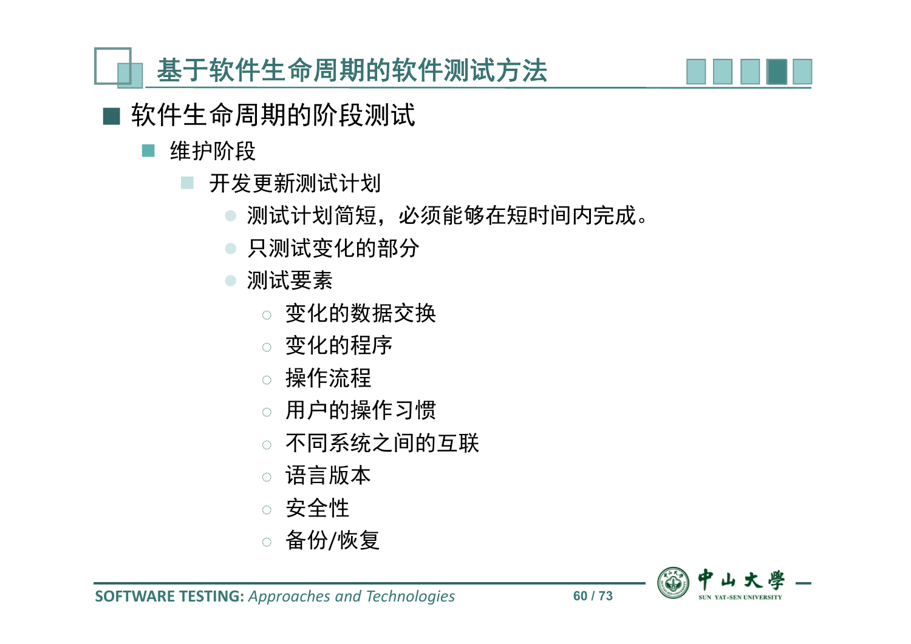# 基于软件生命周期的软件测试方法

- 软件生命周期的阶段测试
  - 维护阶段
    - 开发更新测试计划
      - 测试计划简短，必须能够在短时间内完成。
      - 只测试变化的部分
      - 测试要素
        - 变化的数据交换
        - 变化的程序
        - 操作流程
        - 用户的操作习惯
        - 不同系统之间的互联
        - 语言版本
        - 安全性
        - 备份/恢复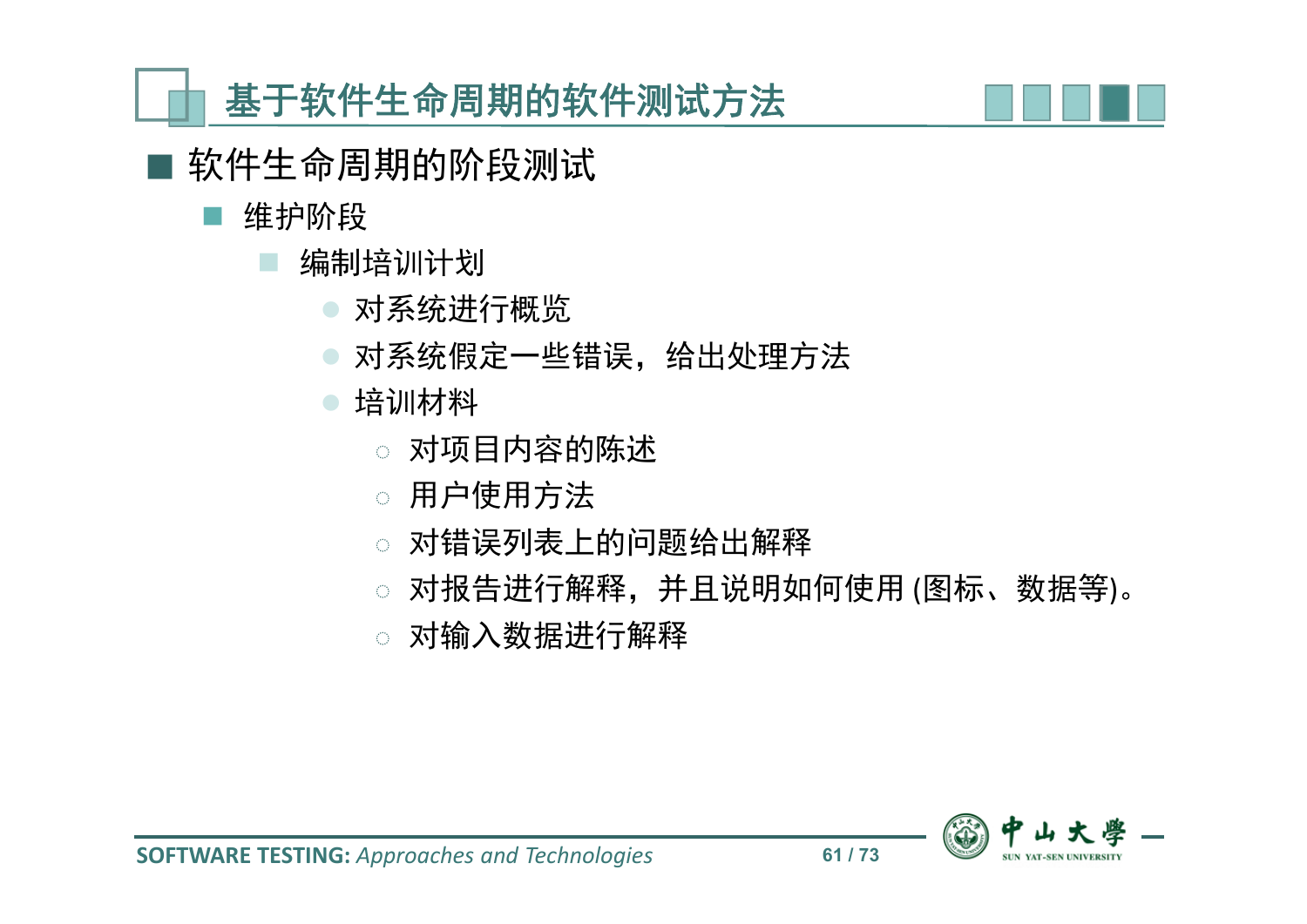# 基于软件生命周期的软件测试方法

- 软件生命周期的阶段测试
  - 维护阶段
    - 编制培训计划
      - 对系统进行概览
      - 对系统假定一些错误，给出处理方法
      - 培训材料
        - 对项目内容的陈述
        - 用户使用方法
        - 对错误列表上的问题给出解释
        - 对报告进行解释，并且说明如何使用 (图标、数据等)。
        - 对输入数据进行解释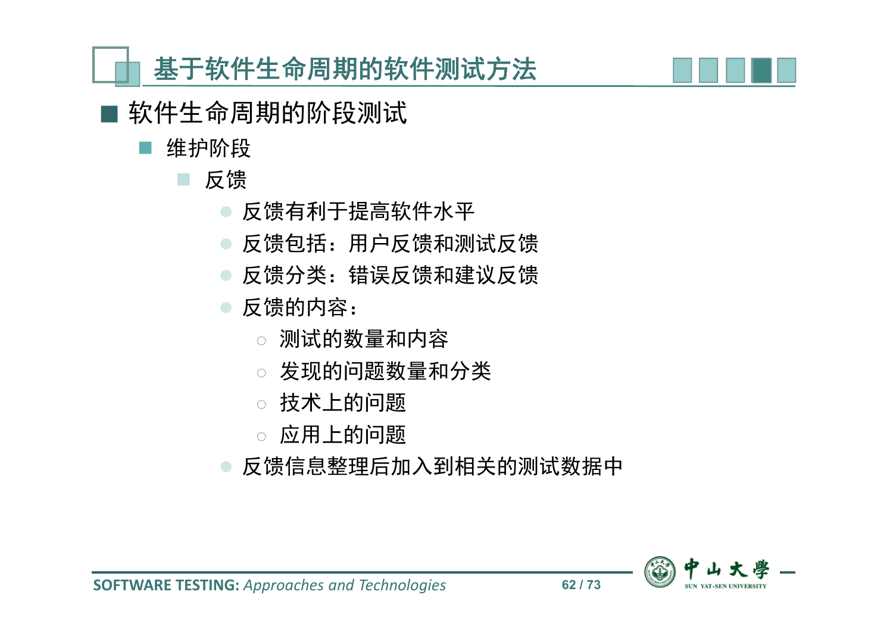# 基于软件生命周期的软件测试方法

- 软件生命周期的阶段测试
  - 维护阶段
    - 反馈
      - 反馈有利于提高软件水平
      - 反馈包括：用户反馈和测试反馈
      - 反馈分类：错误反馈和建议反馈
      - 反馈的内容：
        - 测试的数量和内容
        - 发现的问题数量和分类
        - 技术上的问题
        - 应用上的问题
      - 反馈信息整理后加入到相关的测试数据中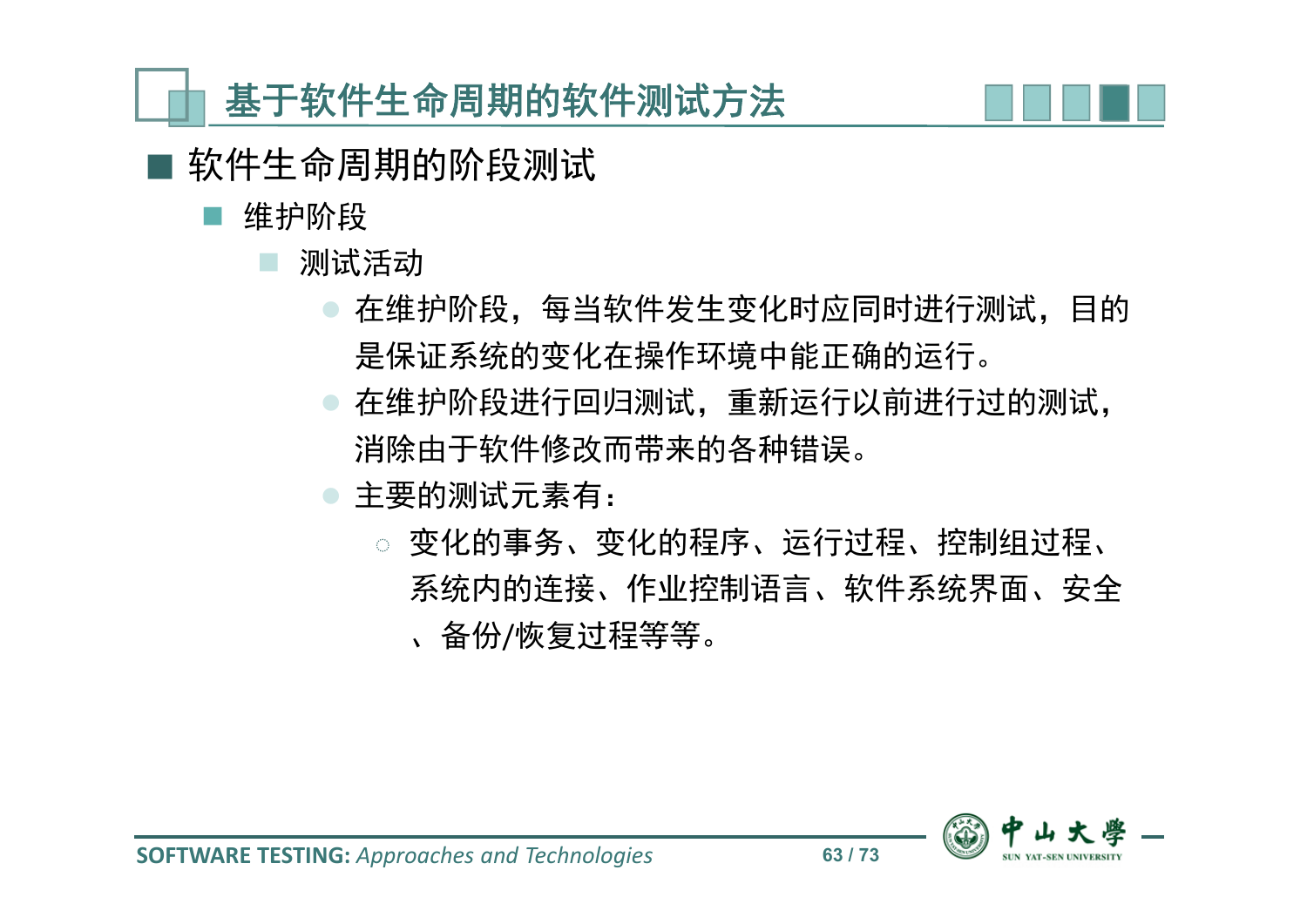# 基于软件生命周期的软件测试方法

- 软件生命周期的阶段测试
  - 维护阶段
    - 测试活动
      - 在维护阶段，每当软件发生变化时应同时进行测试，目的是保证系统的变化在操作环境中能正确的运行。
      - 在维护阶段进行回归测试，重新运行以前进行过的测试，消除由于软件修改而带来的各种错误。
      - 主要的测试元素有：
        - 变化的事务、变化的程序、运行过程、控制组过程、系统内的连接、作业控制语言、软件系统界面、安全、备份/恢复过程等等。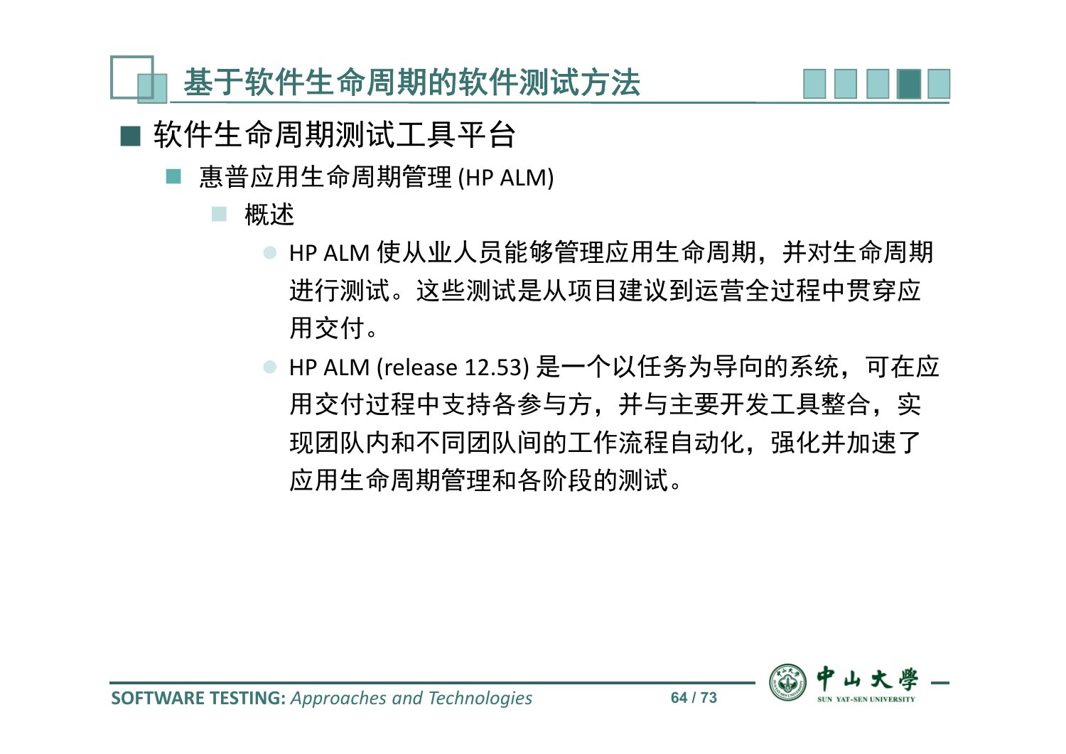# 基于软件生命周期的软件测试方法

## 软件生命周期测试工具平台

### 惠普应用生命周期管理 (HP ALM)

- 概述
  - HP ALM 使从业人员能够管理应用生命周期，并对生命周期进行测试。这些测试是从项目建议到运营全过程中贯穿应用交付。
  - HP ALM (release 12.53) 是一个以任务为导向的系统，可在应用交付过程中支持各参与方，并与主要开发工具整合，实现团队内和不同团队间的工作流程自动化，强化并加速了应用生命周期管理和各阶段的测试。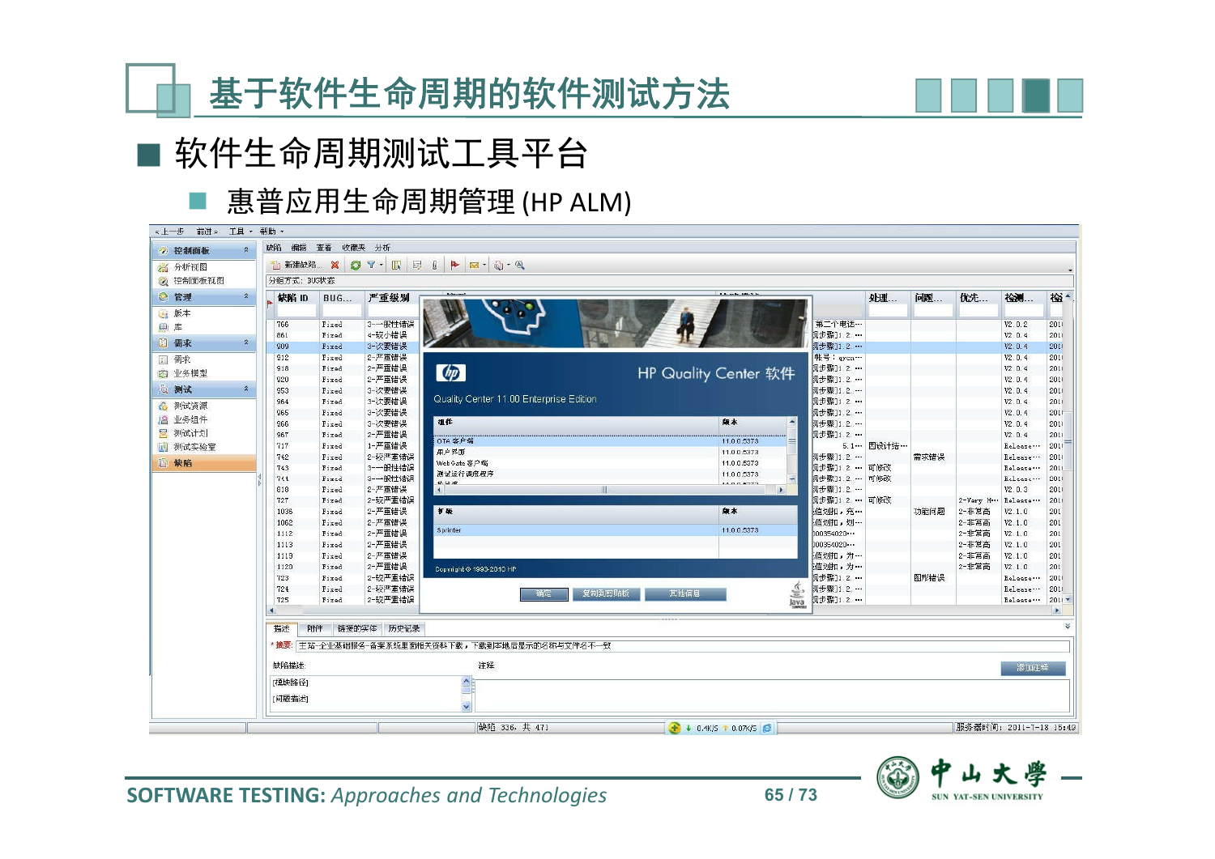# 基于软件生命周期的软件测试方法

## 软件生命周期测试工具平台

- 惠普应用生命周期管理 (HP ALM)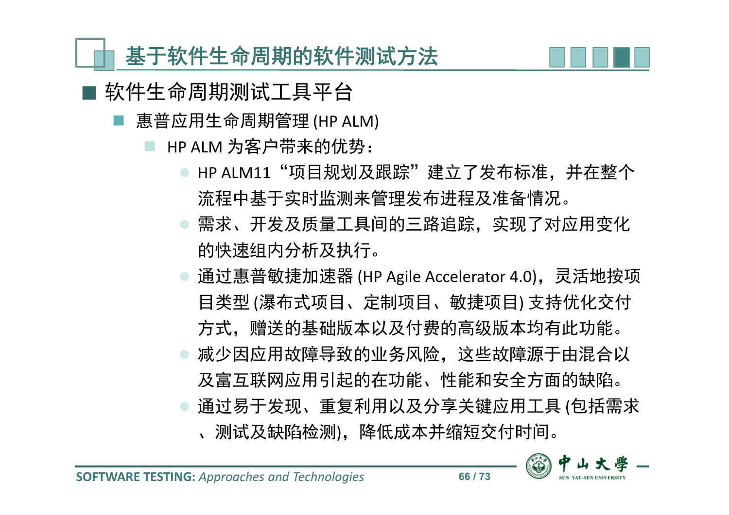# 基于软件生命周期的软件测试方法

## 软件生命周期测试工具平台

- 惠普应用生命周期管理 (HP ALM)
  - HP ALM 为客户带来的优势：
    - HP ALM11“项目规划及跟踪”建立了发布标准，并在整个流程中基于实时监测来管理发布进程及准备情况。
    - 需求、开发及质量工具间的三路追踪，实现了对应用变化的快速组内分析及执行。
    - 通过惠普敏捷加速器 (HP Agile Accelerator 4.0)，灵活地按项目类型 (瀑布式项目、定制项目、敏捷项目) 支持优化交付方式，赠送的基础版本以及付费的高级版本均有此功能。
    - 减少因应用故障导致的业务风险，这些故障源于由混合以及富互联网应用引起的在功能、性能和安全方面的缺陷。
    - 通过易于发现、重复利用以及分享关键应用工具 (包括需求、测试及缺陷检测)，降低成本并缩短交付时间。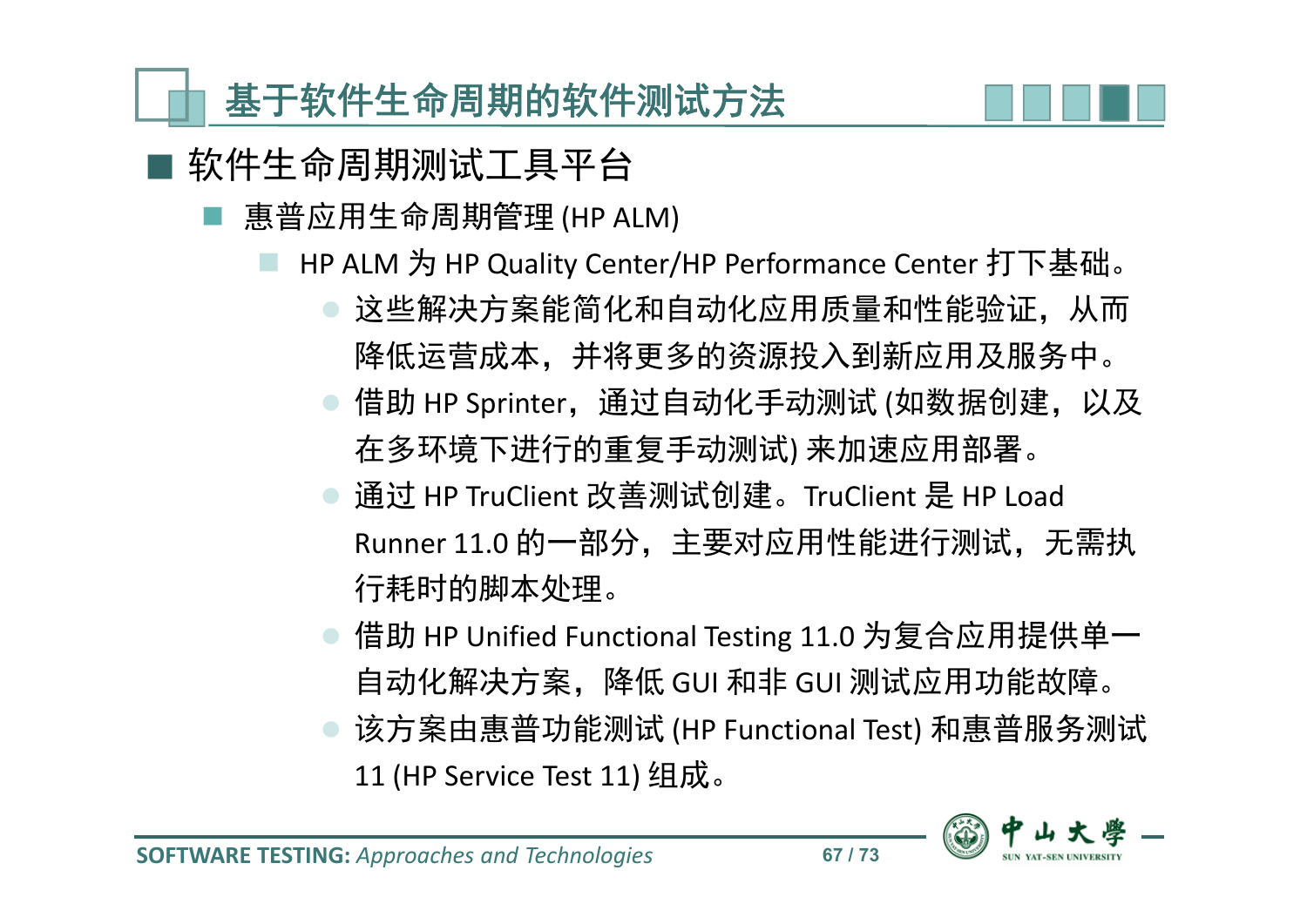# 基于软件生命周期的软件测试方法

## 软件生命周期测试工具平台

- 惠普应用生命周期管理 (HP ALM)
  - HP ALM 为 HP Quality Center/HP Performance Center 打下基础。
    - 这些解决方案能简化和自动化应用质量和性能验证，从而降低运营成本，并将更多的资源投入到新应用及服务中。
    - 借助 HP Sprinter，通过自动化手动测试 (如数据创建，以及在多环境下进行的重复手动测试) 来加速应用部署。
    - 通过 HP TruClient 改善测试创建。TruClient 是 HP Load Runner 11.0 的一部分，主要对应用性能进行测试，无需执行耗时的脚本处理。
    - 借助 HP Unified Functional Testing 11.0 为复合应用提供单一自动化解决方案，降低 GUI 和非 GUI 测试应用功能故障。
    - 该方案由惠普功能测试 (HP Functional Test) 和惠普服务测试 11 (HP Service Test 11) 组成。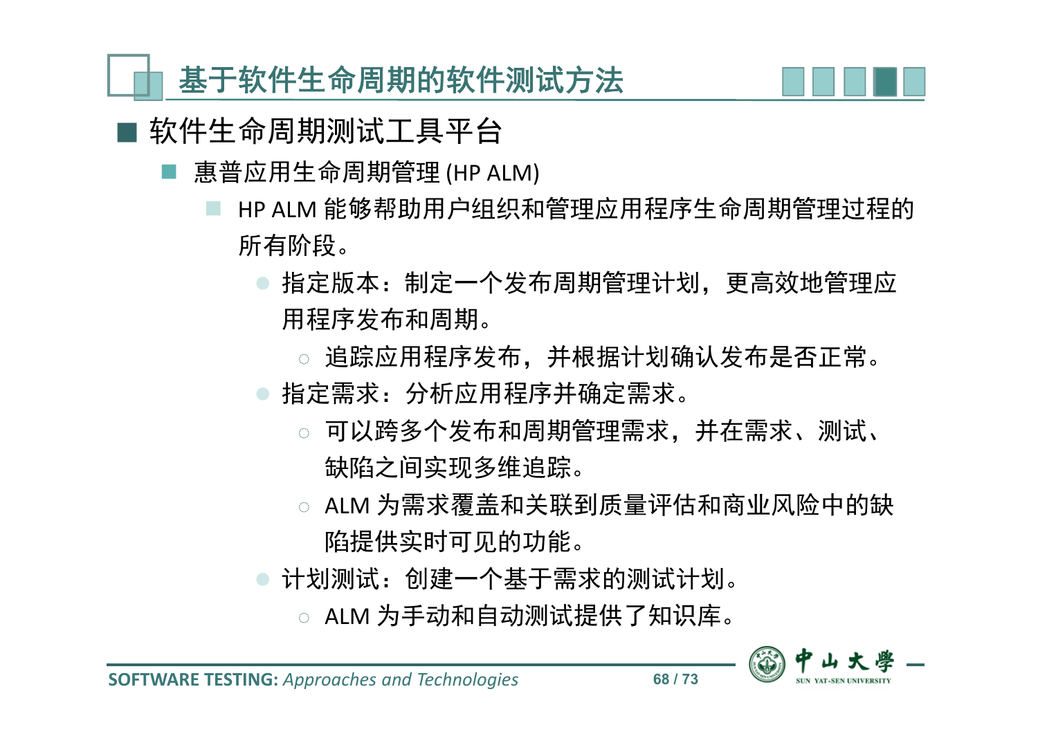## 基于软件生命周期的软件测试方法

- 软件生命周期测试工具平台
  - 惠普应用生命周期管理 (HP ALM)
    - HP ALM 能够帮助用户组织和管理应用程序生命周期管理过程的所有阶段。
      - 指定版本：制定一个发布周期管理计划，更高效地管理应用程序发布和周期。
        - 追踪应用程序发布，并根据计划确认发布是否正常。
      - 指定需求：分析应用程序并确定需求。
        - 可以跨多个发布和周期管理需求，并在需求、测试、缺陷之间实现多维追踪。
        - ALM 为需求覆盖和关联到质量评估和商业风险中的缺陷提供实时可见的功能。
      - 计划测试：创建一个基于需求的测试计划。
        - ALM 为手动和自动测试提供了知识库。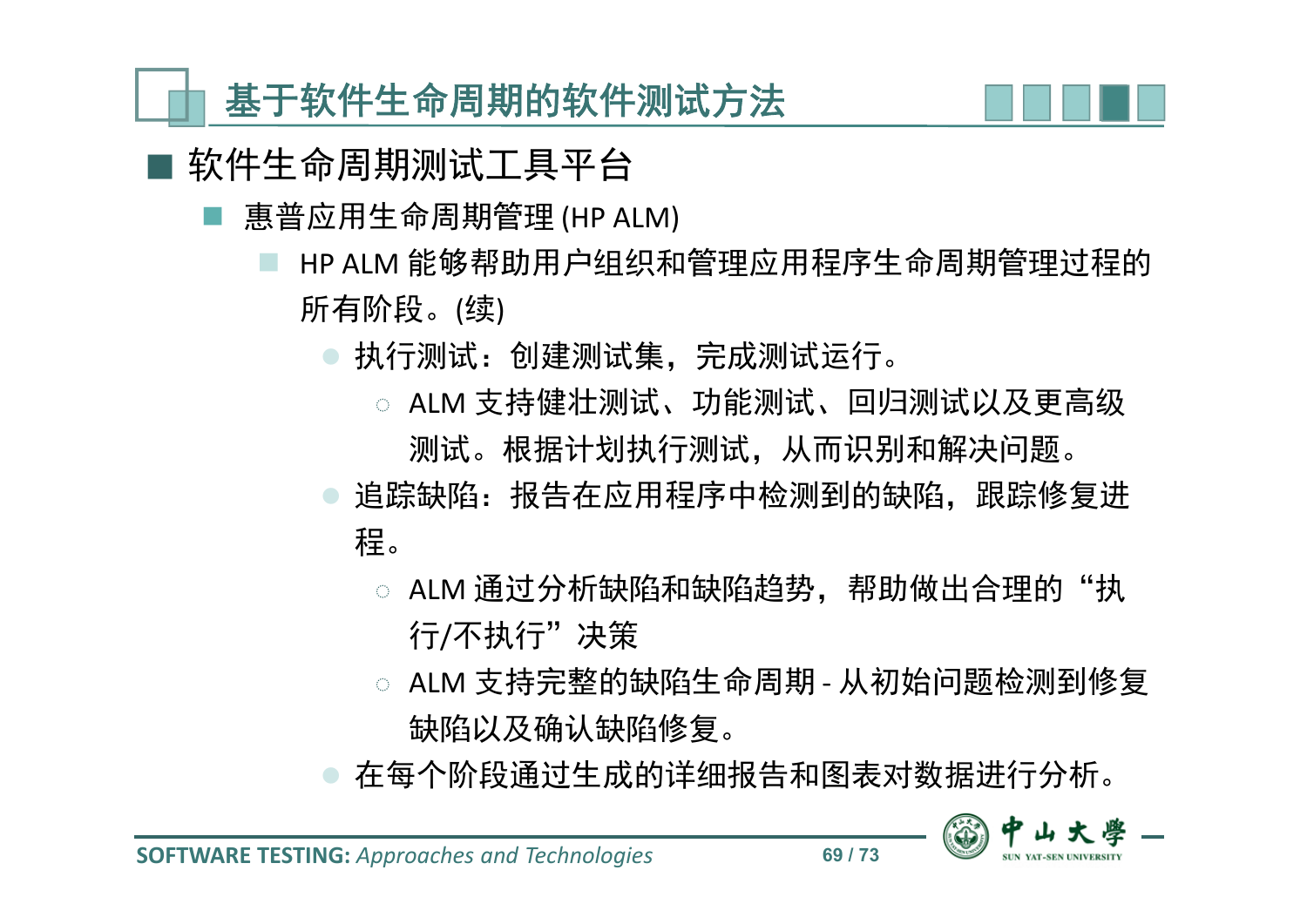# 基于软件生命周期的软件测试方法

## 软件生命周期测试工具平台

- 惠普应用生命周期管理 (HP ALM)
  - HP ALM 能够帮助用户组织和管理应用程序生命周期管理过程的所有阶段。(续)
    - 执行测试：创建测试集，完成测试运行。
      - ALM 支持健壮测试、功能测试、回归测试以及更高级测试。根据计划执行测试，从而识别和解决问题。
    - 追踪缺陷：报告在应用程序中检测到的缺陷，跟踪修复进程。
      - ALM 通过分析缺陷和缺陷趋势，帮助做出合理的“执行/不执行”决策
      - ALM 支持完整的缺陷生命周期 - 从初始问题检测到修复缺陷以及确认缺陷修复。
    - 在每个阶段通过生成的详细报告和图表对数据进行分析。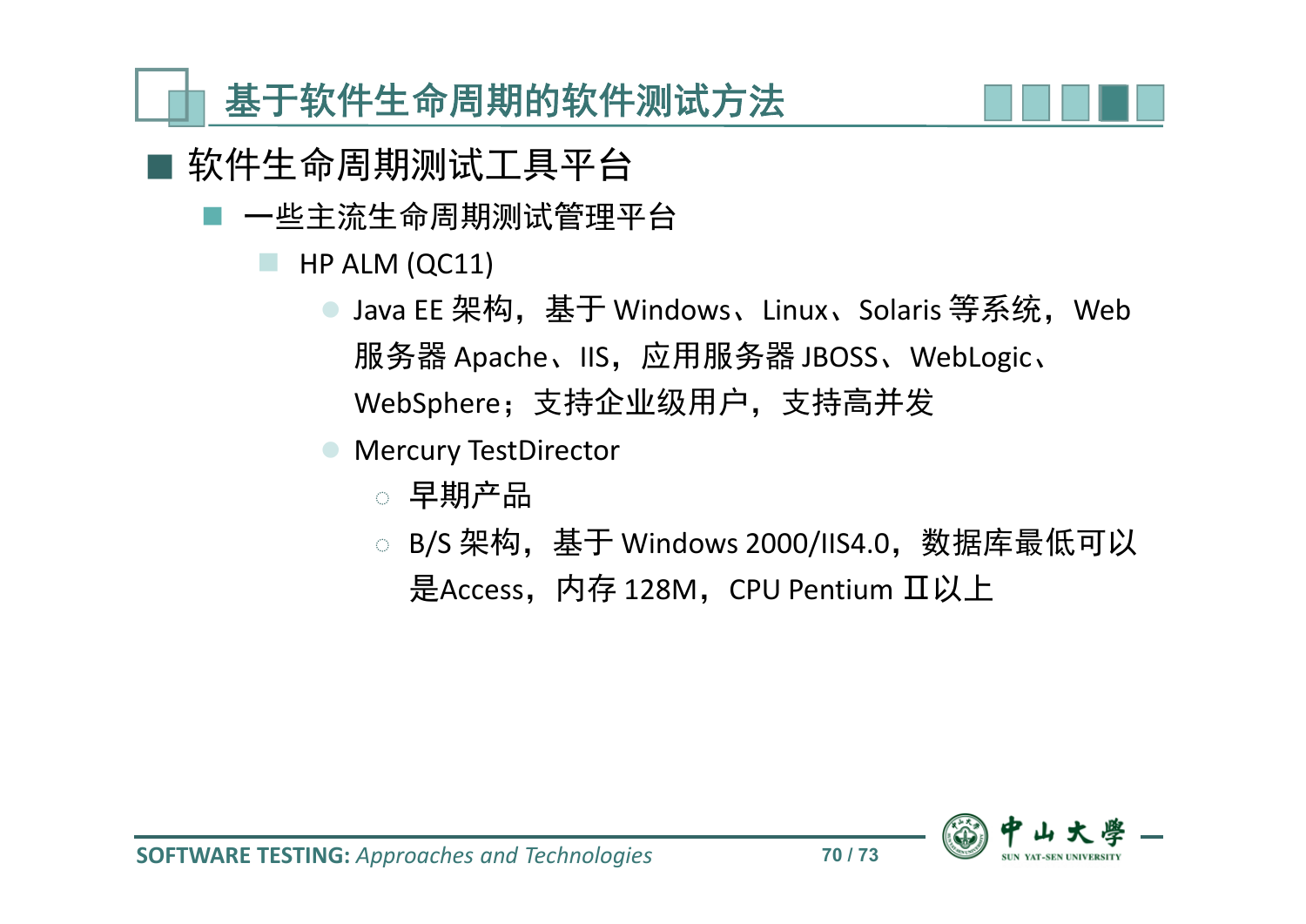## 基于软件生命周期的软件测试方法

- 软件生命周期测试工具平台
  - 一些主流生命周期测试管理平台
    - HP ALM (QC11)
      - Java EE 架构，基于 Windows、Linux、Solaris 等系统，Web 服务器 Apache、IIS，应用服务器 JBOSS、WebLogic、WebSphere；支持企业级用户，支持高并发
      - Mercury TestDirector
        - 早期产品
        - B/S 架构，基于 Windows 2000/IIS4.0，数据库最低可以是Access，内存 128M，CPU Pentium Ⅱ以上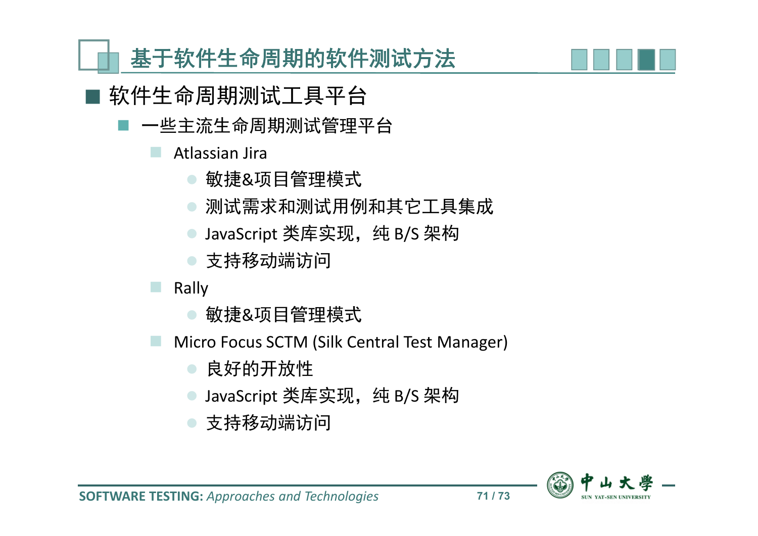# 基于软件生命周期的软件测试方法

## 软件生命周期测试工具平台

- 一些主流生命周期测试管理平台
  - Atlassian Jira
    - 敏捷&项目管理模式
    - 测试需求和测试用例和其它工具集成
    - JavaScript 类库实现，纯 B/S 架构
    - 支持移动端访问
  - Rally
    - 敏捷&项目管理模式
  - Micro Focus SCTM (Silk Central Test Manager)
    - 良好的开放性
    - JavaScript 类库实现，纯 B/S 架构
    - 支持移动端访问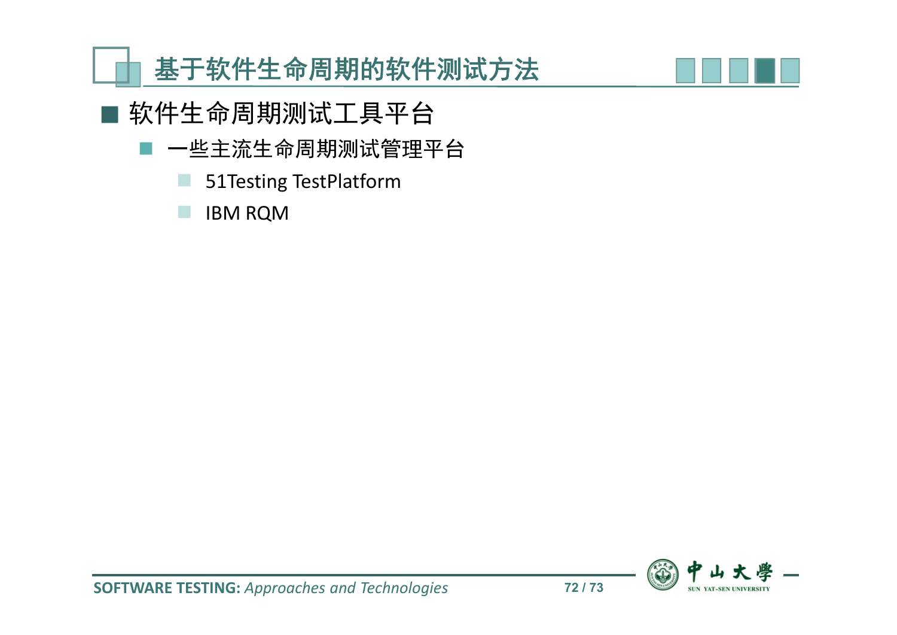# 基于软件生命周期的软件测试方法

## 软件生命周期测试工具平台

- 一些主流生命周期测试管理平台
  - 51Testing TestPlatform
  - IBM RQM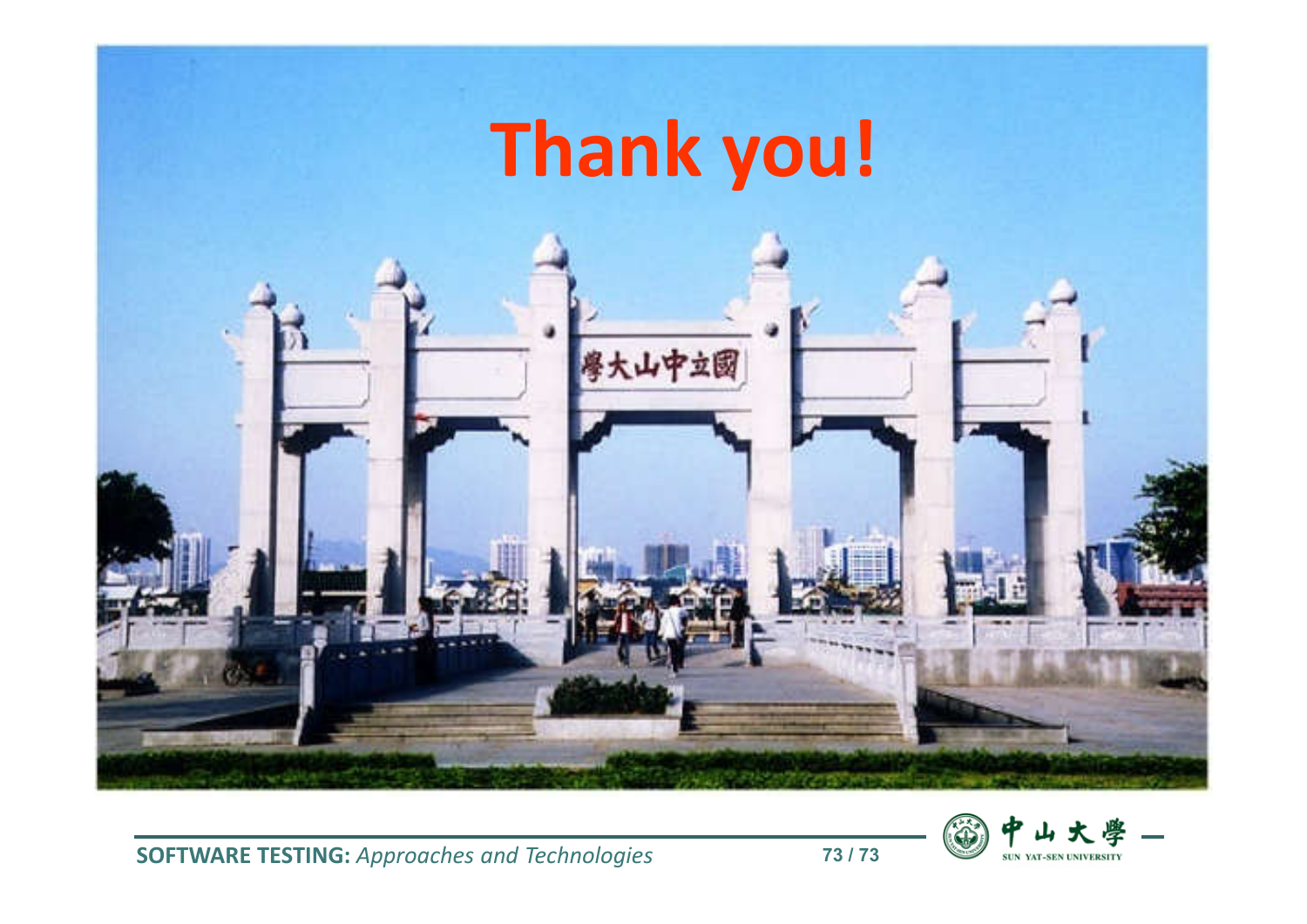# Thank you!